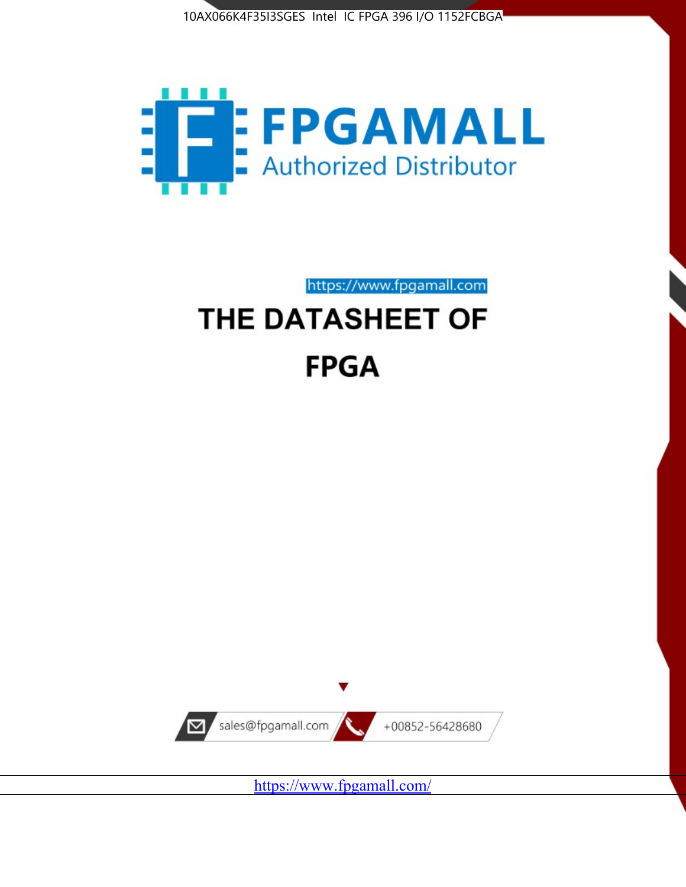10AX066K4F35I3SGES Intel IC FPGA 396 I/O 1152FCBGA

FPGAMALL

Authorized Distributor

https://www.fpgamall.com

# THE DATASHEET OF

# FPGA

sales@fpgamall.com

+00852-56428680

https://www.fpgamall.com/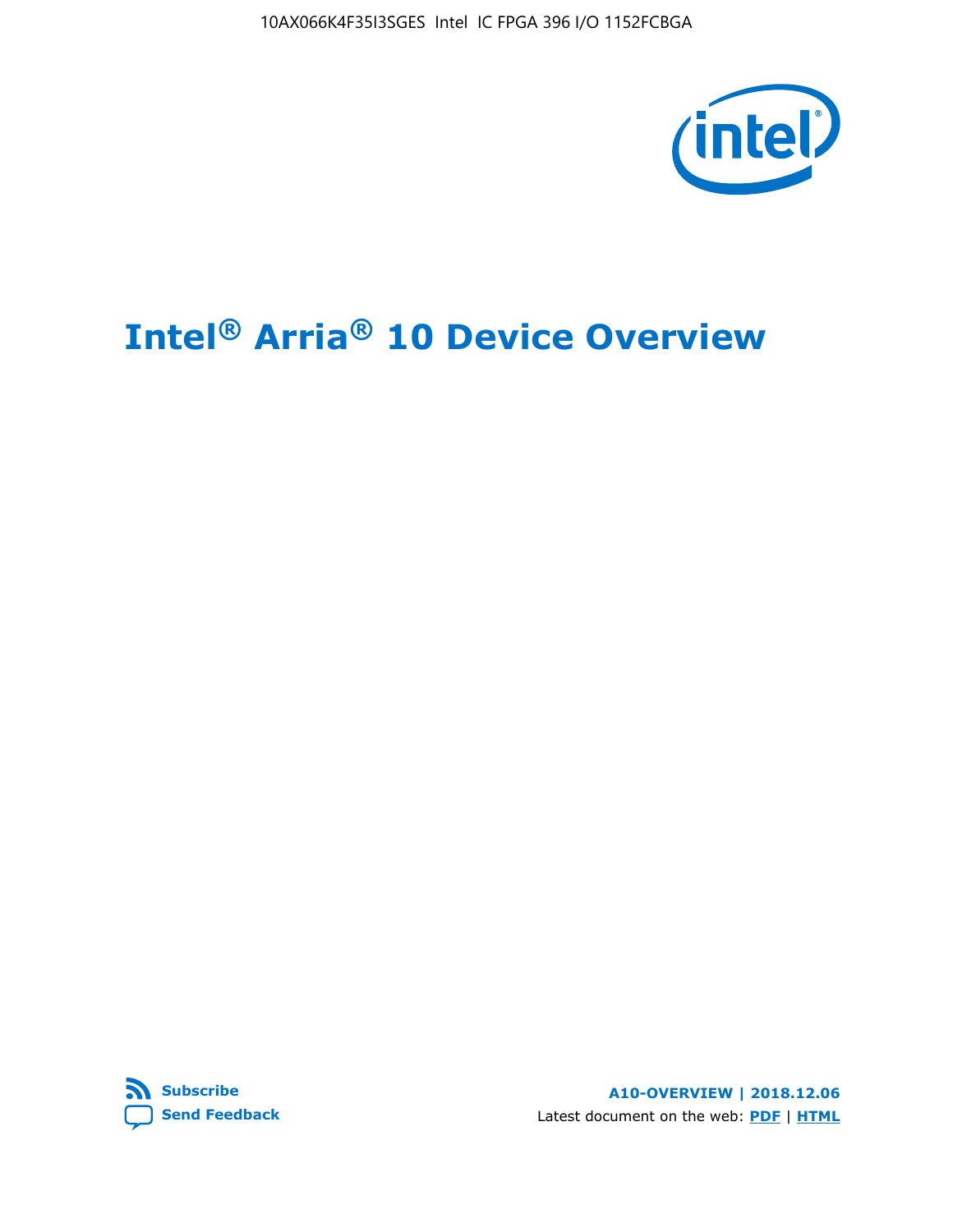# Intel® Arria® 10 Device Overview

A10-OVERVIEW | 2018.12.06

Latest document on the web: **PDF** | **HTML**

**Subscribe**

**Send Feedback**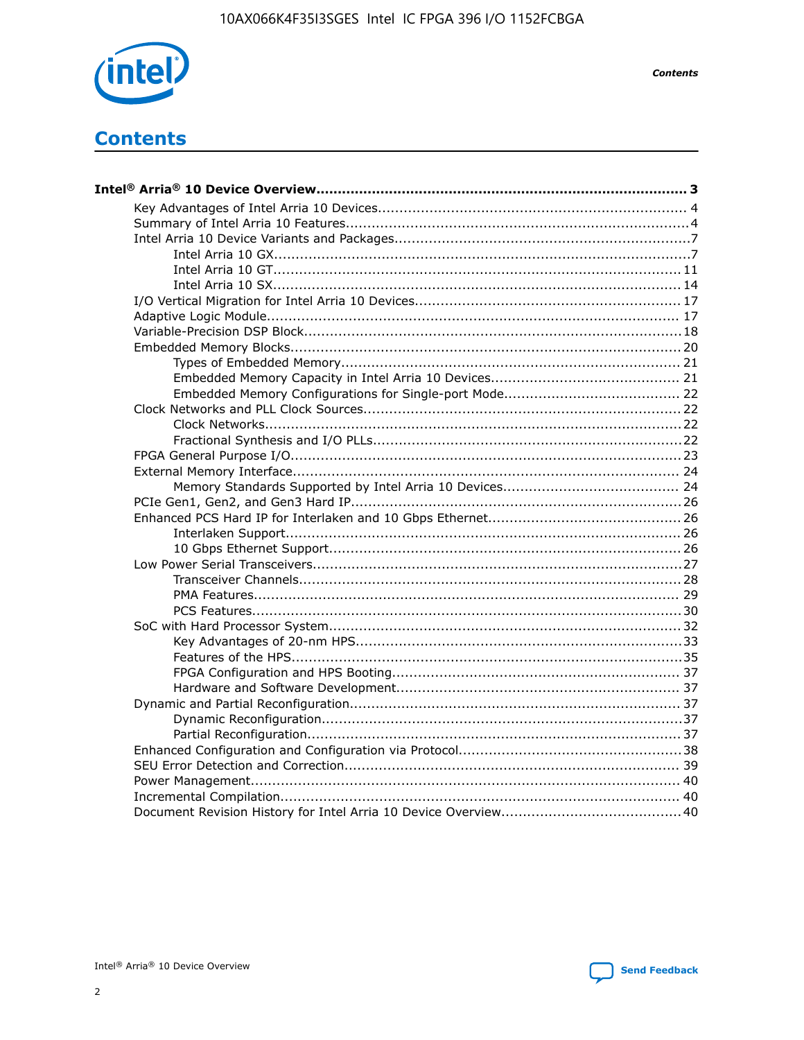# Contents

**Intel® Arria® 10 Device Overview....................................................................................... 3**

- Key Advantages of Intel Arria 10 Devices........................................................................ 4
- Summary of Intel Arria 10 Features................................................................................4
- Intel Arria 10 Device Variants and Packages.....................................................................7
  - Intel Arria 10 GX.................................................................................................7
  - Intel Arria 10 GT............................................................................................... 11
  - Intel Arria 10 SX............................................................................................... 14
- I/O Vertical Migration for Intel Arria 10 Devices.............................................................. 17
- Adaptive Logic Module................................................................................................ 17
- Variable-Precision DSP Block........................................................................................18
- Embedded Memory Blocks........................................................................................... 20
  - Types of Embedded Memory............................................................................... 21
  - Embedded Memory Capacity in Intel Arria 10 Devices............................................ 21
  - Embedded Memory Configurations for Single-port Mode......................................... 22
- Clock Networks and PLL Clock Sources.......................................................................... 22
  - Clock Networks.................................................................................................22
  - Fractional Synthesis and I/O PLLs........................................................................22
- FPGA General Purpose I/O...........................................................................................23
- External Memory Interface........................................................................................... 24
  - Memory Standards Supported by Intel Arria 10 Devices......................................... 24
- PCIe Gen1, Gen2, and Gen3 Hard IP.............................................................................26
- Enhanced PCS Hard IP for Interlaken and 10 Gbps Ethernet.............................................26
  - Interlaken Support............................................................................................ 26
  - 10 Gbps Ethernet Support.................................................................................. 26
- Low Power Serial Transceivers......................................................................................27
  - Transceiver Channels.........................................................................................28
  - PMA Features................................................................................................... 29
  - PCS Features....................................................................................................30
- SoC with Hard Processor System..................................................................................32
  - Key Advantages of 20-nm HPS............................................................................33
  - Features of the HPS...........................................................................................35
  - FPGA Configuration and HPS Booting................................................................... 37
  - Hardware and Software Development.................................................................. 37
- Dynamic and Partial Reconfiguration.............................................................................37
  - Dynamic Reconfiguration....................................................................................37
  - Partial Reconfiguration.......................................................................................37
- Enhanced Configuration and Configuration via Protocol....................................................38
- SEU Error Detection and Correction.............................................................................. 39
- Power Management.................................................................................................... 40
- Incremental Compilation............................................................................................. 40
- Document Revision History for Intel Arria 10 Device Overview..........................................40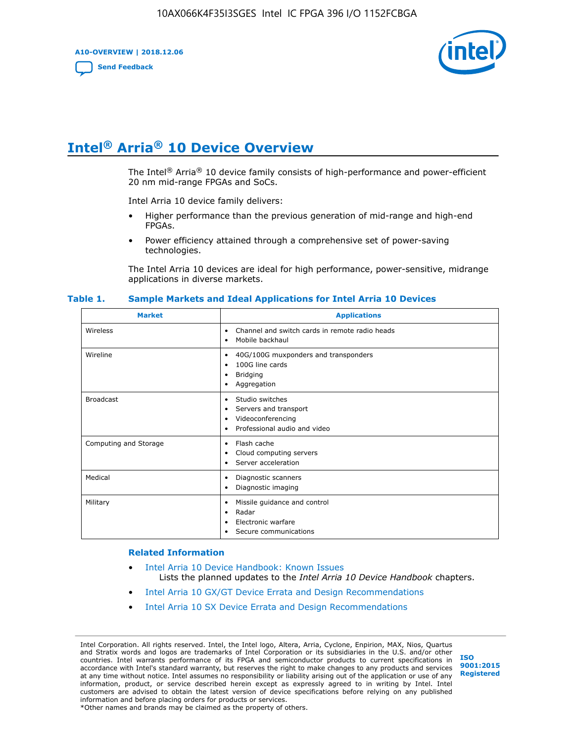# Intel® Arria® 10 Device Overview

The Intel® Arria® 10 device family consists of high-performance and power-efficient 20 nm mid-range FPGAs and SoCs.

Intel Arria 10 device family delivers:

- Higher performance than the previous generation of mid-range and high-end FPGAs.
- Power efficiency attained through a comprehensive set of power-saving technologies.

The Intel Arria 10 devices are ideal for high performance, power-sensitive, midrange applications in diverse markets.

**Table 1. Sample Markets and Ideal Applications for Intel Arria 10 Devices**

| Market | Applications |
| --- | --- |
| Wireless | • Channel and switch cards in remote radio heads<br>• Mobile backhaul |
| Wireline | • 40G/100G muxponders and transponders<br>• 100G line cards<br>• Bridging<br>• Aggregation |
| Broadcast | • Studio switches<br>• Servers and transport<br>• Videoconferencing<br>• Professional audio and video |
| Computing and Storage | • Flash cache<br>• Cloud computing servers<br>• Server acceleration |
| Medical | • Diagnostic scanners<br>• Diagnostic imaging |
| Military | • Missile guidance and control<br>• Radar<br>• Electronic warfare<br>• Secure communications |

### Related Information

- Intel Arria 10 Device Handbook: Known Issues
  Lists the planned updates to the *Intel Arria 10 Device Handbook* chapters.
- Intel Arria 10 GX/GT Device Errata and Design Recommendations
- Intel Arria 10 SX Device Errata and Design Recommendations

Intel Corporation. All rights reserved. Intel, the Intel logo, Altera, Arria, Cyclone, Enpirion, MAX, Nios, Quartus and Stratix words and logos are trademarks of Intel Corporation or its subsidiaries in the U.S. and/or other countries. Intel warrants performance of its FPGA and semiconductor products to current specifications in accordance with Intel's standard warranty, but reserves the right to make changes to any products and services at any time without notice. Intel assumes no responsibility or liability arising out of the application or use of any information, product, or service described herein except as expressly agreed to in writing by Intel. Intel customers are advised to obtain the latest version of device specifications before relying on any published information and before placing orders for products or services.
*Other names and brands may be claimed as the property of others.

ISO 9001:2015 Registered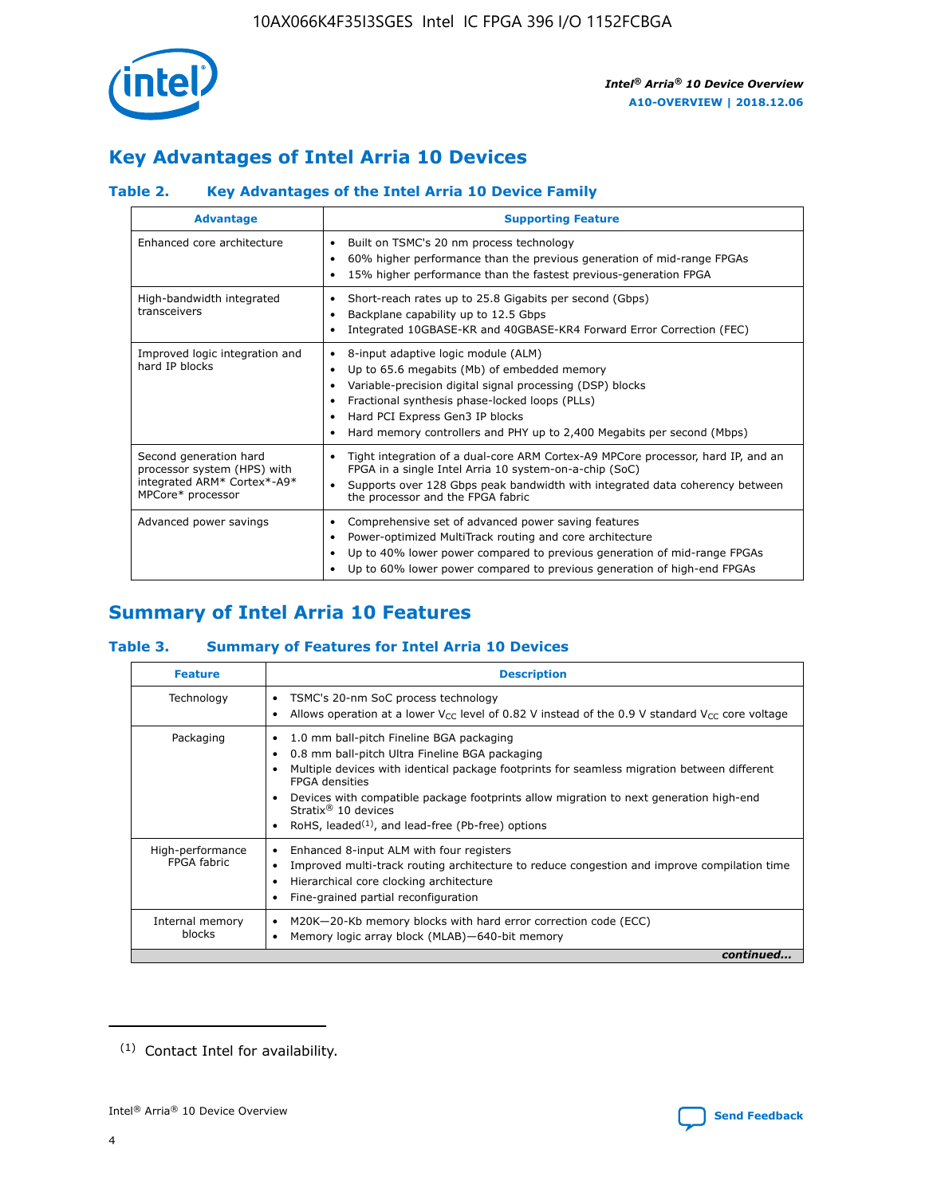## Key Advantages of Intel Arria 10 Devices

### Table 2. Key Advantages of the Intel Arria 10 Device Family

| Advantage | Supporting Feature |
|---|---|
| Enhanced core architecture | • Built on TSMC's 20 nm process technology<br>• 60% higher performance than the previous generation of mid-range FPGAs<br>• 15% higher performance than the fastest previous-generation FPGA |
| High-bandwidth integrated transceivers | • Short-reach rates up to 25.8 Gigabits per second (Gbps)<br>• Backplane capability up to 12.5 Gbps<br>• Integrated 10GBASE-KR and 40GBASE-KR4 Forward Error Correction (FEC) |
| Improved logic integration and hard IP blocks | • 8-input adaptive logic module (ALM)<br>• Up to 65.6 megabits (Mb) of embedded memory<br>• Variable-precision digital signal processing (DSP) blocks<br>• Fractional synthesis phase-locked loops (PLLs)<br>• Hard PCI Express Gen3 IP blocks<br>• Hard memory controllers and PHY up to 2,400 Megabits per second (Mbps) |
| Second generation hard processor system (HPS) with integrated ARM* Cortex*-A9* MPCore* processor | • Tight integration of a dual-core ARM Cortex-A9 MPCore processor, hard IP, and an FPGA in a single Intel Arria 10 system-on-a-chip (SoC)<br>• Supports over 128 Gbps peak bandwidth with integrated data coherency between the processor and the FPGA fabric |
| Advanced power savings | • Comprehensive set of advanced power saving features<br>• Power-optimized MultiTrack routing and core architecture<br>• Up to 40% lower power compared to previous generation of mid-range FPGAs<br>• Up to 60% lower power compared to previous generation of high-end FPGAs |

## Summary of Intel Arria 10 Features

### Table 3. Summary of Features for Intel Arria 10 Devices

| Feature | Description |
|---|---|
| Technology | • TSMC's 20-nm SoC process technology<br>• Allows operation at a lower $V_{CC}$ level of 0.82 V instead of the 0.9 V standard $V_{CC}$ core voltage |
| Packaging | • 1.0 mm ball-pitch Fineline BGA packaging<br>• 0.8 mm ball-pitch Ultra Fineline BGA packaging<br>• Multiple devices with identical package footprints for seamless migration between different FPGA densities<br>• Devices with compatible package footprints allow migration to next generation high-end Stratix® 10 devices<br>• RoHS, leaded(1), and lead-free (Pb-free) options |
| High-performance FPGA fabric | • Enhanced 8-input ALM with four registers<br>• Improved multi-track routing architecture to reduce congestion and improve compilation time<br>• Hierarchical core clocking architecture<br>• Fine-grained partial reconfiguration |
| Internal memory blocks | • M20K—20-Kb memory blocks with hard error correction code (ECC)<br>• Memory logic array block (MLAB)—640-bit memory |

*continued...*

(1) Contact Intel for availability.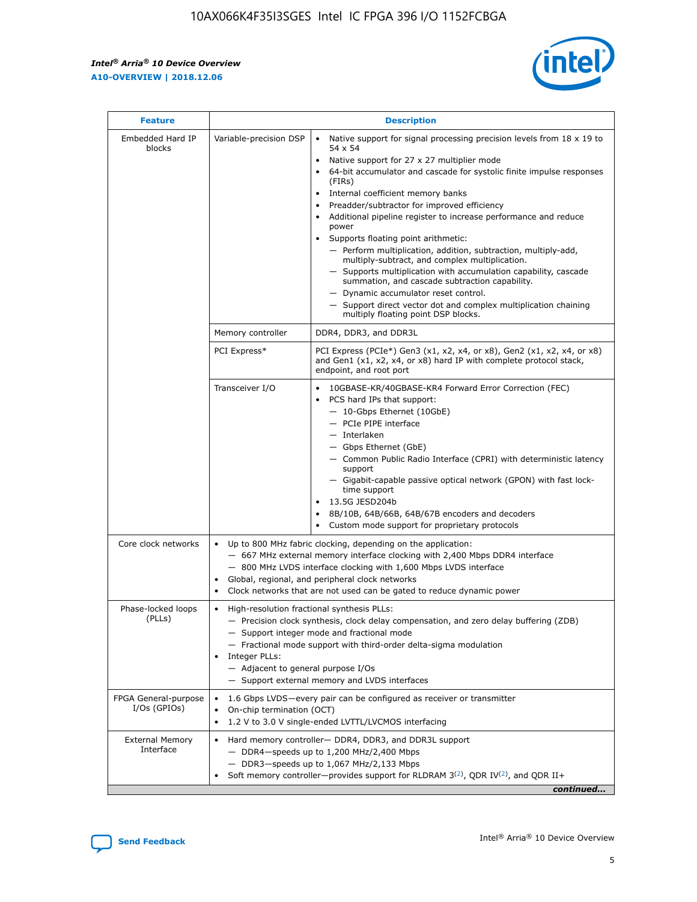| Feature | Description | |
|---|---|---|
| Embedded Hard IP blocks | Variable-precision DSP | • Native support for signal processing precision levels from 18 x 19 to 54 x 54<br>• Native support for 27 x 27 multiplier mode<br>• 64-bit accumulator and cascade for systolic finite impulse responses (FIRs)<br>• Internal coefficient memory banks<br>• Preadder/subtractor for improved efficiency<br>• Additional pipeline register to increase performance and reduce power<br>• Supports floating point arithmetic:<br>— Perform multiplication, addition, subtraction, multiply-add, multiply-subtract, and complex multiplication.<br>— Supports multiplication with accumulation capability, cascade summation, and cascade subtraction capability.<br>— Dynamic accumulator reset control.<br>— Support direct vector dot and complex multiplication chaining multiply floating point DSP blocks. |
| | Memory controller | DDR4, DDR3, and DDR3L |
| | PCI Express* | PCI Express (PCIe*) Gen3 (x1, x2, x4, or x8), Gen2 (x1, x2, x4, or x8) and Gen1 (x1, x2, x4, or x8) hard IP with complete protocol stack, endpoint, and root port |
| | Transceiver I/O | • 10GBASE-KR/40GBASE-KR4 Forward Error Correction (FEC)<br>• PCS hard IPs that support:<br>— 10-Gbps Ethernet (10GbE)<br>— PCIe PIPE interface<br>— Interlaken<br>— Gbps Ethernet (GbE)<br>— Common Public Radio Interface (CPRI) with deterministic latency support<br>— Gigabit-capable passive optical network (GPON) with fast lock-time support<br>• 13.5G JESD204b<br>• 8B/10B, 64B/66B, 64B/67B encoders and decoders<br>• Custom mode support for proprietary protocols |
| Core clock networks | • Up to 800 MHz fabric clocking, depending on the application:<br>— 667 MHz external memory interface clocking with 2,400 Mbps DDR4 interface<br>— 800 MHz LVDS interface clocking with 1,600 Mbps LVDS interface<br>• Global, regional, and peripheral clock networks<br>• Clock networks that are not used can be gated to reduce dynamic power | |
| Phase-locked loops (PLLs) | • High-resolution fractional synthesis PLLs:<br>— Precision clock synthesis, clock delay compensation, and zero delay buffering (ZDB)<br>— Support integer mode and fractional mode<br>— Fractional mode support with third-order delta-sigma modulation<br>• Integer PLLs:<br>— Adjacent to general purpose I/Os<br>— Support external memory and LVDS interfaces | |
| FPGA General-purpose I/Os (GPIOs) | • 1.6 Gbps LVDS—every pair can be configured as receiver or transmitter<br>• On-chip termination (OCT)<br>• 1.2 V to 3.0 V single-ended LVTTL/LVCMOS interfacing | |
| External Memory Interface | • Hard memory controller— DDR4, DDR3, and DDR3L support<br>— DDR4—speeds up to 1,200 MHz/2,400 Mbps<br>— DDR3—speeds up to 1,067 MHz/2,133 Mbps<br>• Soft memory controller—provides support for RLDRAM 3[(2)], QDR IV[(2)], and QDR II+ | |

*continued...*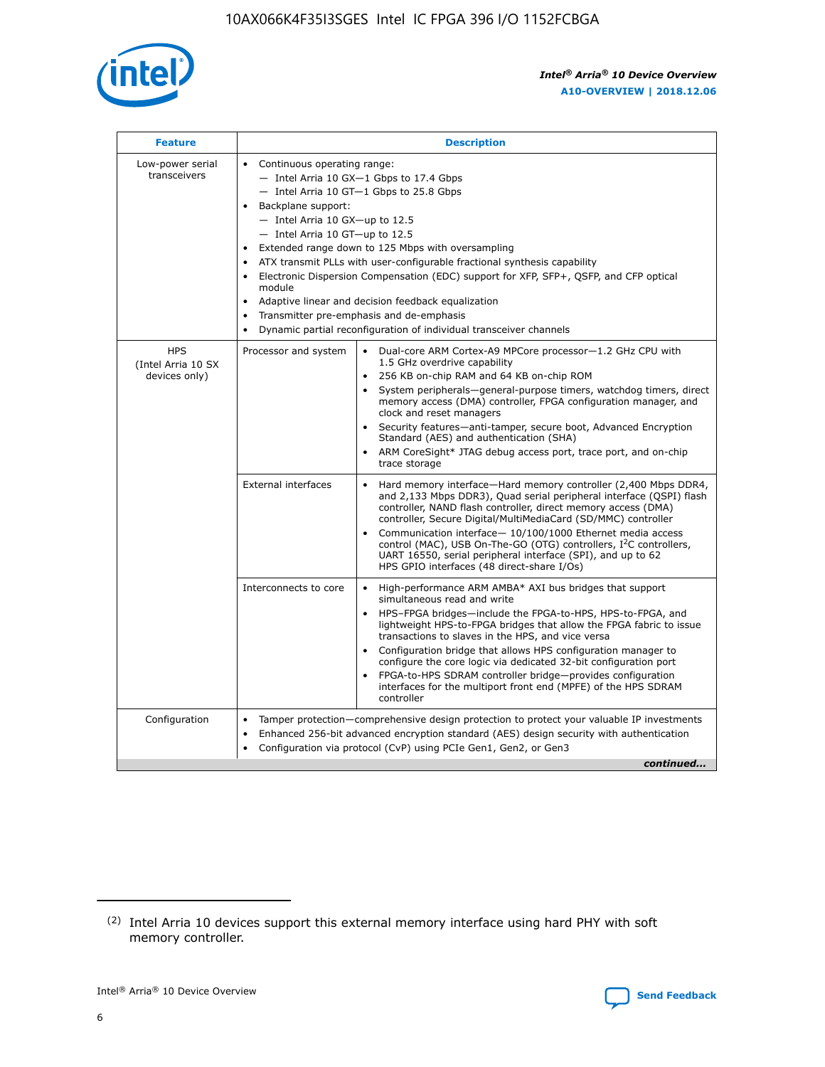| Feature | Description | |
|---|---|---|
| Low-power serial transceivers | • Continuous operating range:<br>— Intel Arria 10 GX—1 Gbps to 17.4 Gbps<br>— Intel Arria 10 GT—1 Gbps to 25.8 Gbps<br>• Backplane support:<br>— Intel Arria 10 GX—up to 12.5<br>— Intel Arria 10 GT—up to 12.5<br>• Extended range down to 125 Mbps with oversampling<br>• ATX transmit PLLs with user-configurable fractional synthesis capability<br>• Electronic Dispersion Compensation (EDC) support for XFP, SFP+, QSFP, and CFP optical module<br>• Adaptive linear and decision feedback equalization<br>• Transmitter pre-emphasis and de-emphasis<br>• Dynamic partial reconfiguration of individual transceiver channels | |
| HPS (Intel Arria 10 SX devices only) | Processor and system | • Dual-core ARM Cortex-A9 MPCore processor—1.2 GHz CPU with 1.5 GHz overdrive capability<br>• 256 KB on-chip RAM and 64 KB on-chip ROM<br>• System peripherals—general-purpose timers, watchdog timers, direct memory access (DMA) controller, FPGA configuration manager, and clock and reset managers<br>• Security features—anti-tamper, secure boot, Advanced Encryption Standard (AES) and authentication (SHA)<br>• ARM CoreSight* JTAG debug access port, trace port, and on-chip trace storage |
| | External interfaces | • Hard memory interface—Hard memory controller (2,400 Mbps DDR4, and 2,133 Mbps DDR3), Quad serial peripheral interface (QSPI) flash controller, NAND flash controller, direct memory access (DMA) controller, Secure Digital/MultiMediaCard (SD/MMC) controller<br>• Communication interface— 10/100/1000 Ethernet media access control (MAC), USB On-The-GO (OTG) controllers, I²C controllers, UART 16550, serial peripheral interface (SPI), and up to 62 HPS GPIO interfaces (48 direct-share I/Os) |
| | Interconnects to core | • High-performance ARM AMBA* AXI bus bridges that support simultaneous read and write<br>• HPS–FPGA bridges—include the FPGA-to-HPS, HPS-to-FPGA, and lightweight HPS-to-FPGA bridges that allow the FPGA fabric to issue transactions to slaves in the HPS, and vice versa<br>• Configuration bridge that allows HPS configuration manager to configure the core logic via dedicated 32-bit configuration port<br>• FPGA-to-HPS SDRAM controller bridge—provides configuration interfaces for the multiport front end (MPFE) of the HPS SDRAM controller |
| Configuration | • Tamper protection—comprehensive design protection to protect your valuable IP investments<br>• Enhanced 256-bit advanced encryption standard (AES) design security with authentication<br>• Configuration via protocol (CvP) using PCIe Gen1, Gen2, or Gen3 | |

*continued...*

(2) Intel Arria 10 devices support this external memory interface using hard PHY with soft memory controller.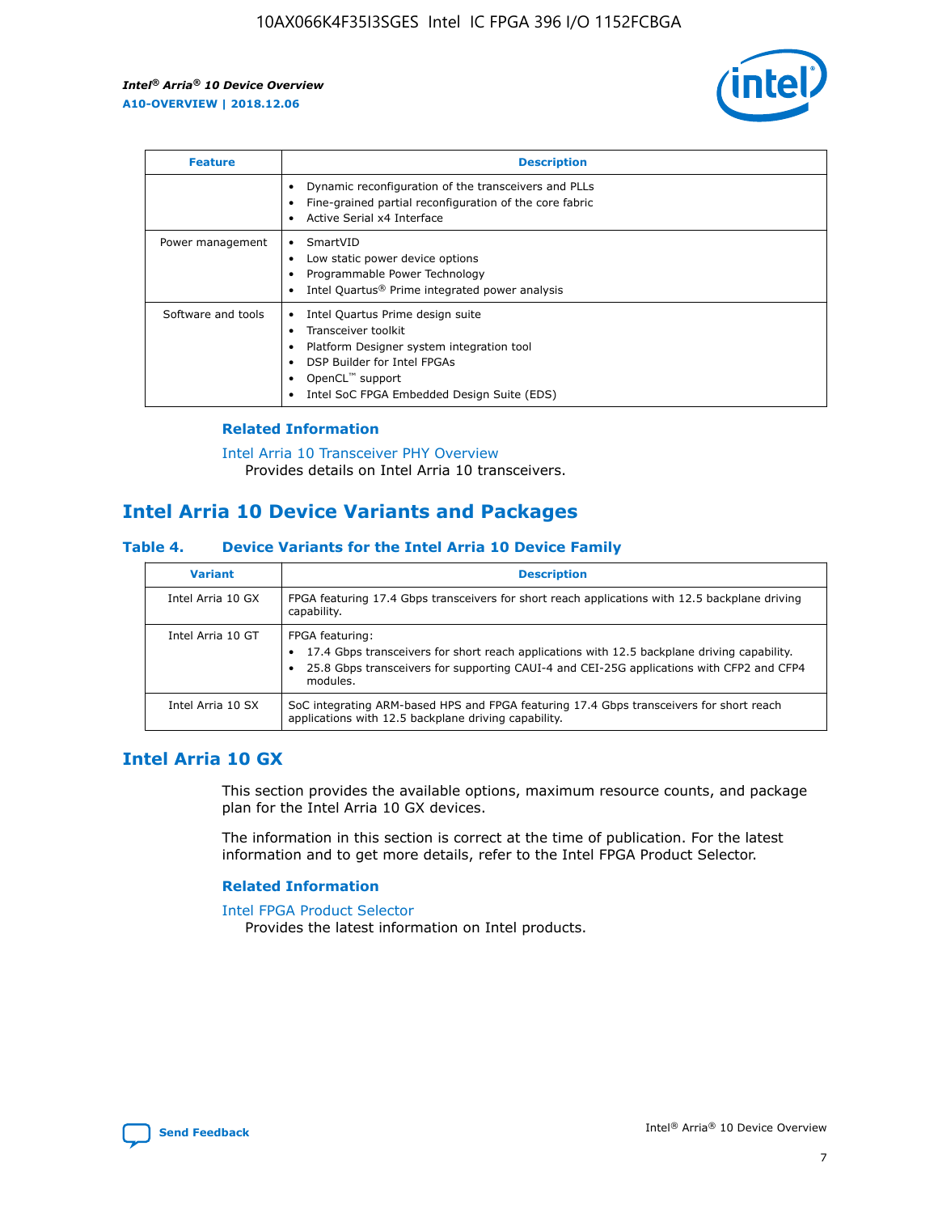| Feature | Description |
| --- | --- |
| | • Dynamic reconfiguration of the transceivers and PLLs<br>• Fine-grained partial reconfiguration of the core fabric<br>• Active Serial x4 Interface |
| Power management | • SmartVID<br>• Low static power device options<br>• Programmable Power Technology<br>• Intel Quartus® Prime integrated power analysis |
| Software and tools | • Intel Quartus Prime design suite<br>• Transceiver toolkit<br>• Platform Designer system integration tool<br>• DSP Builder for Intel FPGAs<br>• OpenCL™ support<br>• Intel SoC FPGA Embedded Design Suite (EDS) |

### Related Information

Intel Arria 10 Transceiver PHY Overview
Provides details on Intel Arria 10 transceivers.

## Intel Arria 10 Device Variants and Packages

#### Table 4. Device Variants for the Intel Arria 10 Device Family

| Variant | Description |
| --- | --- |
| Intel Arria 10 GX | FPGA featuring 17.4 Gbps transceivers for short reach applications with 12.5 backplane driving capability. |
| Intel Arria 10 GT | FPGA featuring:<br>• 17.4 Gbps transceivers for short reach applications with 12.5 backplane driving capability.<br>• 25.8 Gbps transceivers for supporting CAUI-4 and CEI-25G applications with CFP2 and CFP4 modules. |
| Intel Arria 10 SX | SoC integrating ARM-based HPS and FPGA featuring 17.4 Gbps transceivers for short reach applications with 12.5 backplane driving capability. |

## Intel Arria 10 GX

This section provides the available options, maximum resource counts, and package plan for the Intel Arria 10 GX devices.

The information in this section is correct at the time of publication. For the latest information and to get more details, refer to the Intel FPGA Product Selector.

### Related Information

Intel FPGA Product Selector
Provides the latest information on Intel products.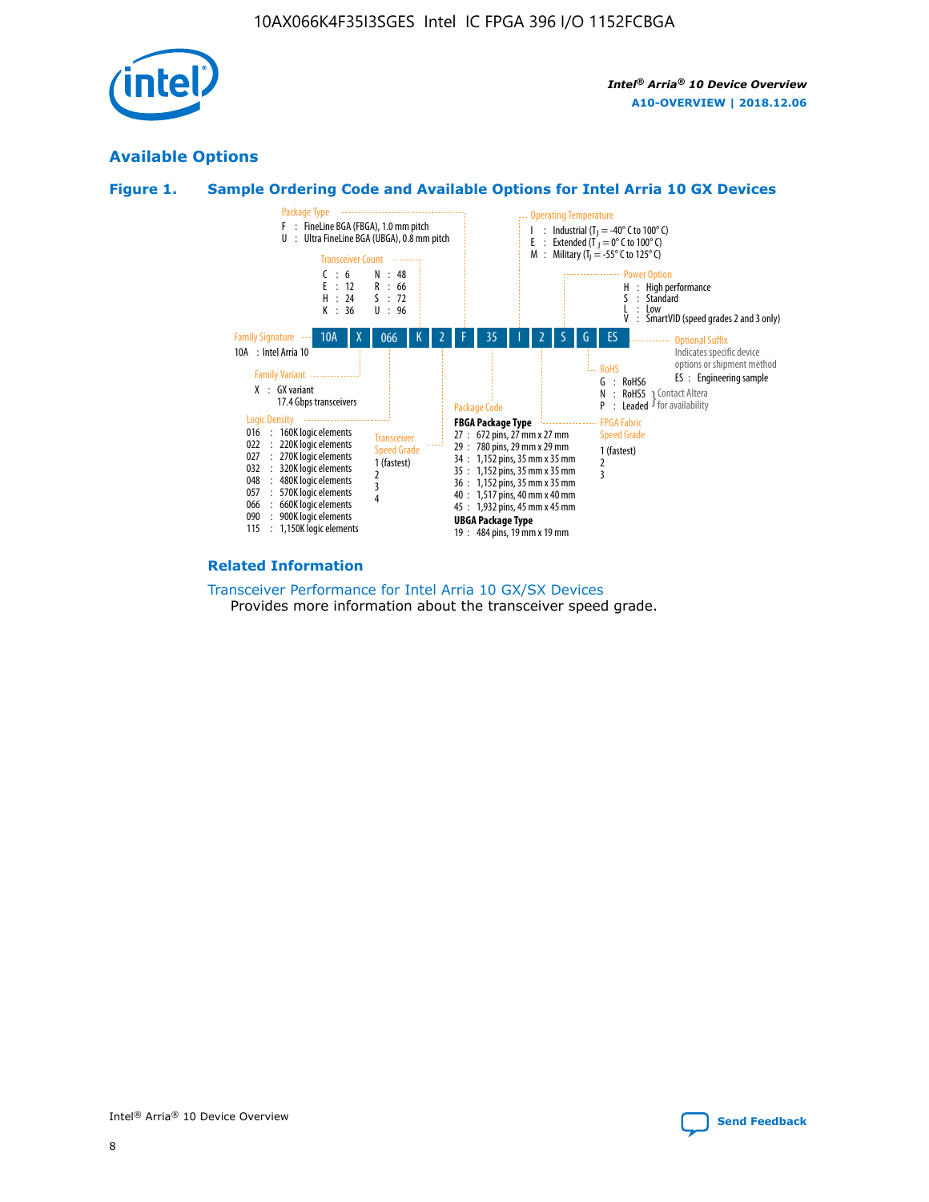## Available Options

### Figure 1. Sample Ordering Code and Available Options for Intel Arria 10 GX Devices

Sample ordering code: 10A X 066 K 2 F 35 I 2 S G ES

**Family Signature**
- 10A : Intel Arria 10

**Family Variant**
- X : GX variant 17.4 Gbps transceivers

**Logic Density**
- 016 : 160K logic elements
- 022 : 220K logic elements
- 027 : 270K logic elements
- 032 : 320K logic elements
- 048 : 480K logic elements
- 057 : 570K logic elements
- 066 : 660K logic elements
- 090 : 900K logic elements
- 115 : 1,150K logic elements

**Transceiver Count**
- C : 6
- E : 12
- H : 24
- K : 36
- N : 48
- R : 66
- S : 72
- U : 96

**Transceiver Speed Grade**
- 1 (fastest)
- 2
- 3
- 4

**Package Type**
- F : FineLine BGA (FBGA), 1.0 mm pitch
- U : Ultra FineLine BGA (UBGA), 0.8 mm pitch

**Package Code**

FBGA Package Type
- 27 : 672 pins, 27 mm x 27 mm
- 29 : 780 pins, 29 mm x 29 mm
- 34 : 1,152 pins, 35 mm x 35 mm
- 35 : 1,152 pins, 35 mm x 35 mm
- 36 : 1,152 pins, 35 mm x 35 mm
- 40 : 1,517 pins, 40 mm x 40 mm
- 45 : 1,932 pins, 45 mm x 45 mm

UBGA Package Type
- 19 : 484 pins, 19 mm x 19 mm

**Operating Temperature**
- I : Industrial ($T_J$ = -40° C to 100° C)
- E : Extended ($T_J$ = 0° C to 100° C)
- M : Military ($T_J$ = -55° C to 125° C)

**FPGA Fabric Speed Grade**
- 1 (fastest)
- 2
- 3

**Power Option**
- H : High performance
- S : Standard
- L : Low
- V : SmartVID (speed grades 2 and 3 only)

**RoHS**
- G : RoHS6
- N : RoHS5 (Contact Altera for availability)
- P : Leaded (Contact Altera for availability)

**Optional Suffix**

Indicates specific device options or shipment method
- ES : Engineering sample

### Related Information

Transceiver Performance for Intel Arria 10 GX/SX Devices
Provides more information about the transceiver speed grade.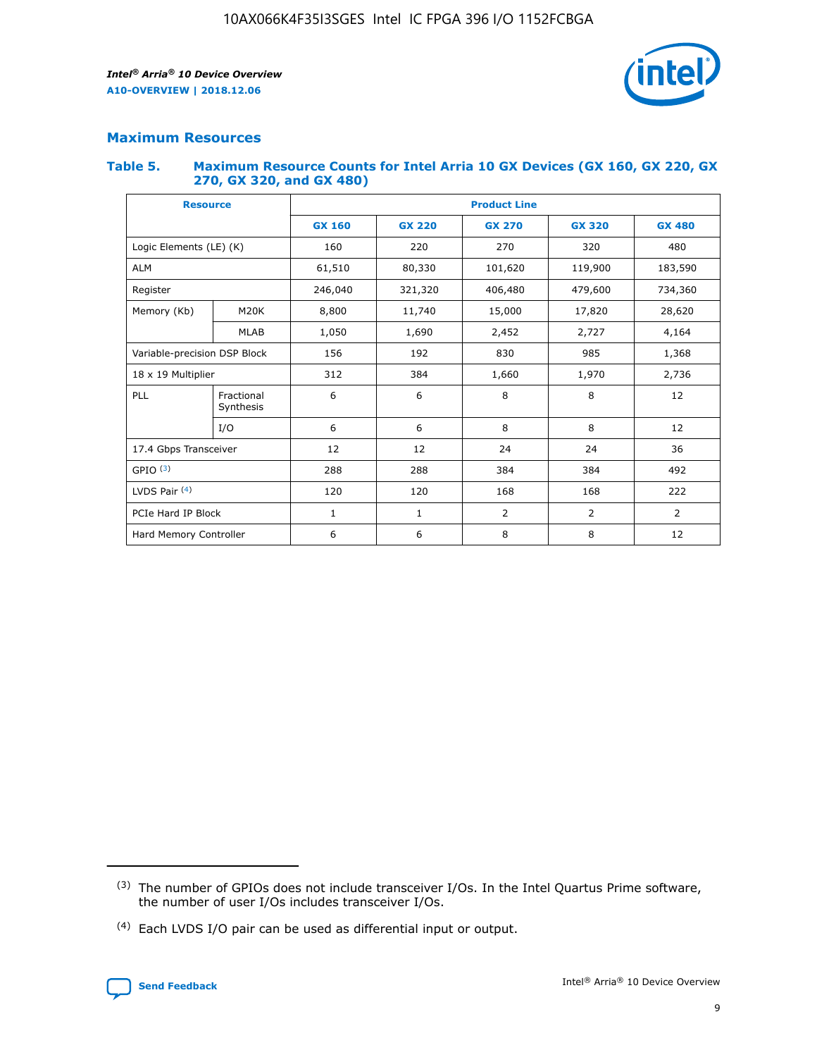## Maximum Resources

### Table 5. Maximum Resource Counts for Intel Arria 10 GX Devices (GX 160, GX 220, GX 270, GX 320, and GX 480)

| Resource | | Product Line | | | | |
|---|---|---|---|---|---|---|
| | | GX 160 | GX 220 | GX 270 | GX 320 | GX 480 |
| Logic Elements (LE) (K) | | 160 | 220 | 270 | 320 | 480 |
| ALM | | 61,510 | 80,330 | 101,620 | 119,900 | 183,590 |
| Register | | 246,040 | 321,320 | 406,480 | 479,600 | 734,360 |
| Memory (Kb) | M20K | 8,800 | 11,740 | 15,000 | 17,820 | 28,620 |
| | MLAB | 1,050 | 1,690 | 2,452 | 2,727 | 4,164 |
| Variable-precision DSP Block | | 156 | 192 | 830 | 985 | 1,368 |
| 18 x 19 Multiplier | | 312 | 384 | 1,660 | 1,970 | 2,736 |
| PLL | Fractional Synthesis | 6 | 6 | 8 | 8 | 12 |
| | I/O | 6 | 6 | 8 | 8 | 12 |
| 17.4 Gbps Transceiver | | 12 | 12 | 24 | 24 | 36 |
| GPIO [3] | | 288 | 288 | 384 | 384 | 492 |
| LVDS Pair [4] | | 120 | 120 | 168 | 168 | 222 |
| PCIe Hard IP Block | | 1 | 1 | 2 | 2 | 2 |
| Hard Memory Controller | | 6 | 6 | 8 | 8 | 12 |

(3) The number of GPIOs does not include transceiver I/Os. In the Intel Quartus Prime software, the number of user I/Os includes transceiver I/Os.

(4) Each LVDS I/O pair can be used as differential input or output.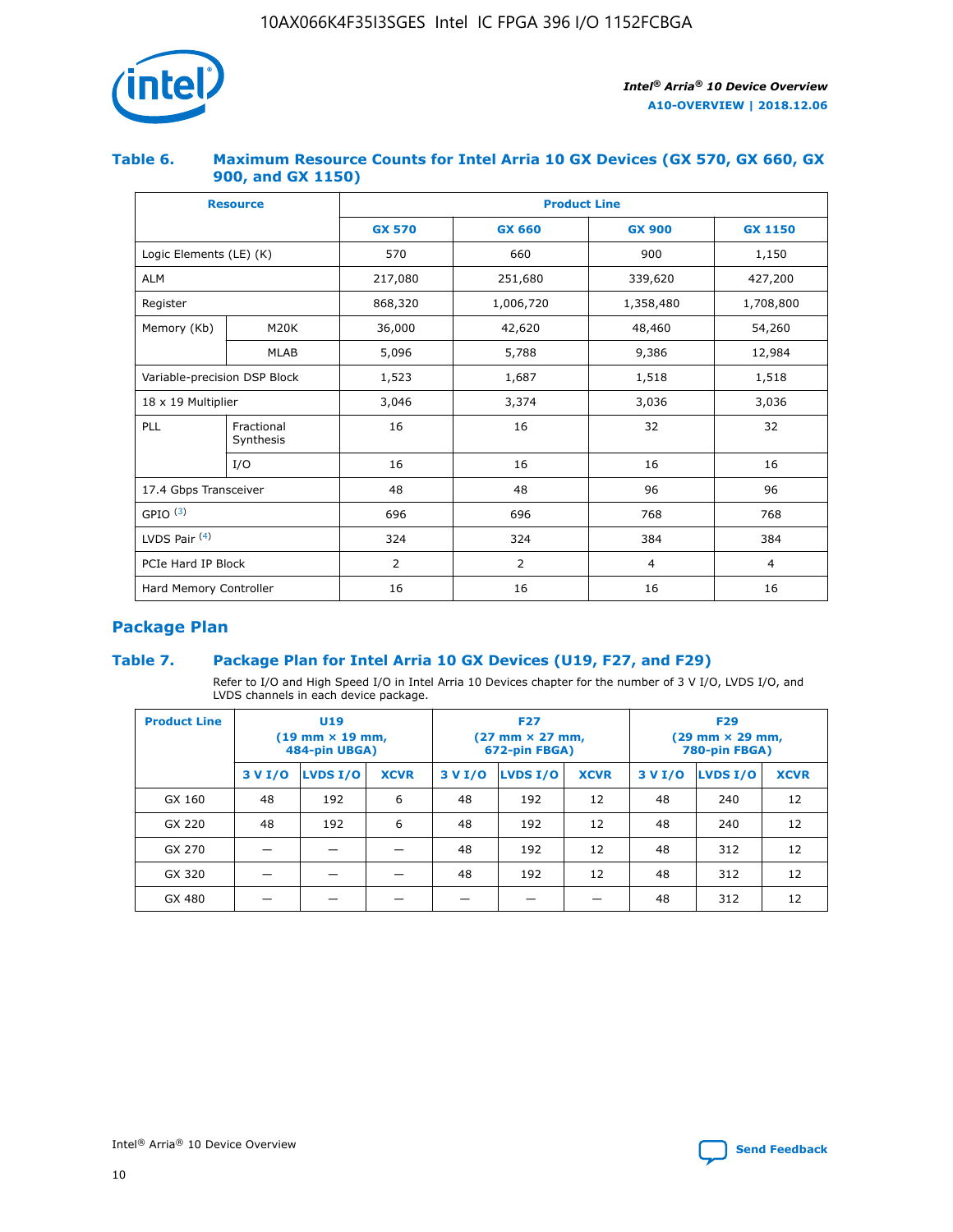### Table 6. Maximum Resource Counts for Intel Arria 10 GX Devices (GX 570, GX 660, GX 900, and GX 1150)

| Resource | | Product Line | | | |
|---|---|---|---|---|---|
| | | GX 570 | GX 660 | GX 900 | GX 1150 |
| Logic Elements (LE) (K) | | 570 | 660 | 900 | 1,150 |
| ALM | | 217,080 | 251,680 | 339,620 | 427,200 |
| Register | | 868,320 | 1,006,720 | 1,358,480 | 1,708,800 |
| Memory (Kb) | M20K | 36,000 | 42,620 | 48,460 | 54,260 |
| | MLAB | 5,096 | 5,788 | 9,386 | 12,984 |
| Variable-precision DSP Block | | 1,523 | 1,687 | 1,518 | 1,518 |
| 18 x 19 Multiplier | | 3,046 | 3,374 | 3,036 | 3,036 |
| PLL | Fractional Synthesis | 16 | 16 | 32 | 32 |
| | I/O | 16 | 16 | 16 | 16 |
| 17.4 Gbps Transceiver | | 48 | 48 | 96 | 96 |
| GPIO [(3)] | | 696 | 696 | 768 | 768 |
| LVDS Pair [(4)] | | 324 | 324 | 384 | 384 |
| PCIe Hard IP Block | | 2 | 2 | 4 | 4 |
| Hard Memory Controller | | 16 | 16 | 16 | 16 |

## Package Plan

### Table 7. Package Plan for Intel Arria 10 GX Devices (U19, F27, and F29)

Refer to I/O and High Speed I/O in Intel Arria 10 Devices chapter for the number of 3 V I/O, LVDS I/O, and LVDS channels in each device package.

| Product Line | U19 (19 mm × 19 mm, 484-pin UBGA) | | | F27 (27 mm × 27 mm, 672-pin FBGA) | | | F29 (29 mm × 29 mm, 780-pin FBGA) | | |
|---|---|---|---|---|---|---|---|---|---|
| | 3 V I/O | LVDS I/O | XCVR | 3 V I/O | LVDS I/O | XCVR | 3 V I/O | LVDS I/O | XCVR |
| GX 160 | 48 | 192 | 6 | 48 | 192 | 12 | 48 | 240 | 12 |
| GX 220 | 48 | 192 | 6 | 48 | 192 | 12 | 48 | 240 | 12 |
| GX 270 | — | — | — | 48 | 192 | 12 | 48 | 312 | 12 |
| GX 320 | — | — | — | 48 | 192 | 12 | 48 | 312 | 12 |
| GX 480 | — | — | — | — | — | — | 48 | 312 | 12 |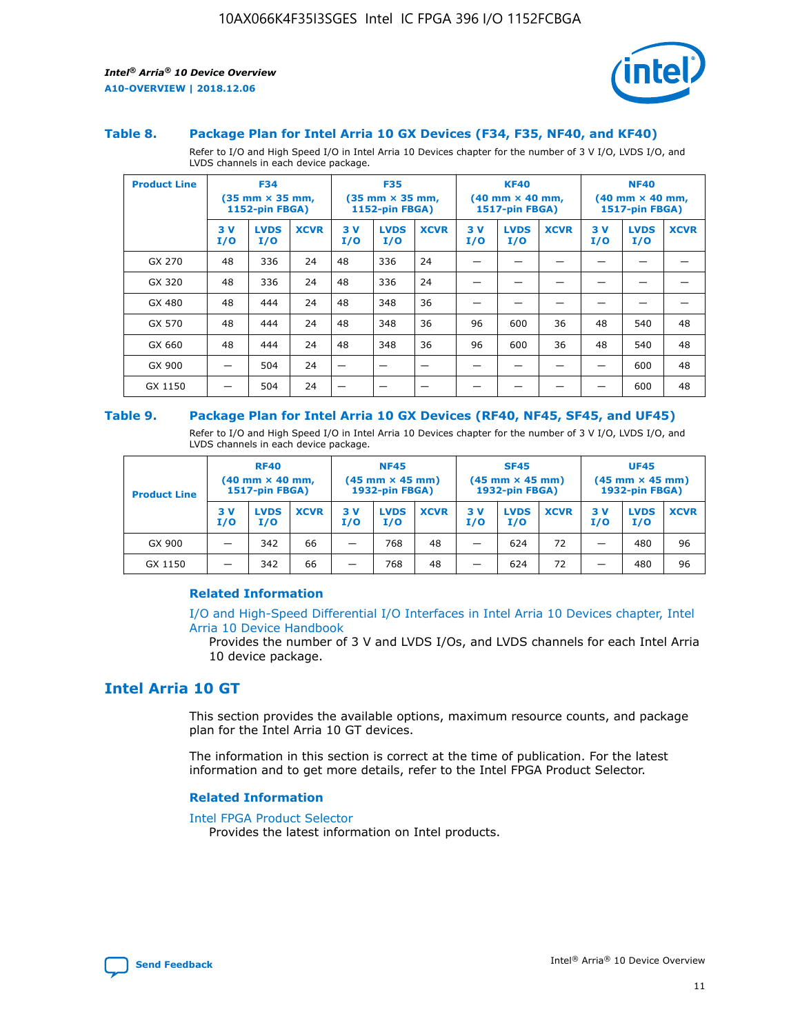### Table 8. Package Plan for Intel Arria 10 GX Devices (F34, F35, NF40, and KF40)

Refer to I/O and High Speed I/O in Intel Arria 10 Devices chapter for the number of 3 V I/O, LVDS I/O, and LVDS channels in each device package.

| Product Line | F34 (35 mm × 35 mm, 1152-pin FBGA) | | | F35 (35 mm × 35 mm, 1152-pin FBGA) | | | KF40 (40 mm × 40 mm, 1517-pin FBGA) | | | NF40 (40 mm × 40 mm, 1517-pin FBGA) | | |
|---|---|---|---|---|---|---|---|---|---|---|---|---|
| | 3 V I/O | LVDS I/O | XCVR | 3 V I/O | LVDS I/O | XCVR | 3 V I/O | LVDS I/O | XCVR | 3 V I/O | LVDS I/O | XCVR |
| GX 270 | 48 | 336 | 24 | 48 | 336 | 24 | — | — | — | — | — | — |
| GX 320 | 48 | 336 | 24 | 48 | 336 | 24 | — | — | — | — | — | — |
| GX 480 | 48 | 444 | 24 | 48 | 348 | 36 | — | — | — | — | — | — |
| GX 570 | 48 | 444 | 24 | 48 | 348 | 36 | 96 | 600 | 36 | 48 | 540 | 48 |
| GX 660 | 48 | 444 | 24 | 48 | 348 | 36 | 96 | 600 | 36 | 48 | 540 | 48 |
| GX 900 | — | 504 | 24 | — | — | — | — | — | — | — | 600 | 48 |
| GX 1150 | — | 504 | 24 | — | — | — | — | — | — | — | 600 | 48 |

### Table 9. Package Plan for Intel Arria 10 GX Devices (RF40, NF45, SF45, and UF45)

Refer to I/O and High Speed I/O in Intel Arria 10 Devices chapter for the number of 3 V I/O, LVDS I/O, and LVDS channels in each device package.

| Product Line | RF40 (40 mm × 40 mm, 1517-pin FBGA) | | | NF45 (45 mm × 45 mm) 1932-pin FBGA) | | | SF45 (45 mm × 45 mm) 1932-pin FBGA) | | | UF45 (45 mm × 45 mm) 1932-pin FBGA) | | |
|---|---|---|---|---|---|---|---|---|---|---|---|---|
| | 3 V I/O | LVDS I/O | XCVR | 3 V I/O | LVDS I/O | XCVR | 3 V I/O | LVDS I/O | XCVR | 3 V I/O | LVDS I/O | XCVR |
| GX 900 | — | 342 | 66 | — | 768 | 48 | — | 624 | 72 | — | 480 | 96 |
| GX 1150 | — | 342 | 66 | — | 768 | 48 | — | 624 | 72 | — | 480 | 96 |

#### Related Information

I/O and High-Speed Differential I/O Interfaces in Intel Arria 10 Devices chapter, Intel Arria 10 Device Handbook

Provides the number of 3 V and LVDS I/Os, and LVDS channels for each Intel Arria 10 device package.

## Intel Arria 10 GT

This section provides the available options, maximum resource counts, and package plan for the Intel Arria 10 GT devices.

The information in this section is correct at the time of publication. For the latest information and to get more details, refer to the Intel FPGA Product Selector.

#### Related Information

Intel FPGA Product Selector

Provides the latest information on Intel products.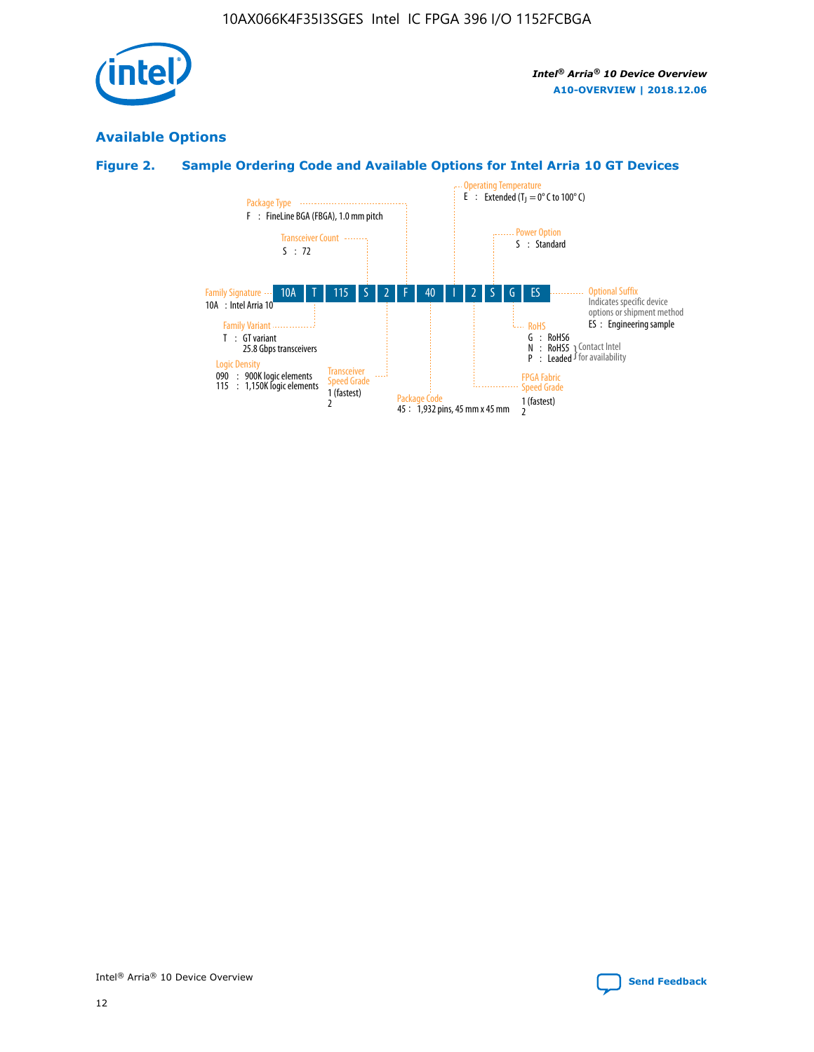## Available Options

### Figure 2. Sample Ordering Code and Available Options for Intel Arria 10 GT Devices

**Ordering code:** 10A T 115 S 2 F 40 I 2 S G ES

- **Family Signature**
  - 10A : Intel Arria 10
- **Family Variant**
  - T : GT variant 25.8 Gbps transceivers
- **Logic Density**
  - 090 : 900K logic elements
  - 115 : 1,150K logic elements
- **Transceiver Count**
  - S : 72
- **Transceiver Speed Grade**
  - 1 (fastest)
  - 2
- **Package Type**
  - F : FineLine BGA (FBGA), 1.0 mm pitch
- **Package Code**
  - 45 : 1,932 pins, 45 mm x 45 mm
- **Operating Temperature**
  - E : Extended ($T_J$ = 0° C to 100° C)
- **FPGA Fabric Speed Grade**
  - 1 (fastest)
  - 2
- **Power Option**
  - S : Standard
- **RoHS**
  - G : RoHS6
  - N : RoHS5 (Contact Intel for availability)
  - P : Leaded (Contact Intel for availability)
- **Optional Suffix**
  - Indicates specific device options or shipment method
  - ES : Engineering sample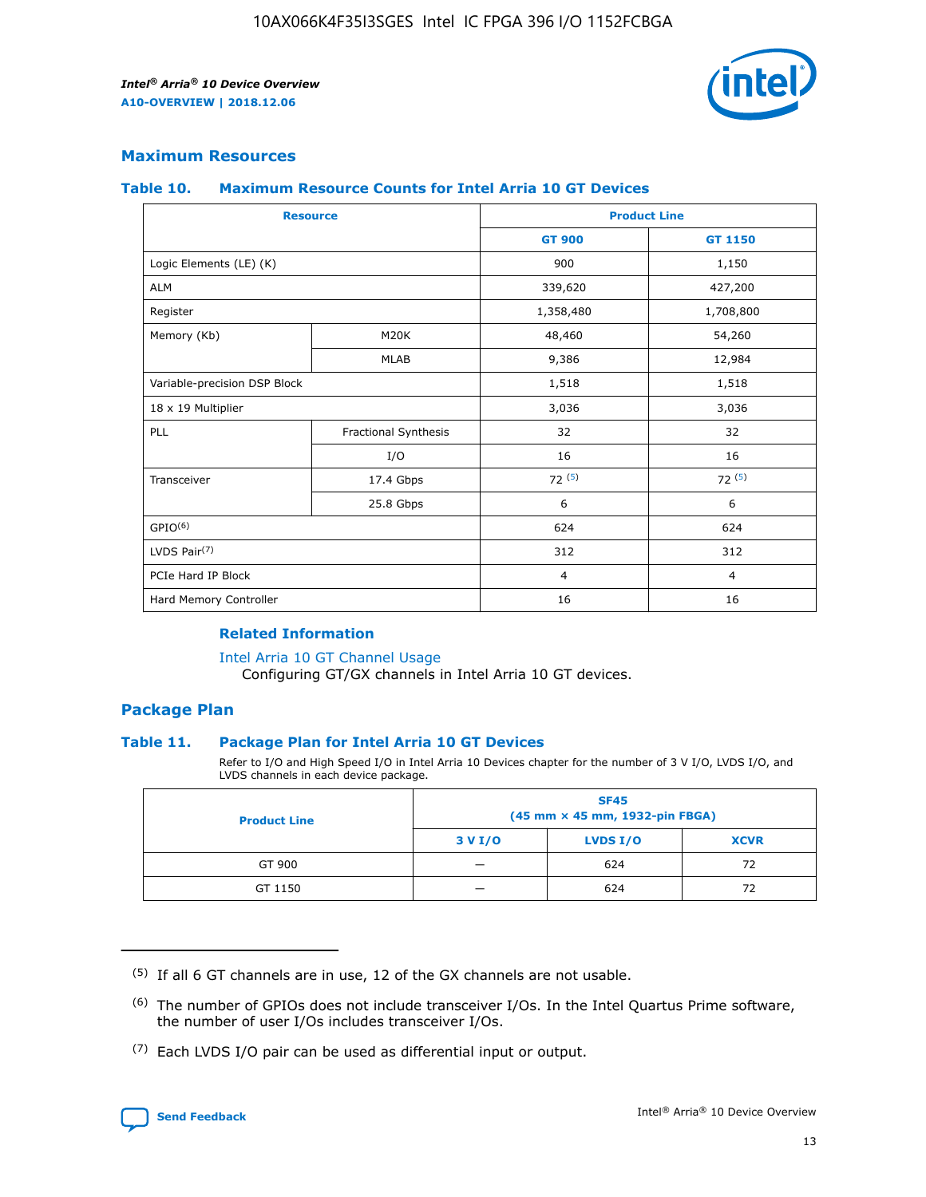## Maximum Resources

### Table 10. Maximum Resource Counts for Intel Arria 10 GT Devices

| Resource | | Product Line | |
|---|---|---|---|
| | | GT 900 | GT 1150 |
| Logic Elements (LE) (K) | | 900 | 1,150 |
| ALM | | 339,620 | 427,200 |
| Register | | 1,358,480 | 1,708,800 |
| Memory (Kb) | M20K | 48,460 | 54,260 |
| | MLAB | 9,386 | 12,984 |
| Variable-precision DSP Block | | 1,518 | 1,518 |
| 18 x 19 Multiplier | | 3,036 | 3,036 |
| PLL | Fractional Synthesis | 32 | 32 |
| | I/O | 16 | 16 |
| Transceiver | 17.4 Gbps | 72 (5) | 72 (5) |
| | 25.8 Gbps | 6 | 6 |
| GPIO(6) | | 624 | 624 |
| LVDS Pair(7) | | 312 | 312 |
| PCIe Hard IP Block | | 4 | 4 |
| Hard Memory Controller | | 16 | 16 |

#### Related Information

Intel Arria 10 GT Channel Usage

Configuring GT/GX channels in Intel Arria 10 GT devices.

## Package Plan

### Table 11. Package Plan for Intel Arria 10 GT Devices

Refer to I/O and High Speed I/O in Intel Arria 10 Devices chapter for the number of 3 V I/O, LVDS I/O, and LVDS channels in each device package.

| Product Line | SF45 (45 mm × 45 mm, 1932-pin FBGA) | | |
|---|---|---|---|
| | 3 V I/O | LVDS I/O | XCVR |
| GT 900 | — | 624 | 72 |
| GT 1150 | — | 624 | 72 |

(5) If all 6 GT channels are in use, 12 of the GX channels are not usable.

(6) The number of GPIOs does not include transceiver I/Os. In the Intel Quartus Prime software, the number of user I/Os includes transceiver I/Os.

(7) Each LVDS I/O pair can be used as differential input or output.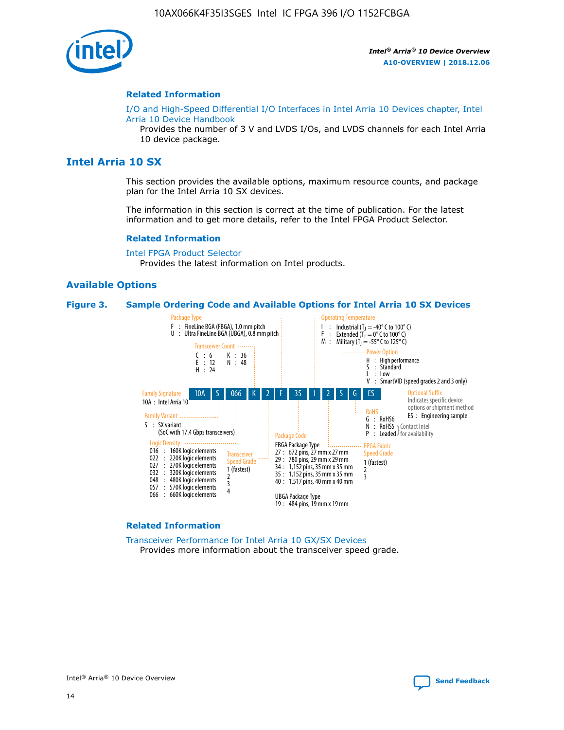## Related Information

I/O and High-Speed Differential I/O Interfaces in Intel Arria 10 Devices chapter, Intel Arria 10 Device Handbook

Provides the number of 3 V and LVDS I/Os, and LVDS channels for each Intel Arria 10 device package.

# Intel Arria 10 SX

This section provides the available options, maximum resource counts, and package plan for the Intel Arria 10 SX devices.

The information in this section is correct at the time of publication. For the latest information and to get more details, refer to the Intel FPGA Product Selector.

## Related Information

Intel FPGA Product Selector

Provides the latest information on Intel products.

## Available Options

**Figure 3. Sample Ordering Code and Available Options for Intel Arria 10 SX Devices**

Sample ordering code: 10A S 066 K 2 F 35 I 2 S G ES

- **Family Signature**
  - 10A : Intel Arria 10
- **Family Variant**
  - S : SX variant (SoC with 17.4 Gbps transceivers)
- **Logic Density**
  - 016 : 160K logic elements
  - 022 : 220K logic elements
  - 027 : 270K logic elements
  - 032 : 320K logic elements
  - 048 : 480K logic elements
  - 057 : 570K logic elements
  - 066 : 660K logic elements
- **Transceiver Count**
  - C : 6
  - E : 12
  - H : 24
  - K : 36
  - N : 48
- **Transceiver Speed Grade**
  - 1 (fastest)
  - 2
  - 3
  - 4
- **Package Type**
  - F : FineLine BGA (FBGA), 1.0 mm pitch
  - U : Ultra FineLine BGA (UBGA), 0.8 mm pitch
- **Package Code**
  - FBGA Package Type
    - 27 : 672 pins, 27 mm x 27 mm
    - 29 : 780 pins, 29 mm x 29 mm
    - 34 : 1,152 pins, 35 mm x 35 mm
    - 35 : 1,152 pins, 35 mm x 35 mm
    - 40 : 1,517 pins, 40 mm x 40 mm
  - UBGA Package Type
    - 19 : 484 pins, 19 mm x 19 mm
- **Operating Temperature**
  - I : Industrial ($T_J$ = -40° C to 100° C)
  - E : Extended ($T_J$ = 0° C to 100° C)
  - M : Military ($T_J$ = -55° C to 125° C)
- **FPGA Fabric Speed Grade**
  - 1 (fastest)
  - 2
  - 3
- **Power Option**
  - H : High performance
  - S : Standard
  - L : Low
  - V : SmartVID (speed grades 2 and 3 only)
- **RoHS**
  - G : RoHS6
  - N : RoHS5 (Contact Intel for availability)
  - P : Leaded (Contact Intel for availability)
- **Optional Suffix**
  - Indicates specific device options or shipment method
  - ES : Engineering sample

## Related Information

Transceiver Performance for Intel Arria 10 GX/SX Devices

Provides more information about the transceiver speed grade.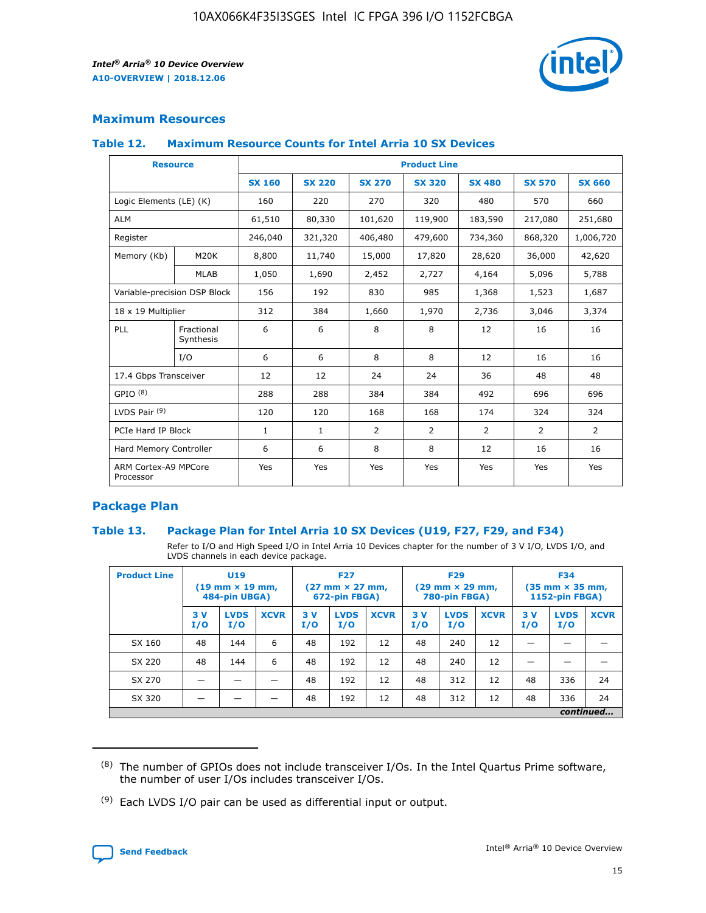## Maximum Resources

### Table 12. Maximum Resource Counts for Intel Arria 10 SX Devices

| Resource | | Product Line | | | | | | |
|---|---|---|---|---|---|---|---|---|
| | | SX 160 | SX 220 | SX 270 | SX 320 | SX 480 | SX 570 | SX 660 |
| Logic Elements (LE) (K) | | 160 | 220 | 270 | 320 | 480 | 570 | 660 |
| ALM | | 61,510 | 80,330 | 101,620 | 119,900 | 183,590 | 217,080 | 251,680 |
| Register | | 246,040 | 321,320 | 406,480 | 479,600 | 734,360 | 868,320 | 1,006,720 |
| Memory (Kb) | M20K | 8,800 | 11,740 | 15,000 | 17,820 | 28,620 | 36,000 | 42,620 |
| | MLAB | 1,050 | 1,690 | 2,452 | 2,727 | 4,164 | 5,096 | 5,788 |
| Variable-precision DSP Block | | 156 | 192 | 830 | 985 | 1,368 | 1,523 | 1,687 |
| 18 x 19 Multiplier | | 312 | 384 | 1,660 | 1,970 | 2,736 | 3,046 | 3,374 |
| PLL | Fractional Synthesis | 6 | 6 | 8 | 8 | 12 | 16 | 16 |
| | I/O | 6 | 6 | 8 | 8 | 12 | 16 | 16 |
| 17.4 Gbps Transceiver | | 12 | 12 | 24 | 24 | 36 | 48 | 48 |
| GPIO (8) | | 288 | 288 | 384 | 384 | 492 | 696 | 696 |
| LVDS Pair (9) | | 120 | 120 | 168 | 168 | 174 | 324 | 324 |
| PCIe Hard IP Block | | 1 | 1 | 2 | 2 | 2 | 2 | 2 |
| Hard Memory Controller | | 6 | 6 | 8 | 8 | 12 | 16 | 16 |
| ARM Cortex-A9 MPCore Processor | | Yes | Yes | Yes | Yes | Yes | Yes | Yes |

## Package Plan

### Table 13. Package Plan for Intel Arria 10 SX Devices (U19, F27, F29, and F34)

Refer to I/O and High Speed I/O in Intel Arria 10 Devices chapter for the number of 3 V I/O, LVDS I/O, and LVDS channels in each device package.

| Product Line | U19 (19 mm × 19 mm, 484-pin UBGA) | | | F27 (27 mm × 27 mm, 672-pin FBGA) | | | F29 (29 mm × 29 mm, 780-pin FBGA) | | | F34 (35 mm × 35 mm, 1152-pin FBGA) | | |
|---|---|---|---|---|---|---|---|---|---|---|---|---|
| | 3 V I/O | LVDS I/O | XCVR | 3 V I/O | LVDS I/O | XCVR | 3 V I/O | LVDS I/O | XCVR | 3 V I/O | LVDS I/O | XCVR |
| SX 160 | 48 | 144 | 6 | 48 | 192 | 12 | 48 | 240 | 12 | — | — | — |
| SX 220 | 48 | 144 | 6 | 48 | 192 | 12 | 48 | 240 | 12 | — | — | — |
| SX 270 | — | — | — | 48 | 192 | 12 | 48 | 312 | 12 | 48 | 336 | 24 |
| SX 320 | — | — | — | 48 | 192 | 12 | 48 | 312 | 12 | 48 | 336 | 24 |

*continued...*

(8) The number of GPIOs does not include transceiver I/Os. In the Intel Quartus Prime software, the number of user I/Os includes transceiver I/Os.

(9) Each LVDS I/O pair can be used as differential input or output.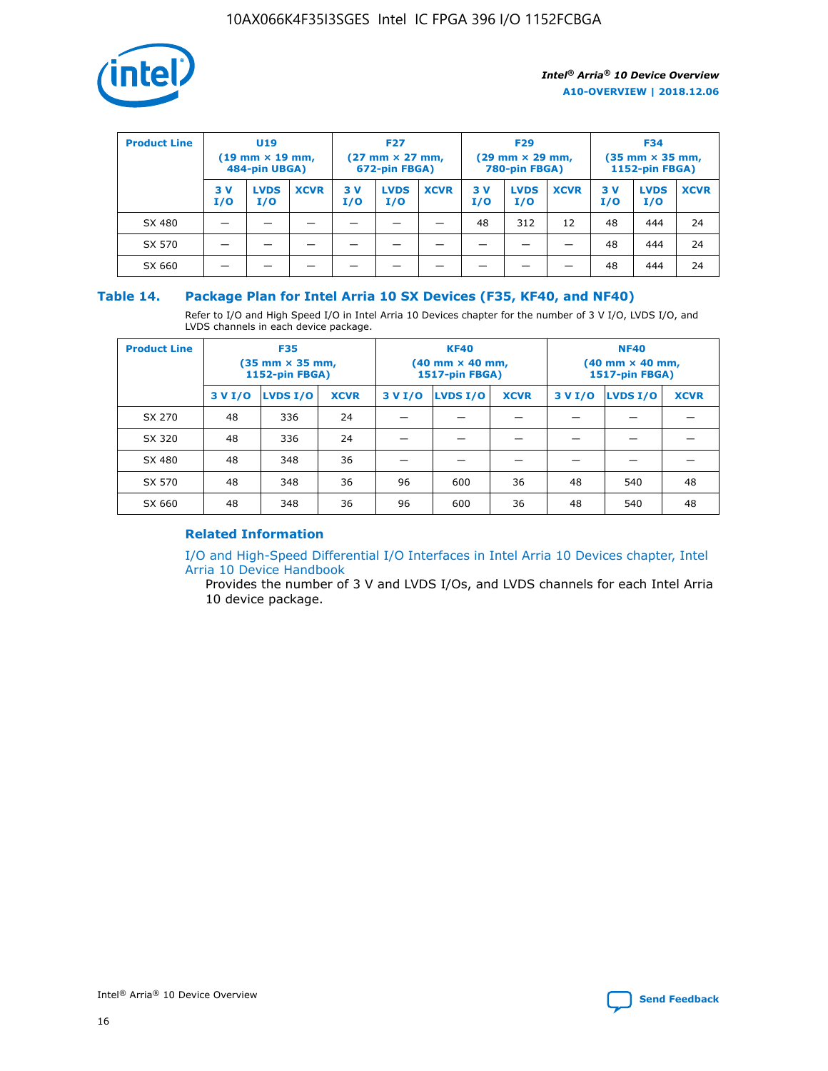| Product Line | U19 (19 mm × 19 mm, 484-pin UBGA) | | | F27 (27 mm × 27 mm, 672-pin FBGA) | | | F29 (29 mm × 29 mm, 780-pin FBGA) | | | F34 (35 mm × 35 mm, 1152-pin FBGA) | | |
|---|---|---|---|---|---|---|---|---|---|---|---|---|
| | 3 V I/O | LVDS I/O | XCVR | 3 V I/O | LVDS I/O | XCVR | 3 V I/O | LVDS I/O | XCVR | 3 V I/O | LVDS I/O | XCVR |
| SX 480 | — | — | — | — | — | — | 48 | 312 | 12 | 48 | 444 | 24 |
| SX 570 | — | — | — | — | — | — | — | — | — | 48 | 444 | 24 |
| SX 660 | — | — | — | — | — | — | — | — | — | 48 | 444 | 24 |

## Table 14. Package Plan for Intel Arria 10 SX Devices (F35, KF40, and NF40)

Refer to I/O and High Speed I/O in Intel Arria 10 Devices chapter for the number of 3 V I/O, LVDS I/O, and LVDS channels in each device package.

| Product Line | F35 (35 mm × 35 mm, 1152-pin FBGA) | | | KF40 (40 mm × 40 mm, 1517-pin FBGA) | | | NF40 (40 mm × 40 mm, 1517-pin FBGA) | | |
|---|---|---|---|---|---|---|---|---|---|
| | 3 V I/O | LVDS I/O | XCVR | 3 V I/O | LVDS I/O | XCVR | 3 V I/O | LVDS I/O | XCVR |
| SX 270 | 48 | 336 | 24 | — | — | — | — | — | — |
| SX 320 | 48 | 336 | 24 | — | — | — | — | — | — |
| SX 480 | 48 | 348 | 36 | — | — | — | — | — | — |
| SX 570 | 48 | 348 | 36 | 96 | 600 | 36 | 48 | 540 | 48 |
| SX 660 | 48 | 348 | 36 | 96 | 600 | 36 | 48 | 540 | 48 |

### Related Information

I/O and High-Speed Differential I/O Interfaces in Intel Arria 10 Devices chapter, Intel Arria 10 Device Handbook

Provides the number of 3 V and LVDS I/Os, and LVDS channels for each Intel Arria 10 device package.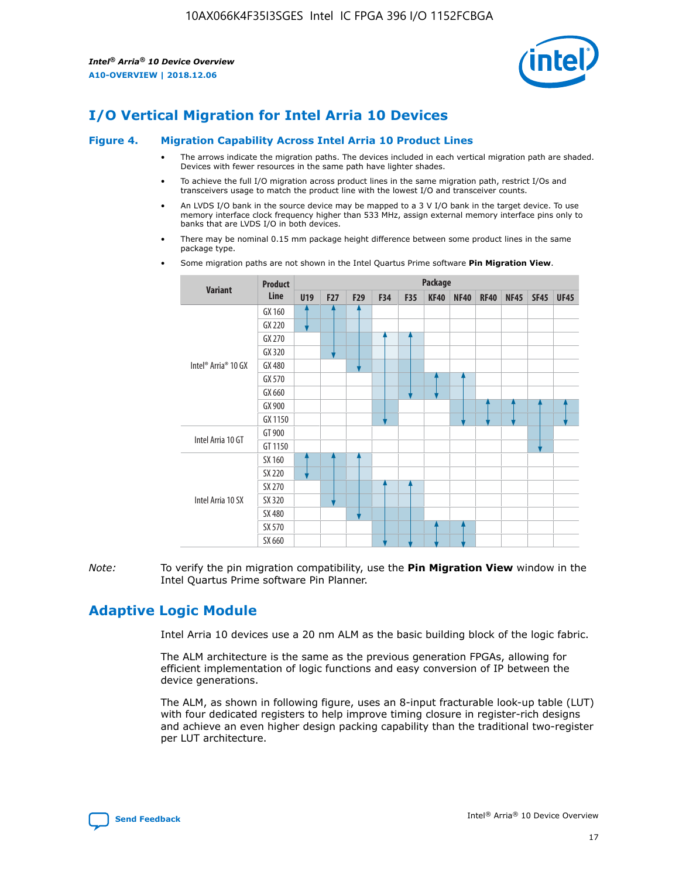## I/O Vertical Migration for Intel Arria 10 Devices

**Figure 4. Migration Capability Across Intel Arria 10 Product Lines**

- The arrows indicate the migration paths. The devices included in each vertical migration path are shaded. Devices with fewer resources in the same path have lighter shades.
- To achieve the full I/O migration across product lines in the same migration path, restrict I/Os and transceivers usage to match the product line with the lowest I/O and transceiver counts.
- An LVDS I/O bank in the source device may be mapped to a 3 V I/O bank in the target device. To use memory interface clock frequency higher than 533 MHz, assign external memory interface pins only to banks that are LVDS I/O in both devices.
- There may be nominal 0.15 mm package height difference between some product lines in the same package type.
- Some migration paths are not shown in the Intel Quartus Prime software **Pin Migration View**.

| Variant | Product Line | Package | | | | | | | | | | |
|---|---|---|---|---|---|---|---|---|---|---|---|---|
| | | U19 | F27 | F29 | F34 | F35 | KF40 | NF40 | RF40 | NF45 | SF45 | UF45 |
| Intel® Arria® 10 GX | GX 160 | | | | | | | | | | | |
| | GX 220 | | | | | | | | | | | |
| | GX 270 | | | | | | | | | | | |
| | GX 320 | | | | | | | | | | | |
| | GX 480 | | | | | | | | | | | |
| | GX 570 | | | | | | | | | | | |
| | GX 660 | | | | | | | | | | | |
| | GX 900 | | | | | | | | | | | |
| | GX 1150 | | | | | | | | | | | |
| Intel Arria 10 GT | GT 900 | | | | | | | | | | | |
| | GT 1150 | | | | | | | | | | | |
| Intel Arria 10 SX | SX 160 | | | | | | | | | | | |
| | SX 220 | | | | | | | | | | | |
| | SX 270 | | | | | | | | | | | |
| | SX 320 | | | | | | | | | | | |
| | SX 480 | | | | | | | | | | | |
| | SX 570 | | | | | | | | | | | |
| | SX 660 | | | | | | | | | | | |

*Note:* To verify the pin migration compatibility, use the **Pin Migration View** window in the Intel Quartus Prime software Pin Planner.

## Adaptive Logic Module

Intel Arria 10 devices use a 20 nm ALM as the basic building block of the logic fabric.

The ALM architecture is the same as the previous generation FPGAs, allowing for efficient implementation of logic functions and easy conversion of IP between the device generations.

The ALM, as shown in following figure, uses an 8-input fracturable look-up table (LUT) with four dedicated registers to help improve timing closure in register-rich designs and achieve an even higher design packing capability than the traditional two-register per LUT architecture.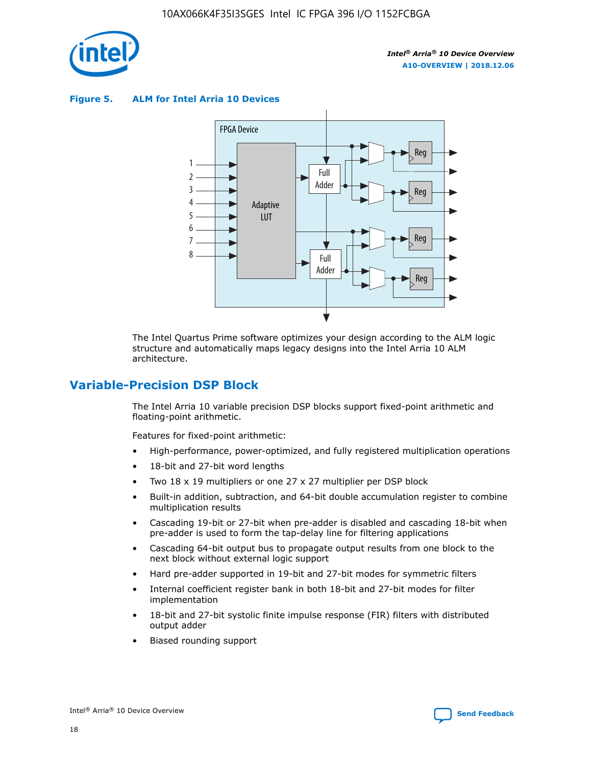**Figure 5. ALM for Intel Arria 10 Devices**

The Intel Quartus Prime software optimizes your design according to the ALM logic structure and automatically maps legacy designs into the Intel Arria 10 ALM architecture.

## Variable-Precision DSP Block

The Intel Arria 10 variable precision DSP blocks support fixed-point arithmetic and floating-point arithmetic.

Features for fixed-point arithmetic:

- High-performance, power-optimized, and fully registered multiplication operations
- 18-bit and 27-bit word lengths
- Two 18 x 19 multipliers or one 27 x 27 multiplier per DSP block
- Built-in addition, subtraction, and 64-bit double accumulation register to combine multiplication results
- Cascading 19-bit or 27-bit when pre-adder is disabled and cascading 18-bit when pre-adder is used to form the tap-delay line for filtering applications
- Cascading 64-bit output bus to propagate output results from one block to the next block without external logic support
- Hard pre-adder supported in 19-bit and 27-bit modes for symmetric filters
- Internal coefficient register bank in both 18-bit and 27-bit modes for filter implementation
- 18-bit and 27-bit systolic finite impulse response (FIR) filters with distributed output adder
- Biased rounding support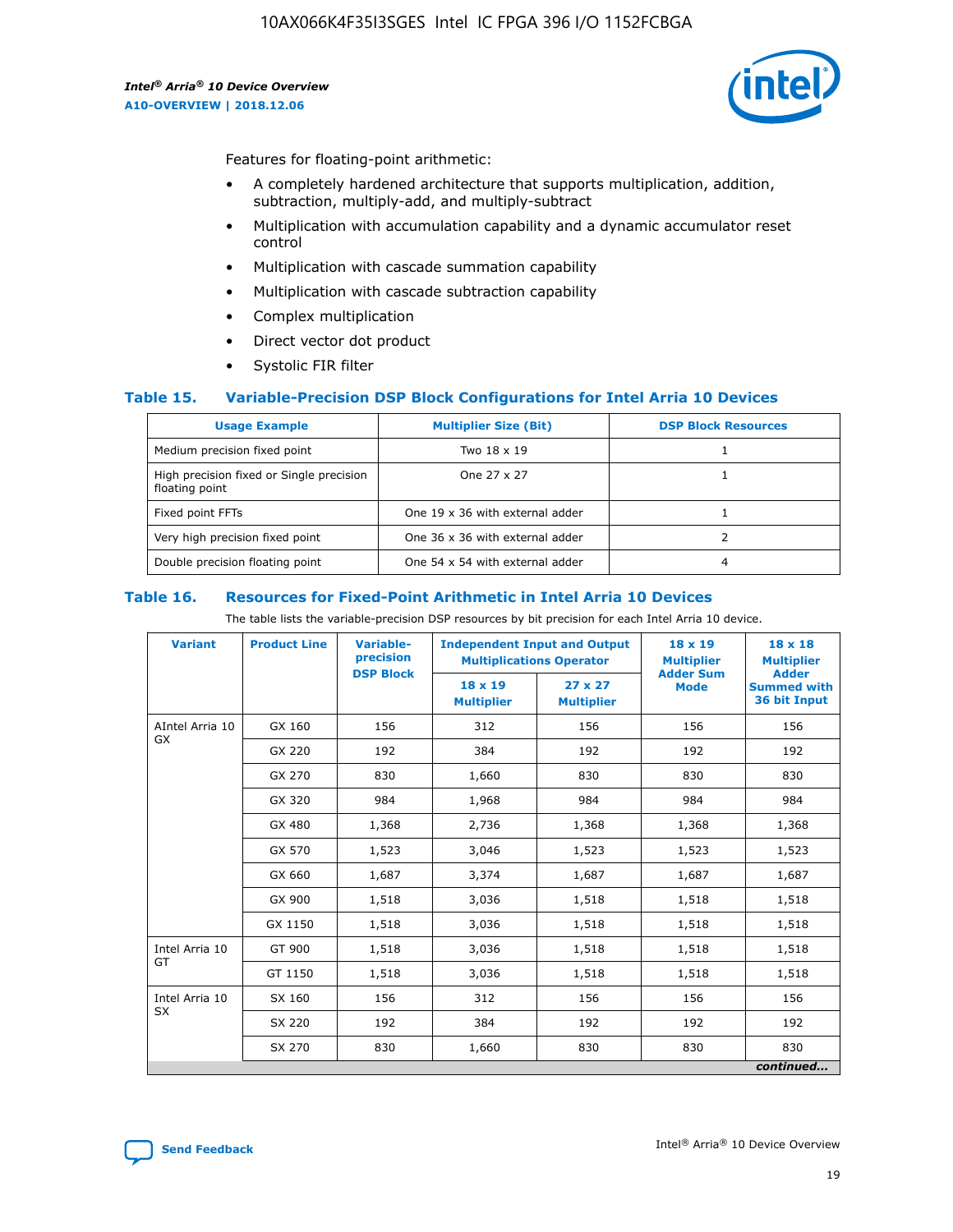Features for floating-point arithmetic:

- A completely hardened architecture that supports multiplication, addition, subtraction, multiply-add, and multiply-subtract
- Multiplication with accumulation capability and a dynamic accumulator reset control
- Multiplication with cascade summation capability
- Multiplication with cascade subtraction capability
- Complex multiplication
- Direct vector dot product
- Systolic FIR filter

### Table 15. Variable-Precision DSP Block Configurations for Intel Arria 10 Devices

| Usage Example | Multiplier Size (Bit) | DSP Block Resources |
|---|---|---|
| Medium precision fixed point | Two 18 x 19 | 1 |
| High precision fixed or Single precision floating point | One 27 x 27 | 1 |
| Fixed point FFTs | One 19 x 36 with external adder | 1 |
| Very high precision fixed point | One 36 x 36 with external adder | 2 |
| Double precision floating point | One 54 x 54 with external adder | 4 |

### Table 16. Resources for Fixed-Point Arithmetic in Intel Arria 10 Devices

The table lists the variable-precision DSP resources by bit precision for each Intel Arria 10 device.

| Variant | Product Line | Variable-precision DSP Block | Independent Input and Output Multiplications Operator | | 18 x 19 Multiplier Adder Sum Mode | 18 x 18 Multiplier Adder Summed with 36 bit Input |
|---|---|---|---|---|---|---|
| | | | 18 x 19 Multiplier | 27 x 27 Multiplier | | |
| AIntel Arria 10 GX | GX 160 | 156 | 312 | 156 | 156 | 156 |
| | GX 220 | 192 | 384 | 192 | 192 | 192 |
| | GX 270 | 830 | 1,660 | 830 | 830 | 830 |
| | GX 320 | 984 | 1,968 | 984 | 984 | 984 |
| | GX 480 | 1,368 | 2,736 | 1,368 | 1,368 | 1,368 |
| | GX 570 | 1,523 | 3,046 | 1,523 | 1,523 | 1,523 |
| | GX 660 | 1,687 | 3,374 | 1,687 | 1,687 | 1,687 |
| | GX 900 | 1,518 | 3,036 | 1,518 | 1,518 | 1,518 |
| | GX 1150 | 1,518 | 3,036 | 1,518 | 1,518 | 1,518 |
| Intel Arria 10 GT | GT 900 | 1,518 | 3,036 | 1,518 | 1,518 | 1,518 |
| | GT 1150 | 1,518 | 3,036 | 1,518 | 1,518 | 1,518 |
| Intel Arria 10 SX | SX 160 | 156 | 312 | 156 | 156 | 156 |
| | SX 220 | 192 | 384 | 192 | 192 | 192 |
| | SX 270 | 830 | 1,660 | 830 | 830 | 830 |

*continued...*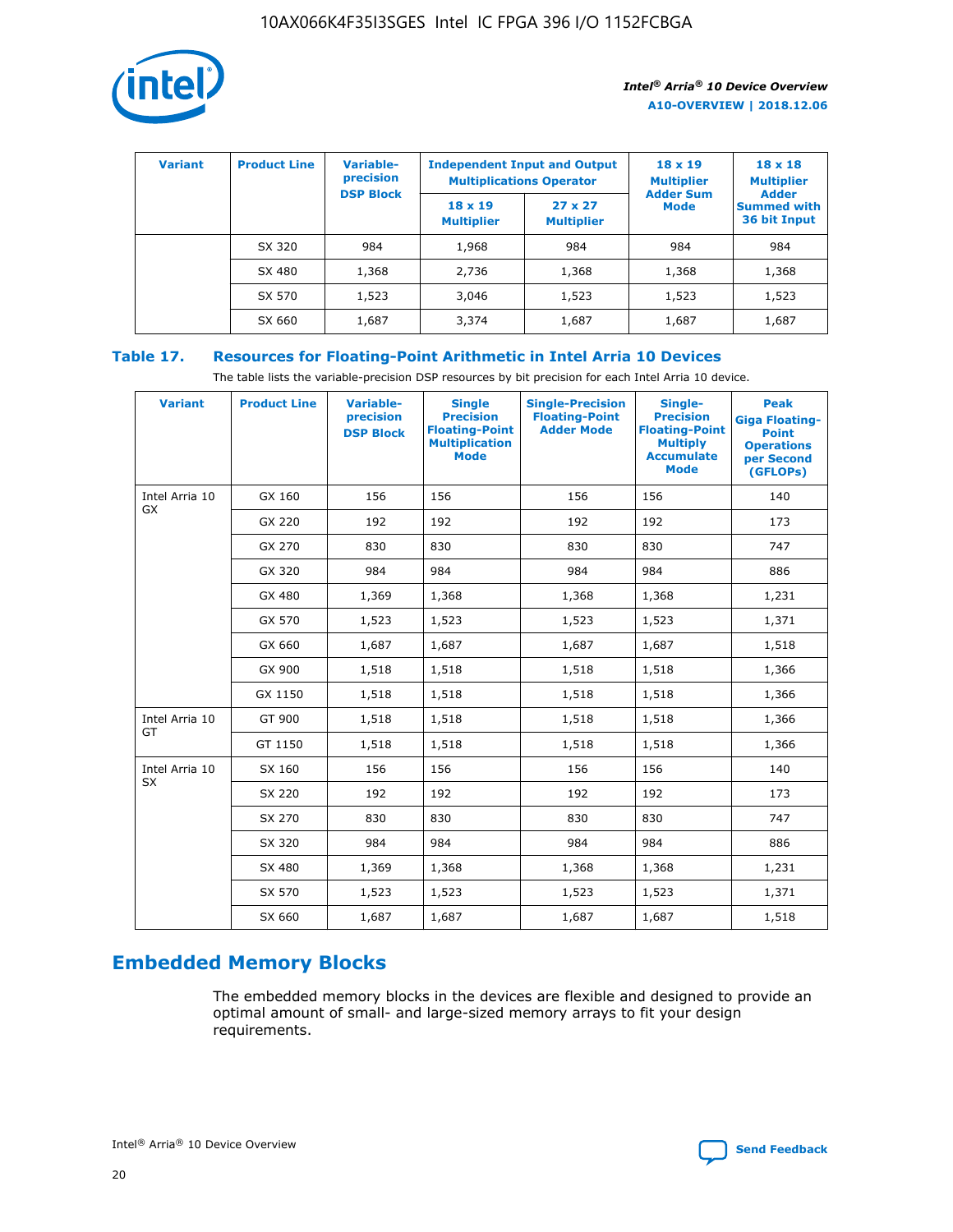| Variant | Product Line | Variable-precision DSP Block | Independent Input and Output Multiplications Operator | | 18 x 19 Multiplier Adder Sum Mode | 18 x 18 Multiplier Adder Summed with 36 bit Input |
|---|---|---|---|---|---|---|
| | | | 18 x 19 Multiplier | 27 x 27 Multiplier | | |
| | SX 320 | 984 | 1,968 | 984 | 984 | 984 |
| | SX 480 | 1,368 | 2,736 | 1,368 | 1,368 | 1,368 |
| | SX 570 | 1,523 | 3,046 | 1,523 | 1,523 | 1,523 |
| | SX 660 | 1,687 | 3,374 | 1,687 | 1,687 | 1,687 |

**Table 17. Resources for Floating-Point Arithmetic in Intel Arria 10 Devices**

The table lists the variable-precision DSP resources by bit precision for each Intel Arria 10 device.

| Variant | Product Line | Variable-precision DSP Block | Single Precision Floating-Point Multiplication Mode | Single-Precision Floating-Point Adder Mode | Single-Precision Floating-Point Multiply Accumulate Mode | Peak Giga Floating-Point Operations per Second (GFLOPs) |
|---|---|---|---|---|---|---|
| Intel Arria 10 GX | GX 160 | 156 | 156 | 156 | 156 | 140 |
| | GX 220 | 192 | 192 | 192 | 192 | 173 |
| | GX 270 | 830 | 830 | 830 | 830 | 747 |
| | GX 320 | 984 | 984 | 984 | 984 | 886 |
| | GX 480 | 1,369 | 1,368 | 1,368 | 1,368 | 1,231 |
| | GX 570 | 1,523 | 1,523 | 1,523 | 1,523 | 1,371 |
| | GX 660 | 1,687 | 1,687 | 1,687 | 1,687 | 1,518 |
| | GX 900 | 1,518 | 1,518 | 1,518 | 1,518 | 1,366 |
| | GX 1150 | 1,518 | 1,518 | 1,518 | 1,518 | 1,366 |
| Intel Arria 10 GT | GT 900 | 1,518 | 1,518 | 1,518 | 1,518 | 1,366 |
| | GT 1150 | 1,518 | 1,518 | 1,518 | 1,518 | 1,366 |
| Intel Arria 10 SX | SX 160 | 156 | 156 | 156 | 156 | 140 |
| | SX 220 | 192 | 192 | 192 | 192 | 173 |
| | SX 270 | 830 | 830 | 830 | 830 | 747 |
| | SX 320 | 984 | 984 | 984 | 984 | 886 |
| | SX 480 | 1,369 | 1,368 | 1,368 | 1,368 | 1,231 |
| | SX 570 | 1,523 | 1,523 | 1,523 | 1,523 | 1,371 |
| | SX 660 | 1,687 | 1,687 | 1,687 | 1,687 | 1,518 |

## Embedded Memory Blocks

The embedded memory blocks in the devices are flexible and designed to provide an optimal amount of small- and large-sized memory arrays to fit your design requirements.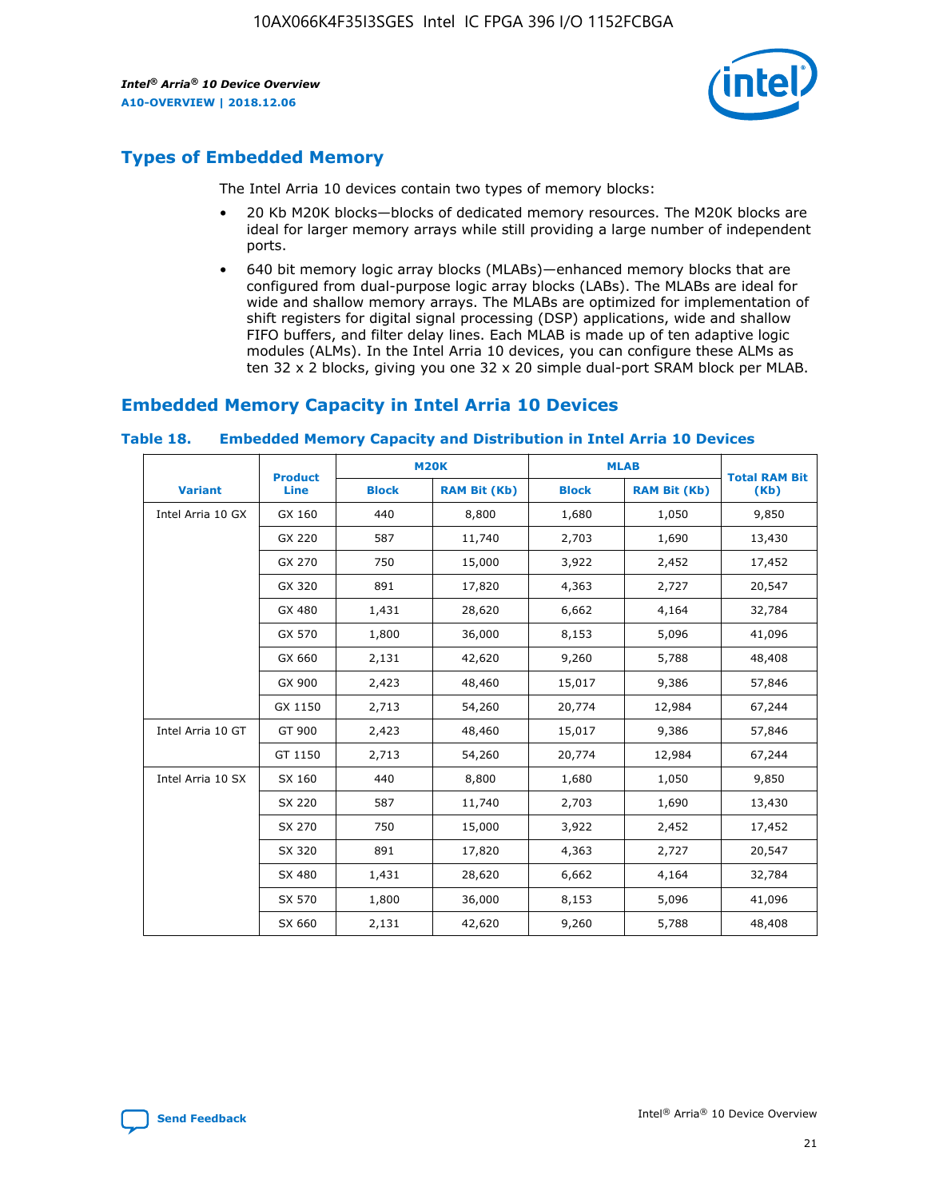## Types of Embedded Memory

The Intel Arria 10 devices contain two types of memory blocks:

- 20 Kb M20K blocks—blocks of dedicated memory resources. The M20K blocks are ideal for larger memory arrays while still providing a large number of independent ports.
- 640 bit memory logic array blocks (MLABs)—enhanced memory blocks that are configured from dual-purpose logic array blocks (LABs). The MLABs are ideal for wide and shallow memory arrays. The MLABs are optimized for implementation of shift registers for digital signal processing (DSP) applications, wide and shallow FIFO buffers, and filter delay lines. Each MLAB is made up of ten adaptive logic modules (ALMs). In the Intel Arria 10 devices, you can configure these ALMs as ten 32 x 2 blocks, giving you one 32 x 20 simple dual-port SRAM block per MLAB.

## Embedded Memory Capacity in Intel Arria 10 Devices

**Table 18. Embedded Memory Capacity and Distribution in Intel Arria 10 Devices**

| Variant | Product Line | M20K | | MLAB | | Total RAM Bit (Kb) |
|---|---|---|---|---|---|---|
| | | Block | RAM Bit (Kb) | Block | RAM Bit (Kb) | |
| Intel Arria 10 GX | GX 160 | 440 | 8,800 | 1,680 | 1,050 | 9,850 |
| | GX 220 | 587 | 11,740 | 2,703 | 1,690 | 13,430 |
| | GX 270 | 750 | 15,000 | 3,922 | 2,452 | 17,452 |
| | GX 320 | 891 | 17,820 | 4,363 | 2,727 | 20,547 |
| | GX 480 | 1,431 | 28,620 | 6,662 | 4,164 | 32,784 |
| | GX 570 | 1,800 | 36,000 | 8,153 | 5,096 | 41,096 |
| | GX 660 | 2,131 | 42,620 | 9,260 | 5,788 | 48,408 |
| | GX 900 | 2,423 | 48,460 | 15,017 | 9,386 | 57,846 |
| | GX 1150 | 2,713 | 54,260 | 20,774 | 12,984 | 67,244 |
| Intel Arria 10 GT | GT 900 | 2,423 | 48,460 | 15,017 | 9,386 | 57,846 |
| | GT 1150 | 2,713 | 54,260 | 20,774 | 12,984 | 67,244 |
| Intel Arria 10 SX | SX 160 | 440 | 8,800 | 1,680 | 1,050 | 9,850 |
| | SX 220 | 587 | 11,740 | 2,703 | 1,690 | 13,430 |
| | SX 270 | 750 | 15,000 | 3,922 | 2,452 | 17,452 |
| | SX 320 | 891 | 17,820 | 4,363 | 2,727 | 20,547 |
| | SX 480 | 1,431 | 28,620 | 6,662 | 4,164 | 32,784 |
| | SX 570 | 1,800 | 36,000 | 8,153 | 5,096 | 41,096 |
| | SX 660 | 2,131 | 42,620 | 9,260 | 5,788 | 48,408 |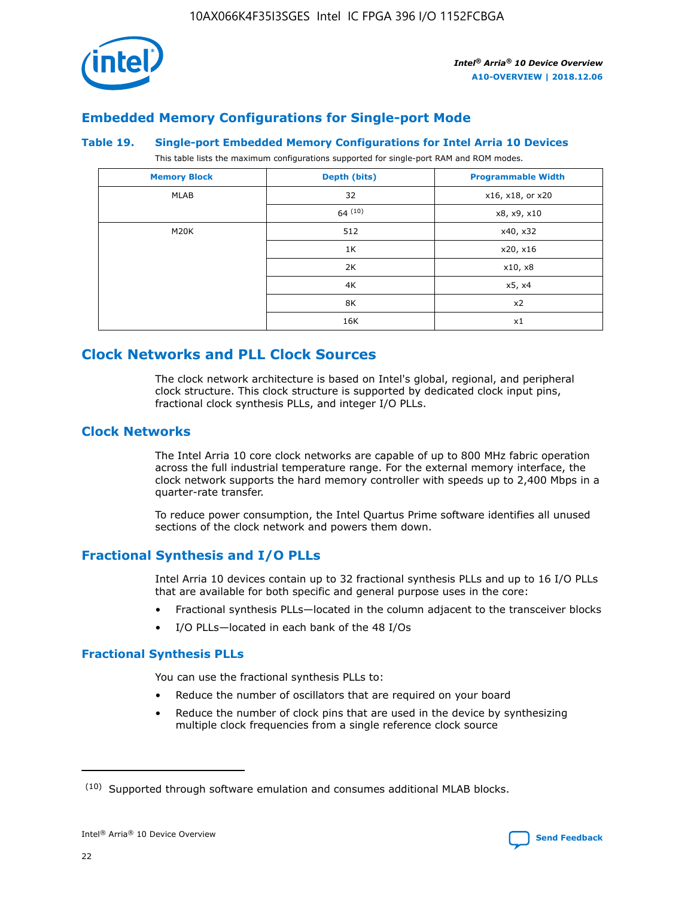## Embedded Memory Configurations for Single-port Mode

### Table 19. Single-port Embedded Memory Configurations for Intel Arria 10 Devices

This table lists the maximum configurations supported for single-port RAM and ROM modes.

| Memory Block | Depth (bits) | Programmable Width |
|---|---|---|
| MLAB | 32 | x16, x18, or x20 |
| | 64 [10] | x8, x9, x10 |
| M20K | 512 | x40, x32 |
| | 1K | x20, x16 |
| | 2K | x10, x8 |
| | 4K | x5, x4 |
| | 8K | x2 |
| | 16K | x1 |

## Clock Networks and PLL Clock Sources

The clock network architecture is based on Intel's global, regional, and peripheral clock structure. This clock structure is supported by dedicated clock input pins, fractional clock synthesis PLLs, and integer I/O PLLs.

## Clock Networks

The Intel Arria 10 core clock networks are capable of up to 800 MHz fabric operation across the full industrial temperature range. For the external memory interface, the clock network supports the hard memory controller with speeds up to 2,400 Mbps in a quarter-rate transfer.

To reduce power consumption, the Intel Quartus Prime software identifies all unused sections of the clock network and powers them down.

## Fractional Synthesis and I/O PLLs

Intel Arria 10 devices contain up to 32 fractional synthesis PLLs and up to 16 I/O PLLs that are available for both specific and general purpose uses in the core:

- Fractional synthesis PLLs—located in the column adjacent to the transceiver blocks
- I/O PLLs—located in each bank of the 48 I/Os

### Fractional Synthesis PLLs

You can use the fractional synthesis PLLs to:

- Reduce the number of oscillators that are required on your board
- Reduce the number of clock pins that are used in the device by synthesizing multiple clock frequencies from a single reference clock source

---

(10) Supported through software emulation and consumes additional MLAB blocks.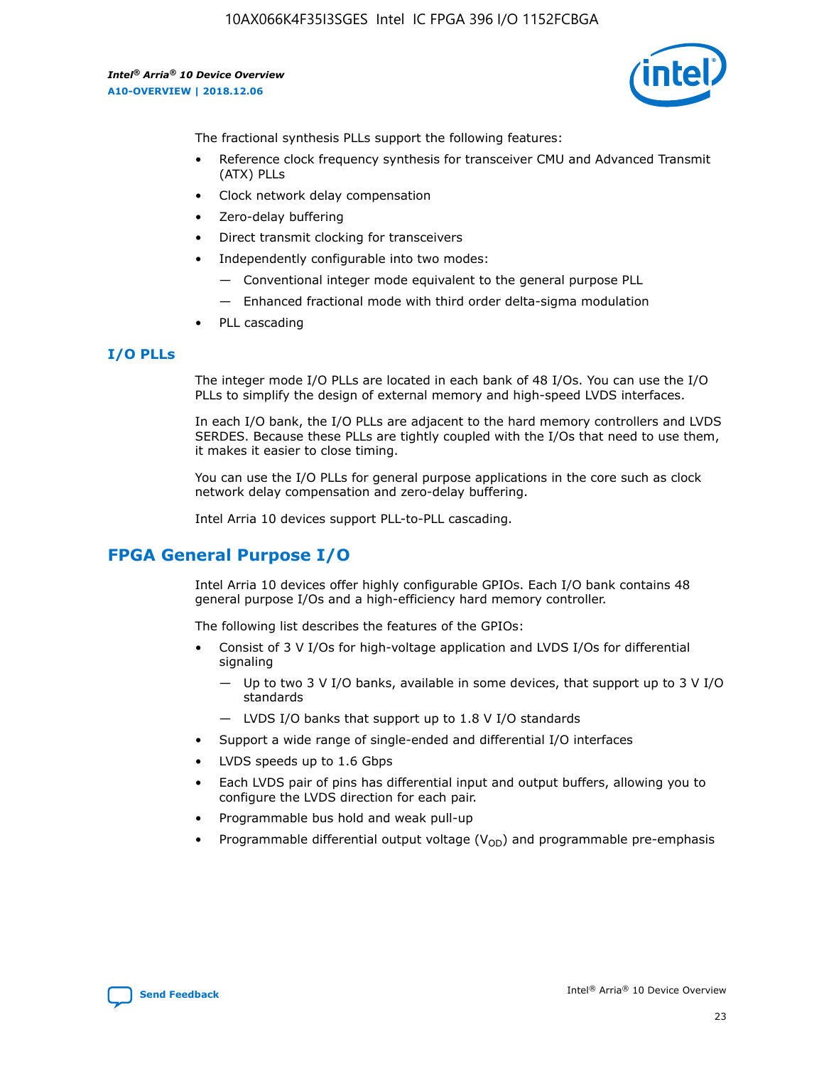The fractional synthesis PLLs support the following features:

- Reference clock frequency synthesis for transceiver CMU and Advanced Transmit (ATX) PLLs
- Clock network delay compensation
- Zero-delay buffering
- Direct transmit clocking for transceivers
- Independently configurable into two modes:
  - Conventional integer mode equivalent to the general purpose PLL
  - Enhanced fractional mode with third order delta-sigma modulation
- PLL cascading

### I/O PLLs

The integer mode I/O PLLs are located in each bank of 48 I/Os. You can use the I/O PLLs to simplify the design of external memory and high-speed LVDS interfaces.

In each I/O bank, the I/O PLLs are adjacent to the hard memory controllers and LVDS SERDES. Because these PLLs are tightly coupled with the I/Os that need to use them, it makes it easier to close timing.

You can use the I/O PLLs for general purpose applications in the core such as clock network delay compensation and zero-delay buffering.

Intel Arria 10 devices support PLL-to-PLL cascading.

## FPGA General Purpose I/O

Intel Arria 10 devices offer highly configurable GPIOs. Each I/O bank contains 48 general purpose I/Os and a high-efficiency hard memory controller.

The following list describes the features of the GPIOs:

- Consist of 3 V I/Os for high-voltage application and LVDS I/Os for differential signaling
  - Up to two 3 V I/O banks, available in some devices, that support up to 3 V I/O standards
  - LVDS I/O banks that support up to 1.8 V I/O standards
- Support a wide range of single-ended and differential I/O interfaces
- LVDS speeds up to 1.6 Gbps
- Each LVDS pair of pins has differential input and output buffers, allowing you to configure the LVDS direction for each pair.
- Programmable bus hold and weak pull-up
- Programmable differential output voltage ($V_{OD}$) and programmable pre-emphasis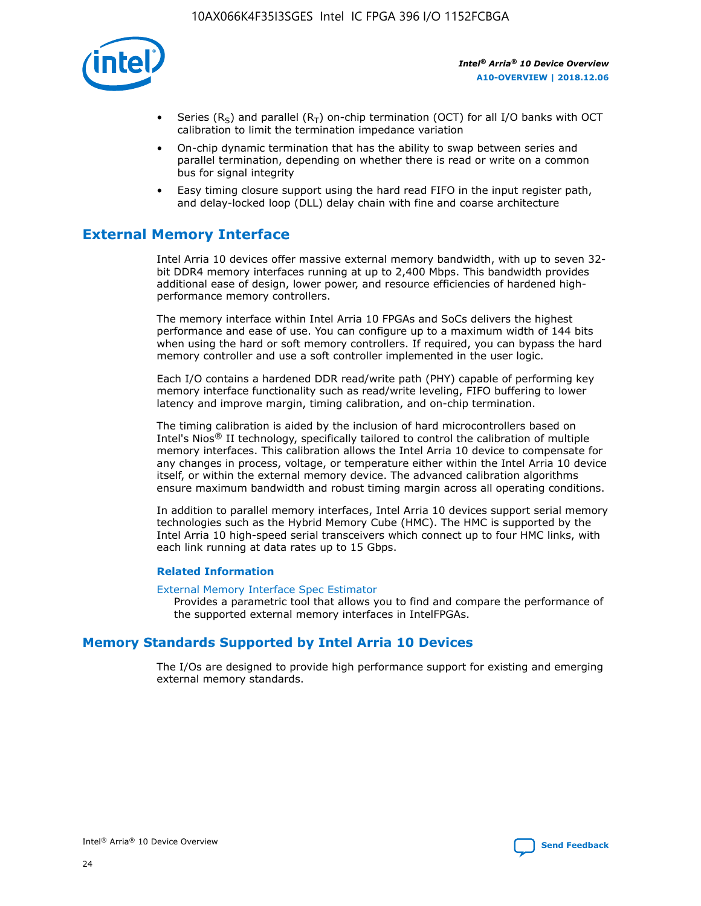- Series ($R_S$) and parallel ($R_T$) on-chip termination (OCT) for all I/O banks with OCT calibration to limit the termination impedance variation
- On-chip dynamic termination that has the ability to swap between series and parallel termination, depending on whether there is read or write on a common bus for signal integrity
- Easy timing closure support using the hard read FIFO in the input register path, and delay-locked loop (DLL) delay chain with fine and coarse architecture

## External Memory Interface

Intel Arria 10 devices offer massive external memory bandwidth, with up to seven 32-bit DDR4 memory interfaces running at up to 2,400 Mbps. This bandwidth provides additional ease of design, lower power, and resource efficiencies of hardened high-performance memory controllers.

The memory interface within Intel Arria 10 FPGAs and SoCs delivers the highest performance and ease of use. You can configure up to a maximum width of 144 bits when using the hard or soft memory controllers. If required, you can bypass the hard memory controller and use a soft controller implemented in the user logic.

Each I/O contains a hardened DDR read/write path (PHY) capable of performing key memory interface functionality such as read/write leveling, FIFO buffering to lower latency and improve margin, timing calibration, and on-chip termination.

The timing calibration is aided by the inclusion of hard microcontrollers based on Intel's Nios® II technology, specifically tailored to control the calibration of multiple memory interfaces. This calibration allows the Intel Arria 10 device to compensate for any changes in process, voltage, or temperature either within the Intel Arria 10 device itself, or within the external memory device. The advanced calibration algorithms ensure maximum bandwidth and robust timing margin across all operating conditions.

In addition to parallel memory interfaces, Intel Arria 10 devices support serial memory technologies such as the Hybrid Memory Cube (HMC). The HMC is supported by the Intel Arria 10 high-speed serial transceivers which connect up to four HMC links, with each link running at data rates up to 15 Gbps.

### Related Information

External Memory Interface Spec Estimator
Provides a parametric tool that allows you to find and compare the performance of the supported external memory interfaces in IntelFPGAs.

## Memory Standards Supported by Intel Arria 10 Devices

The I/Os are designed to provide high performance support for existing and emerging external memory standards.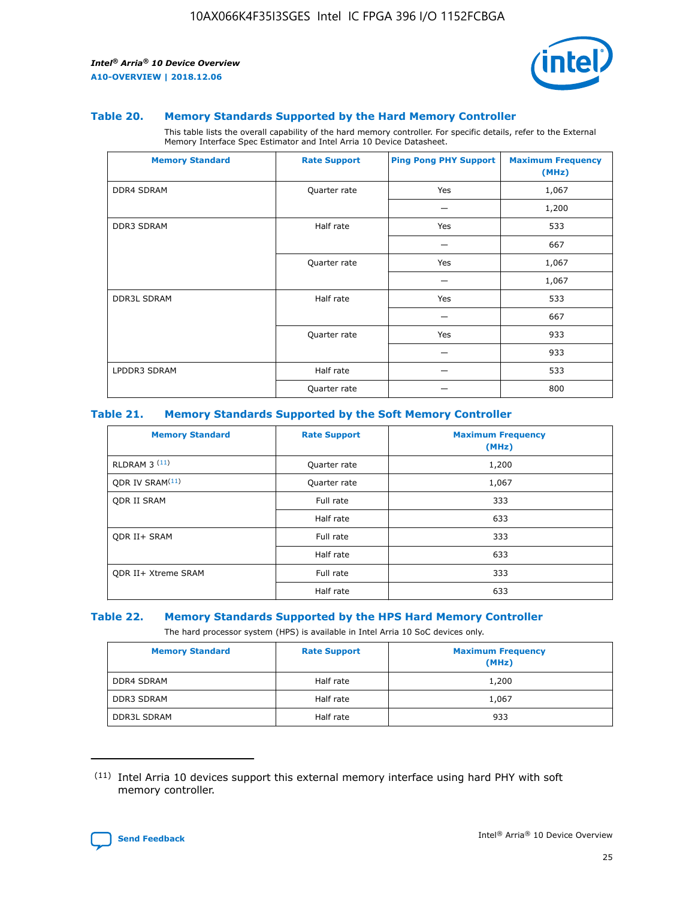### Table 20. Memory Standards Supported by the Hard Memory Controller

This table lists the overall capability of the hard memory controller. For specific details, refer to the External Memory Interface Spec Estimator and Intel Arria 10 Device Datasheet.

| Memory Standard | Rate Support | Ping Pong PHY Support | Maximum Frequency (MHz) |
|---|---|---|---|
| DDR4 SDRAM | Quarter rate | Yes | 1,067 |
| | | — | 1,200 |
| DDR3 SDRAM | Half rate | Yes | 533 |
| | | — | 667 |
| | Quarter rate | Yes | 1,067 |
| | | — | 1,067 |
| DDR3L SDRAM | Half rate | Yes | 533 |
| | | — | 667 |
| | Quarter rate | Yes | 933 |
| | | — | 933 |
| LPDDR3 SDRAM | Half rate | — | 533 |
| | Quarter rate | — | 800 |

### Table 21. Memory Standards Supported by the Soft Memory Controller

| Memory Standard | Rate Support | Maximum Frequency (MHz) |
|---|---|---|
| RLDRAM 3 [11] | Quarter rate | 1,200 |
| QDR IV SRAM[11] | Quarter rate | 1,067 |
| QDR II SRAM | Full rate | 333 |
| | Half rate | 633 |
| QDR II+ SRAM | Full rate | 333 |
| | Half rate | 633 |
| QDR II+ Xtreme SRAM | Full rate | 333 |
| | Half rate | 633 |

### Table 22. Memory Standards Supported by the HPS Hard Memory Controller

The hard processor system (HPS) is available in Intel Arria 10 SoC devices only.

| Memory Standard | Rate Support | Maximum Frequency (MHz) |
|---|---|---|
| DDR4 SDRAM | Half rate | 1,200 |
| DDR3 SDRAM | Half rate | 1,067 |
| DDR3L SDRAM | Half rate | 933 |

[11] Intel Arria 10 devices support this external memory interface using hard PHY with soft memory controller.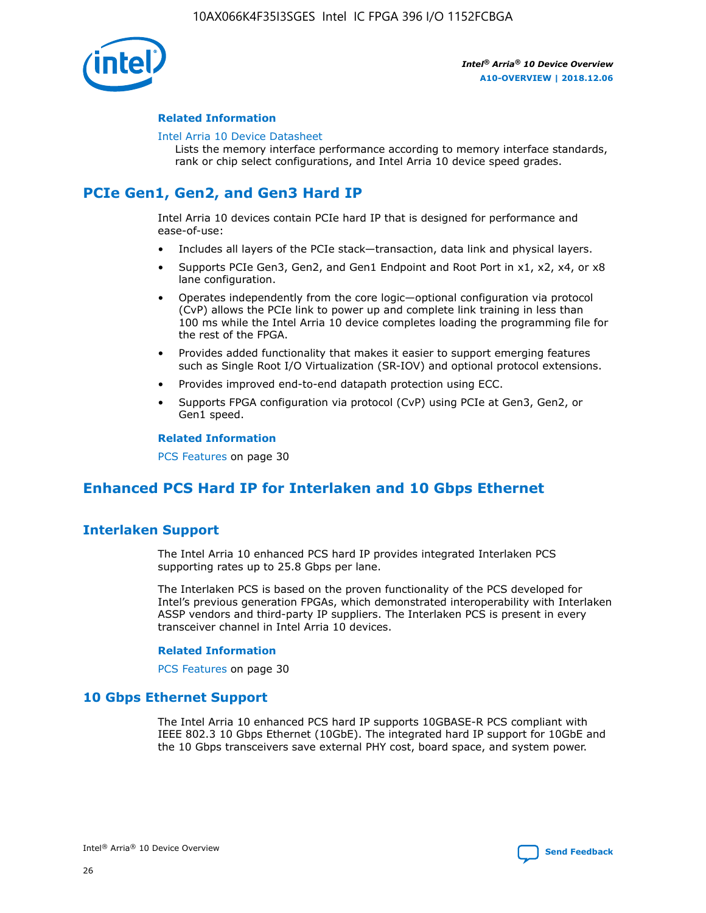#### Related Information

Intel Arria 10 Device Datasheet
Lists the memory interface performance according to memory interface standards, rank or chip select configurations, and Intel Arria 10 device speed grades.

## PCIe Gen1, Gen2, and Gen3 Hard IP

Intel Arria 10 devices contain PCIe hard IP that is designed for performance and ease-of-use:

- Includes all layers of the PCIe stack—transaction, data link and physical layers.
- Supports PCIe Gen3, Gen2, and Gen1 Endpoint and Root Port in x1, x2, x4, or x8 lane configuration.
- Operates independently from the core logic—optional configuration via protocol (CvP) allows the PCIe link to power up and complete link training in less than 100 ms while the Intel Arria 10 device completes loading the programming file for the rest of the FPGA.
- Provides added functionality that makes it easier to support emerging features such as Single Root I/O Virtualization (SR-IOV) and optional protocol extensions.
- Provides improved end-to-end datapath protection using ECC.
- Supports FPGA configuration via protocol (CvP) using PCIe at Gen3, Gen2, or Gen1 speed.

#### Related Information

PCS Features on page 30

## Enhanced PCS Hard IP for Interlaken and 10 Gbps Ethernet

### Interlaken Support

The Intel Arria 10 enhanced PCS hard IP provides integrated Interlaken PCS supporting rates up to 25.8 Gbps per lane.

The Interlaken PCS is based on the proven functionality of the PCS developed for Intel's previous generation FPGAs, which demonstrated interoperability with Interlaken ASSP vendors and third-party IP suppliers. The Interlaken PCS is present in every transceiver channel in Intel Arria 10 devices.

#### Related Information

PCS Features on page 30

### 10 Gbps Ethernet Support

The Intel Arria 10 enhanced PCS hard IP supports 10GBASE-R PCS compliant with IEEE 802.3 10 Gbps Ethernet (10GbE). The integrated hard IP support for 10GbE and the 10 Gbps transceivers save external PHY cost, board space, and system power.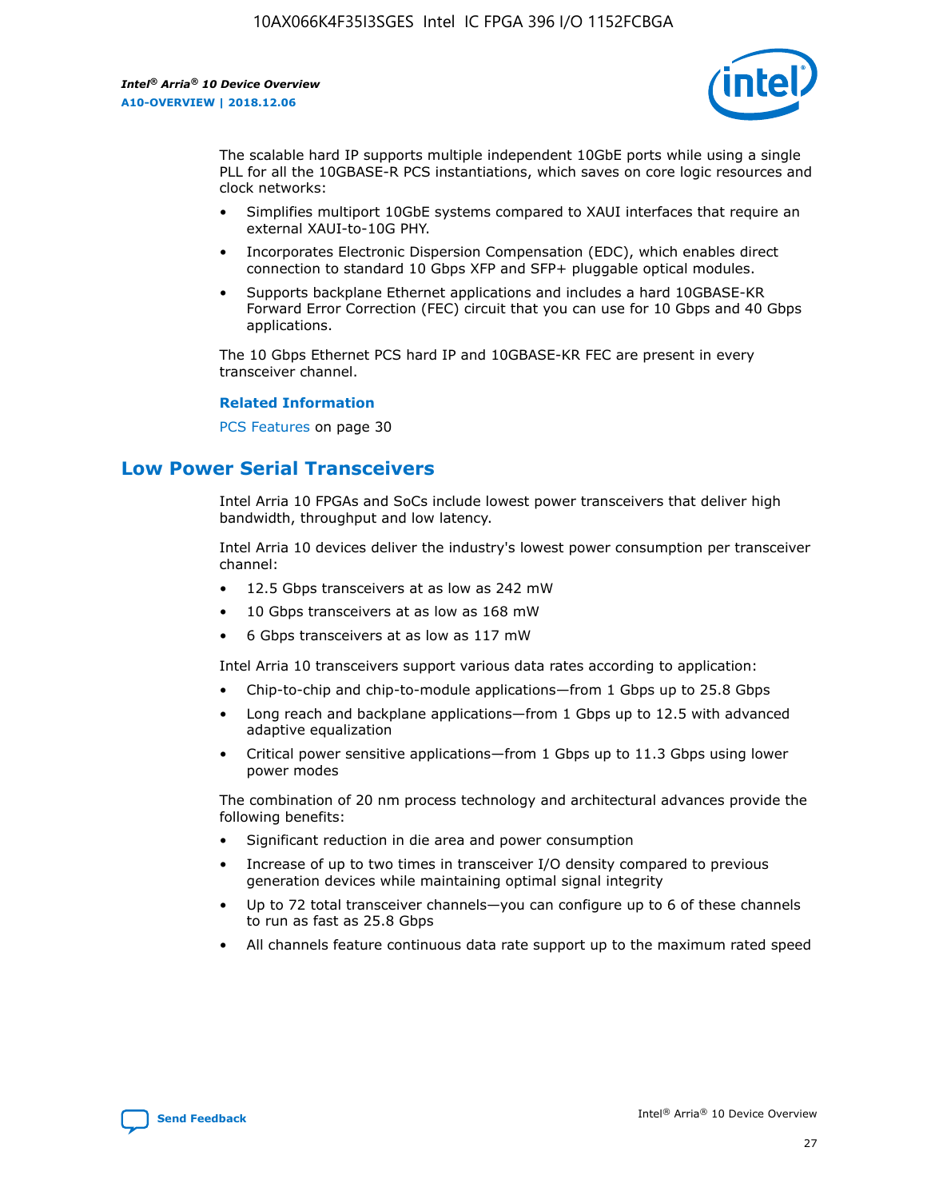The scalable hard IP supports multiple independent 10GbE ports while using a single PLL for all the 10GBASE-R PCS instantiations, which saves on core logic resources and clock networks:

- Simplifies multiport 10GbE systems compared to XAUI interfaces that require an external XAUI-to-10G PHY.
- Incorporates Electronic Dispersion Compensation (EDC), which enables direct connection to standard 10 Gbps XFP and SFP+ pluggable optical modules.
- Supports backplane Ethernet applications and includes a hard 10GBASE-KR Forward Error Correction (FEC) circuit that you can use for 10 Gbps and 40 Gbps applications.

The 10 Gbps Ethernet PCS hard IP and 10GBASE-KR FEC are present in every transceiver channel.

**Related Information**

PCS Features on page 30

## Low Power Serial Transceivers

Intel Arria 10 FPGAs and SoCs include lowest power transceivers that deliver high bandwidth, throughput and low latency.

Intel Arria 10 devices deliver the industry's lowest power consumption per transceiver channel:

- 12.5 Gbps transceivers at as low as 242 mW
- 10 Gbps transceivers at as low as 168 mW
- 6 Gbps transceivers at as low as 117 mW

Intel Arria 10 transceivers support various data rates according to application:

- Chip-to-chip and chip-to-module applications—from 1 Gbps up to 25.8 Gbps
- Long reach and backplane applications—from 1 Gbps up to 12.5 with advanced adaptive equalization
- Critical power sensitive applications—from 1 Gbps up to 11.3 Gbps using lower power modes

The combination of 20 nm process technology and architectural advances provide the following benefits:

- Significant reduction in die area and power consumption
- Increase of up to two times in transceiver I/O density compared to previous generation devices while maintaining optimal signal integrity
- Up to 72 total transceiver channels—you can configure up to 6 of these channels to run as fast as 25.8 Gbps
- All channels feature continuous data rate support up to the maximum rated speed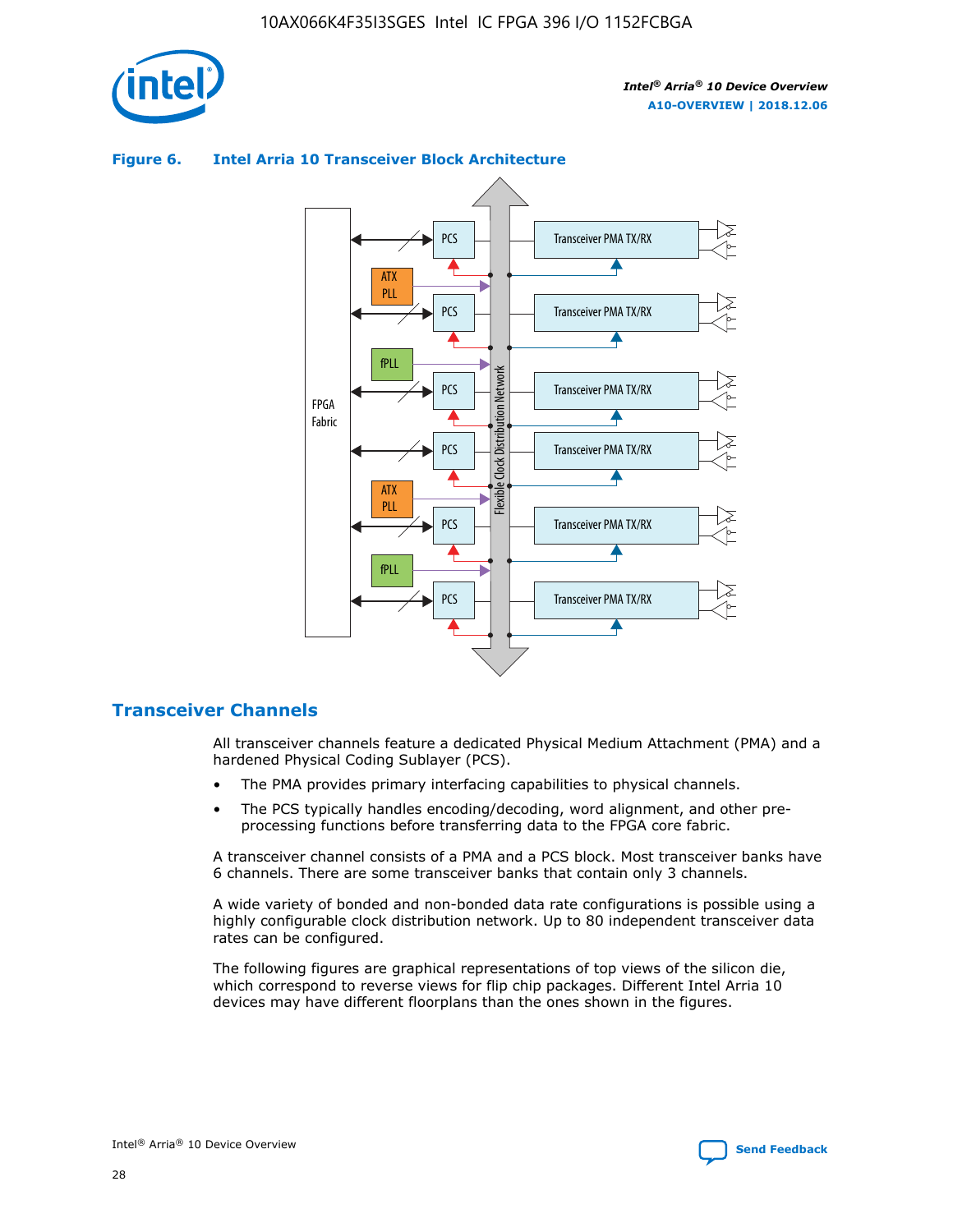**Figure 6. Intel Arria 10 Transceiver Block Architecture**

## Transceiver Channels

All transceiver channels feature a dedicated Physical Medium Attachment (PMA) and a hardened Physical Coding Sublayer (PCS).

- The PMA provides primary interfacing capabilities to physical channels.
- The PCS typically handles encoding/decoding, word alignment, and other pre-processing functions before transferring data to the FPGA core fabric.

A transceiver channel consists of a PMA and a PCS block. Most transceiver banks have 6 channels. There are some transceiver banks that contain only 3 channels.

A wide variety of bonded and non-bonded data rate configurations is possible using a highly configurable clock distribution network. Up to 80 independent transceiver data rates can be configured.

The following figures are graphical representations of top views of the silicon die, which correspond to reverse views for flip chip packages. Different Intel Arria 10 devices may have different floorplans than the ones shown in the figures.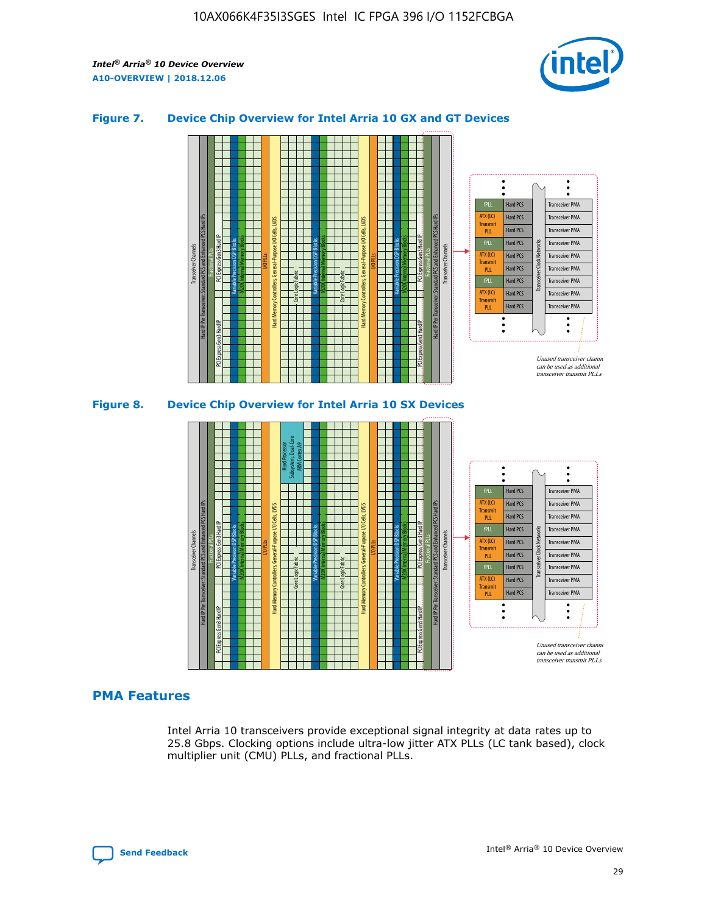### Figure 7. Device Chip Overview for Intel Arria 10 GX and GT Devices

Unused transceiver channels can be used as additional transceiver transmit PLLs

### Figure 8. Device Chip Overview for Intel Arria 10 SX Devices

Unused transceiver channels can be used as additional transceiver transmit PLLs

## PMA Features

Intel Arria 10 transceivers provide exceptional signal integrity at data rates up to 25.8 Gbps. Clocking options include ultra-low jitter ATX PLLs (LC tank based), clock multiplier unit (CMU) PLLs, and fractional PLLs.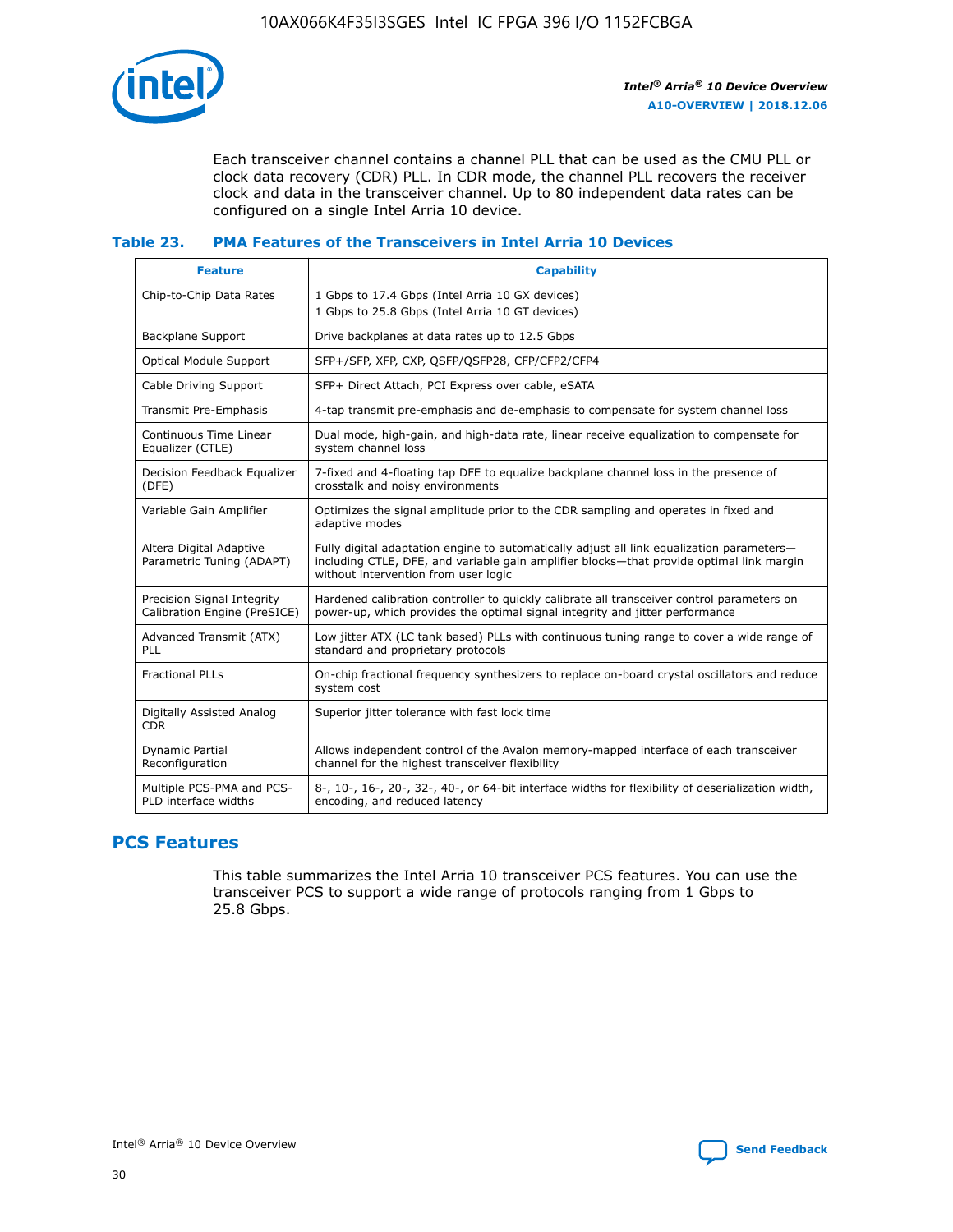Each transceiver channel contains a channel PLL that can be used as the CMU PLL or clock data recovery (CDR) PLL. In CDR mode, the channel PLL recovers the receiver clock and data in the transceiver channel. Up to 80 independent data rates can be configured on a single Intel Arria 10 device.

### Table 23. PMA Features of the Transceivers in Intel Arria 10 Devices

| Feature | Capability |
|---|---|
| Chip-to-Chip Data Rates | 1 Gbps to 17.4 Gbps (Intel Arria 10 GX devices)<br>1 Gbps to 25.8 Gbps (Intel Arria 10 GT devices) |
| Backplane Support | Drive backplanes at data rates up to 12.5 Gbps |
| Optical Module Support | SFP+/SFP, XFP, CXP, QSFP/QSFP28, CFP/CFP2/CFP4 |
| Cable Driving Support | SFP+ Direct Attach, PCI Express over cable, eSATA |
| Transmit Pre-Emphasis | 4-tap transmit pre-emphasis and de-emphasis to compensate for system channel loss |
| Continuous Time Linear Equalizer (CTLE) | Dual mode, high-gain, and high-data rate, linear receive equalization to compensate for system channel loss |
| Decision Feedback Equalizer (DFE) | 7-fixed and 4-floating tap DFE to equalize backplane channel loss in the presence of crosstalk and noisy environments |
| Variable Gain Amplifier | Optimizes the signal amplitude prior to the CDR sampling and operates in fixed and adaptive modes |
| Altera Digital Adaptive Parametric Tuning (ADAPT) | Fully digital adaptation engine to automatically adjust all link equalization parameters—including CTLE, DFE, and variable gain amplifier blocks—that provide optimal link margin without intervention from user logic |
| Precision Signal Integrity Calibration Engine (PreSICE) | Hardened calibration controller to quickly calibrate all transceiver control parameters on power-up, which provides the optimal signal integrity and jitter performance |
| Advanced Transmit (ATX) PLL | Low jitter ATX (LC tank based) PLLs with continuous tuning range to cover a wide range of standard and proprietary protocols |
| Fractional PLLs | On-chip fractional frequency synthesizers to replace on-board crystal oscillators and reduce system cost |
| Digitally Assisted Analog CDR | Superior jitter tolerance with fast lock time |
| Dynamic Partial Reconfiguration | Allows independent control of the Avalon memory-mapped interface of each transceiver channel for the highest transceiver flexibility |
| Multiple PCS-PMA and PCS-PLD interface widths | 8-, 10-, 16-, 20-, 32-, 40-, or 64-bit interface widths for flexibility of deserialization width, encoding, and reduced latency |

## PCS Features

This table summarizes the Intel Arria 10 transceiver PCS features. You can use the transceiver PCS to support a wide range of protocols ranging from 1 Gbps to 25.8 Gbps.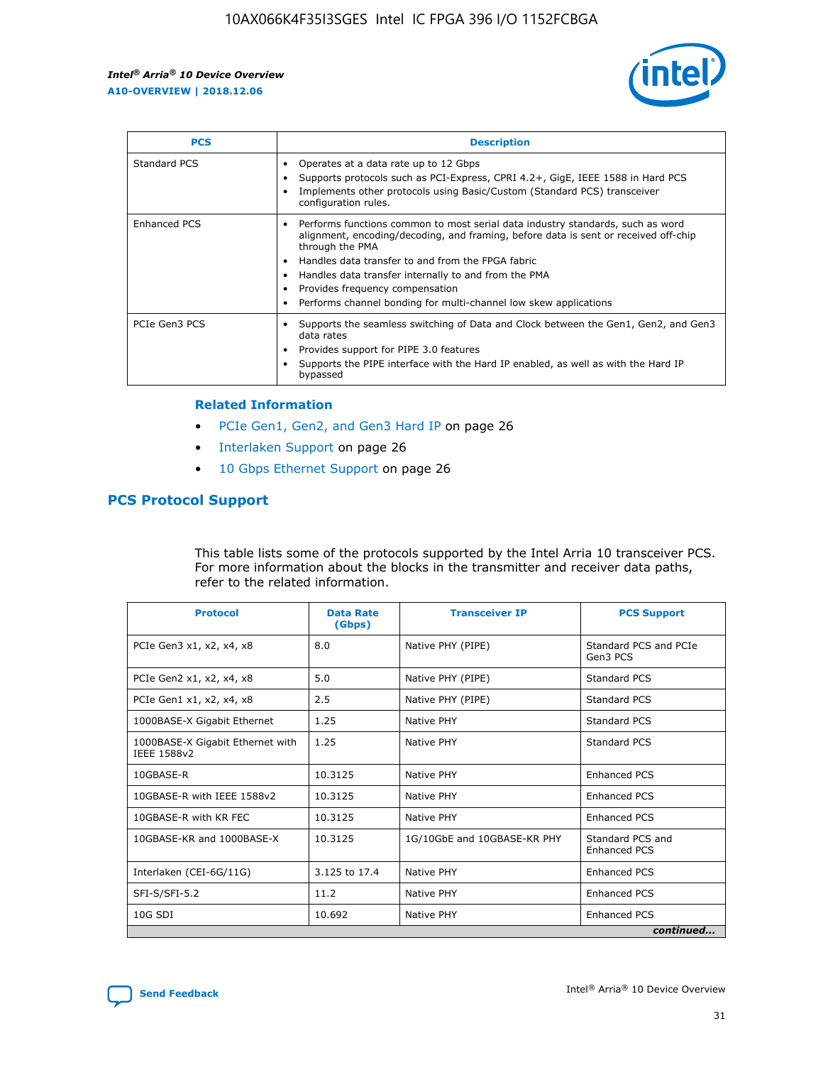| PCS | Description |
| --- | --- |
| Standard PCS | • Operates at a data rate up to 12 Gbps<br>• Supports protocols such as PCI-Express, CPRI 4.2+, GigE, IEEE 1588 in Hard PCS<br>• Implements other protocols using Basic/Custom (Standard PCS) transceiver configuration rules. |
| Enhanced PCS | • Performs functions common to most serial data industry standards, such as word alignment, encoding/decoding, and framing, before data is sent or received off-chip through the PMA<br>• Handles data transfer to and from the FPGA fabric<br>• Handles data transfer internally to and from the PMA<br>• Provides frequency compensation<br>• Performs channel bonding for multi-channel low skew applications |
| PCIe Gen3 PCS | • Supports the seamless switching of Data and Clock between the Gen1, Gen2, and Gen3 data rates<br>• Provides support for PIPE 3.0 features<br>• Supports the PIPE interface with the Hard IP enabled, as well as with the Hard IP bypassed |

### Related Information

- PCIe Gen1, Gen2, and Gen3 Hard IP on page 26
- Interlaken Support on page 26
- 10 Gbps Ethernet Support on page 26

## PCS Protocol Support

This table lists some of the protocols supported by the Intel Arria 10 transceiver PCS. For more information about the blocks in the transmitter and receiver data paths, refer to the related information.

| Protocol | Data Rate (Gbps) | Transceiver IP | PCS Support |
| --- | --- | --- | --- |
| PCIe Gen3 x1, x2, x4, x8 | 8.0 | Native PHY (PIPE) | Standard PCS and PCIe Gen3 PCS |
| PCIe Gen2 x1, x2, x4, x8 | 5.0 | Native PHY (PIPE) | Standard PCS |
| PCIe Gen1 x1, x2, x4, x8 | 2.5 | Native PHY (PIPE) | Standard PCS |
| 1000BASE-X Gigabit Ethernet | 1.25 | Native PHY | Standard PCS |
| 1000BASE-X Gigabit Ethernet with IEEE 1588v2 | 1.25 | Native PHY | Standard PCS |
| 10GBASE-R | 10.3125 | Native PHY | Enhanced PCS |
| 10GBASE-R with IEEE 1588v2 | 10.3125 | Native PHY | Enhanced PCS |
| 10GBASE-R with KR FEC | 10.3125 | Native PHY | Enhanced PCS |
| 10GBASE-KR and 1000BASE-X | 10.3125 | 1G/10GbE and 10GBASE-KR PHY | Standard PCS and Enhanced PCS |
| Interlaken (CEI-6G/11G) | 3.125 to 17.4 | Native PHY | Enhanced PCS |
| SFI-S/SFI-5.2 | 11.2 | Native PHY | Enhanced PCS |
| 10G SDI | 10.692 | Native PHY | Enhanced PCS |

*continued...*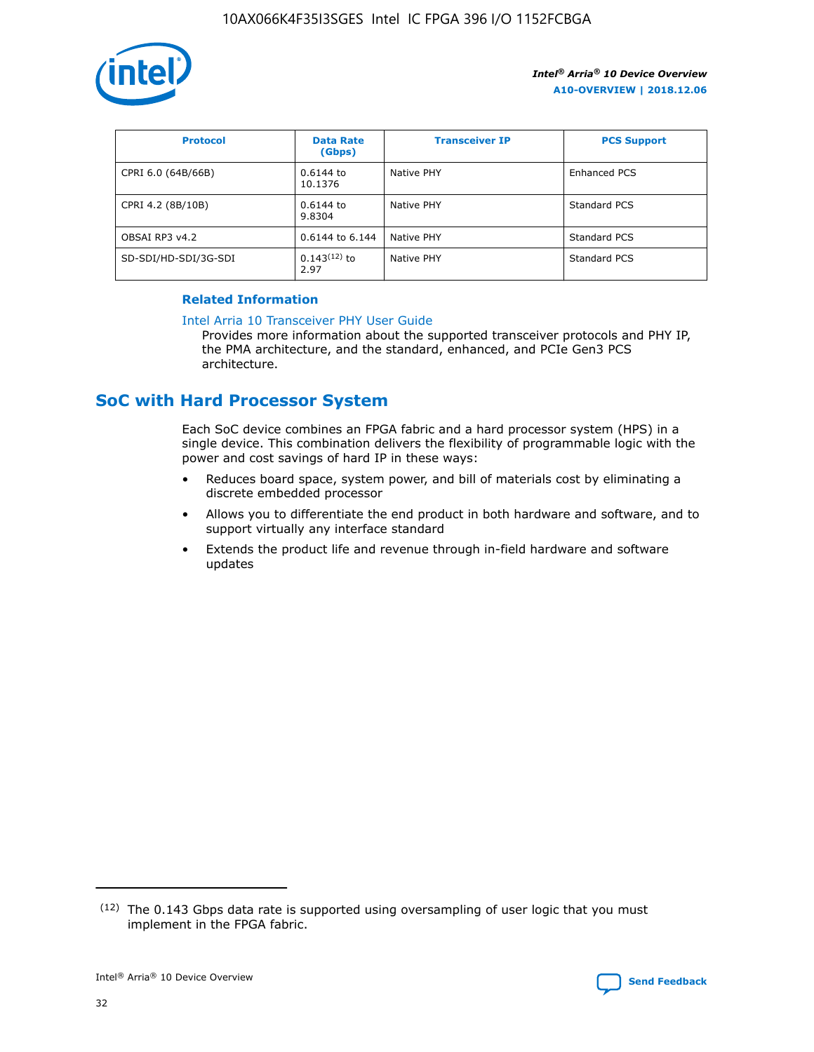| Protocol | Data Rate (Gbps) | Transceiver IP | PCS Support |
| --- | --- | --- | --- |
| CPRI 6.0 (64B/66B) | 0.6144 to 10.1376 | Native PHY | Enhanced PCS |
| CPRI 4.2 (8B/10B) | 0.6144 to 9.8304 | Native PHY | Standard PCS |
| OBSAI RP3 v4.2 | 0.6144 to 6.144 | Native PHY | Standard PCS |
| SD-SDI/HD-SDI/3G-SDI | 0.143[12] to 2.97 | Native PHY | Standard PCS |

**Related Information**

Intel Arria 10 Transceiver PHY User Guide

Provides more information about the supported transceiver protocols and PHY IP, the PMA architecture, and the standard, enhanced, and PCIe Gen3 PCS architecture.

## SoC with Hard Processor System

Each SoC device combines an FPGA fabric and a hard processor system (HPS) in a single device. This combination delivers the flexibility of programmable logic with the power and cost savings of hard IP in these ways:

- Reduces board space, system power, and bill of materials cost by eliminating a discrete embedded processor
- Allows you to differentiate the end product in both hardware and software, and to support virtually any interface standard
- Extends the product life and revenue through in-field hardware and software updates

(12) The 0.143 Gbps data rate is supported using oversampling of user logic that you must implement in the FPGA fabric.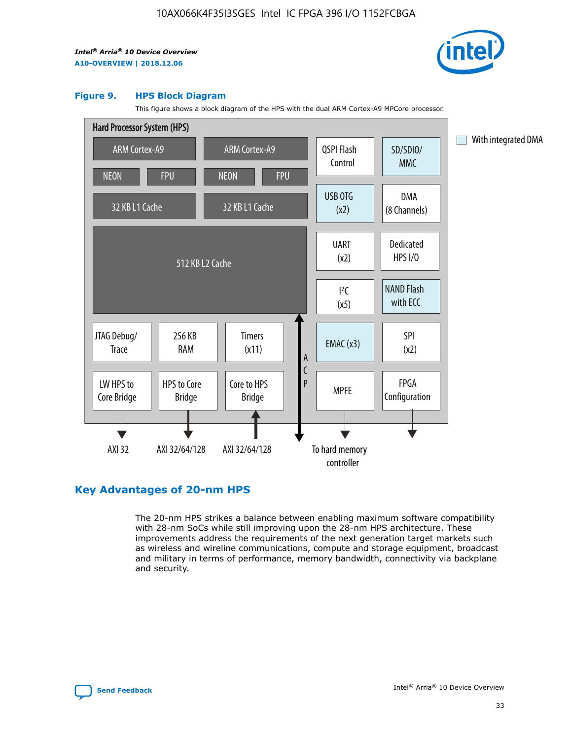**Figure 9. HPS Block Diagram**

This figure shows a block diagram of the HPS with the dual ARM Cortex-A9 MPCore processor.

Hard Processor System (HPS)

- ARM Cortex-A9 | ARM Cortex-A9
- NEON | FPU | NEON | FPU
- 32 KB L1 Cache | 32 KB L1 Cache
- 512 KB L2 Cache
- JTAG Debug/Trace | 256 KB RAM | Timers (x11)
- LW HPS to Core Bridge | HPS to Core Bridge | Core to HPS Bridge
- ACP
- QSPI Flash Control | SD/SDIO/MMC
- USB OTG (x2) | DMA (8 Channels)
- UART (x2) | Dedicated HPS I/O
- I²C (x5) | NAND Flash with ECC
- EMAC (x3) | SPI (x2)
- MPFE | FPGA Configuration

With integrated DMA

AXI 32 | AXI 32/64/128 | AXI 32/64/128 | To hard memory controller

## Key Advantages of 20-nm HPS

The 20-nm HPS strikes a balance between enabling maximum software compatibility with 28-nm SoCs while still improving upon the 28-nm HPS architecture. These improvements address the requirements of the next generation target markets such as wireless and wireline communications, compute and storage equipment, broadcast and military in terms of performance, memory bandwidth, connectivity via backplane and security.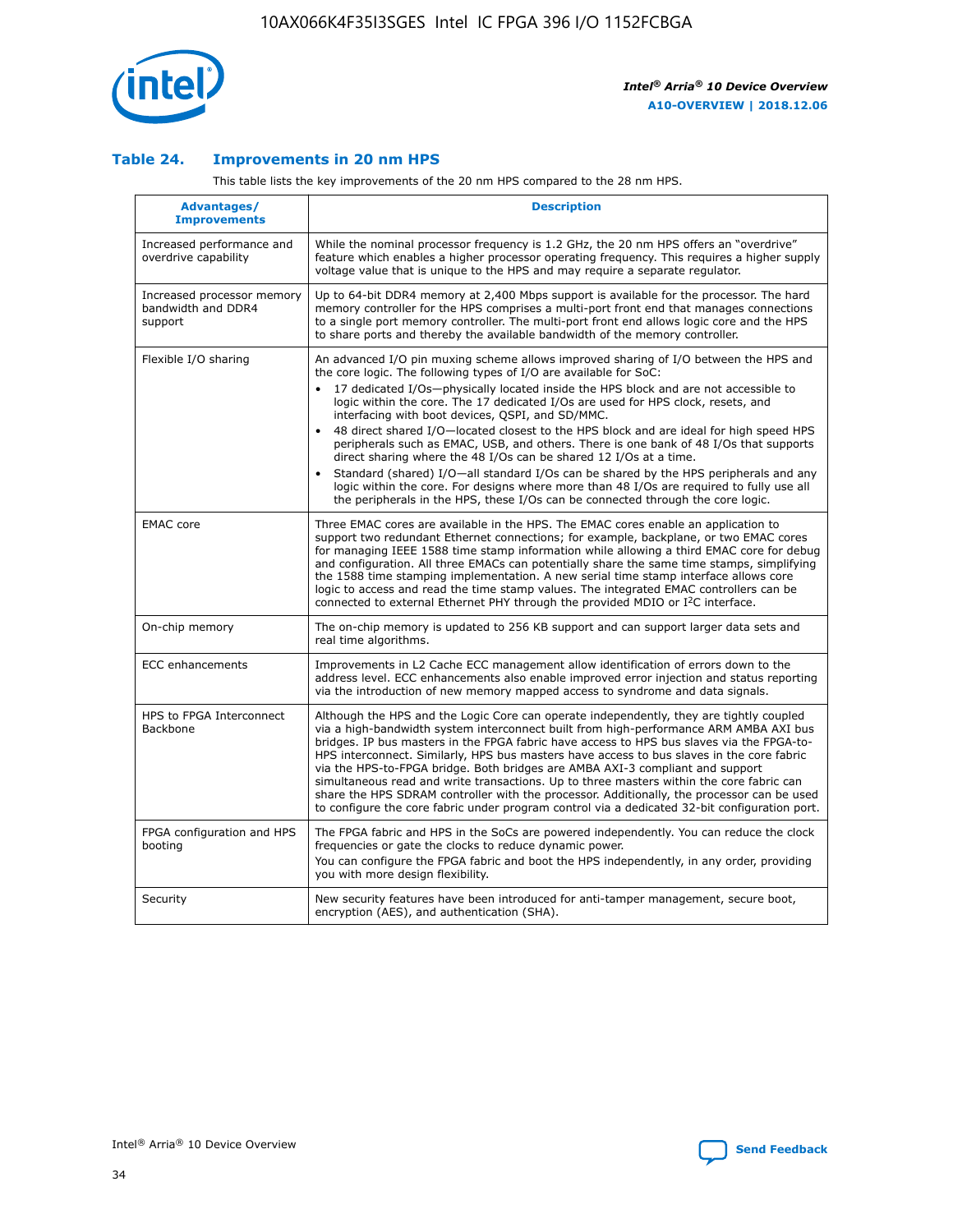## Table 24. Improvements in 20 nm HPS

This table lists the key improvements of the 20 nm HPS compared to the 28 nm HPS.

| Advantages/ Improvements | Description |
|---|---|
| Increased performance and overdrive capability | While the nominal processor frequency is 1.2 GHz, the 20 nm HPS offers an "overdrive" feature which enables a higher processor operating frequency. This requires a higher supply voltage value that is unique to the HPS and may require a separate regulator. |
| Increased processor memory bandwidth and DDR4 support | Up to 64-bit DDR4 memory at 2,400 Mbps support is available for the processor. The hard memory controller for the HPS comprises a multi-port front end that manages connections to a single port memory controller. The multi-port front end allows logic core and the HPS to share ports and thereby the available bandwidth of the memory controller. |
| Flexible I/O sharing | An advanced I/O pin muxing scheme allows improved sharing of I/O between the HPS and the core logic. The following types of I/O are available for SoC:<br>• 17 dedicated I/Os—physically located inside the HPS block and are not accessible to logic within the core. The 17 dedicated I/Os are used for HPS clock, resets, and interfacing with boot devices, QSPI, and SD/MMC.<br>• 48 direct shared I/O—located closest to the HPS block and are ideal for high speed HPS peripherals such as EMAC, USB, and others. There is one bank of 48 I/Os that supports direct sharing where the 48 I/Os can be shared 12 I/Os at a time.<br>• Standard (shared) I/O—all standard I/Os can be shared by the HPS peripherals and any logic within the core. For designs where more than 48 I/Os are required to fully use all the peripherals in the HPS, these I/Os can be connected through the core logic. |
| EMAC core | Three EMAC cores are available in the HPS. The EMAC cores enable an application to support two redundant Ethernet connections; for example, backplane, or two EMAC cores for managing IEEE 1588 time stamp information while allowing a third EMAC core for debug and configuration. All three EMACs can potentially share the same time stamps, simplifying the 1588 time stamping implementation. A new serial time stamp interface allows core logic to access and read the time stamp values. The integrated EMAC controllers can be connected to external Ethernet PHY through the provided MDIO or I²C interface. |
| On-chip memory | The on-chip memory is updated to 256 KB support and can support larger data sets and real time algorithms. |
| ECC enhancements | Improvements in L2 Cache ECC management allow identification of errors down to the address level. ECC enhancements also enable improved error injection and status reporting via the introduction of new memory mapped access to syndrome and data signals. |
| HPS to FPGA Interconnect Backbone | Although the HPS and the Logic Core can operate independently, they are tightly coupled via a high-bandwidth system interconnect built from high-performance ARM AMBA AXI bus bridges. IP bus masters in the FPGA fabric have access to HPS bus slaves via the FPGA-to-HPS interconnect. Similarly, HPS bus masters have access to bus slaves in the core fabric via the HPS-to-FPGA bridge. Both bridges are AMBA AXI-3 compliant and support simultaneous read and write transactions. Up to three masters within the core fabric can share the HPS SDRAM controller with the processor. Additionally, the processor can be used to configure the core fabric under program control via a dedicated 32-bit configuration port. |
| FPGA configuration and HPS booting | The FPGA fabric and HPS in the SoCs are powered independently. You can reduce the clock frequencies or gate the clocks to reduce dynamic power.<br>You can configure the FPGA fabric and boot the HPS independently, in any order, providing you with more design flexibility. |
| Security | New security features have been introduced for anti-tamper management, secure boot, encryption (AES), and authentication (SHA). |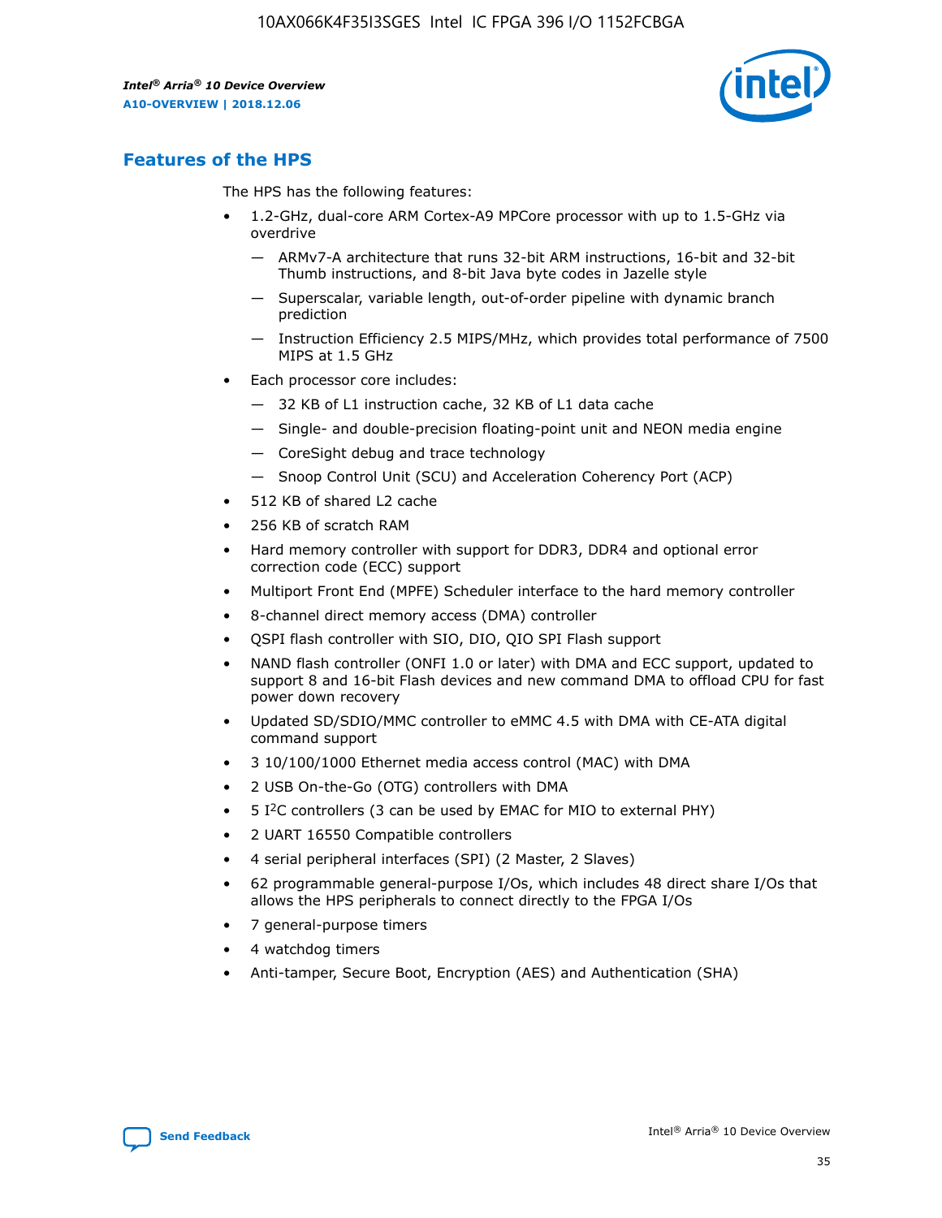## Features of the HPS

The HPS has the following features:

- 1.2-GHz, dual-core ARM Cortex-A9 MPCore processor with up to 1.5-GHz via overdrive
  — ARMv7-A architecture that runs 32-bit ARM instructions, 16-bit and 32-bit Thumb instructions, and 8-bit Java byte codes in Jazelle style
  — Superscalar, variable length, out-of-order pipeline with dynamic branch prediction
  — Instruction Efficiency 2.5 MIPS/MHz, which provides total performance of 7500 MIPS at 1.5 GHz
- Each processor core includes:
  — 32 KB of L1 instruction cache, 32 KB of L1 data cache
  — Single- and double-precision floating-point unit and NEON media engine
  — CoreSight debug and trace technology
  — Snoop Control Unit (SCU) and Acceleration Coherency Port (ACP)
- 512 KB of shared L2 cache
- 256 KB of scratch RAM
- Hard memory controller with support for DDR3, DDR4 and optional error correction code (ECC) support
- Multiport Front End (MPFE) Scheduler interface to the hard memory controller
- 8-channel direct memory access (DMA) controller
- QSPI flash controller with SIO, DIO, QIO SPI Flash support
- NAND flash controller (ONFI 1.0 or later) with DMA and ECC support, updated to support 8 and 16-bit Flash devices and new command DMA to offload CPU for fast power down recovery
- Updated SD/SDIO/MMC controller to eMMC 4.5 with DMA with CE-ATA digital command support
- 3 10/100/1000 Ethernet media access control (MAC) with DMA
- 2 USB On-the-Go (OTG) controllers with DMA
- 5 I$^2$C controllers (3 can be used by EMAC for MIO to external PHY)
- 2 UART 16550 Compatible controllers
- 4 serial peripheral interfaces (SPI) (2 Master, 2 Slaves)
- 62 programmable general-purpose I/Os, which includes 48 direct share I/Os that allows the HPS peripherals to connect directly to the FPGA I/Os
- 7 general-purpose timers
- 4 watchdog timers
- Anti-tamper, Secure Boot, Encryption (AES) and Authentication (SHA)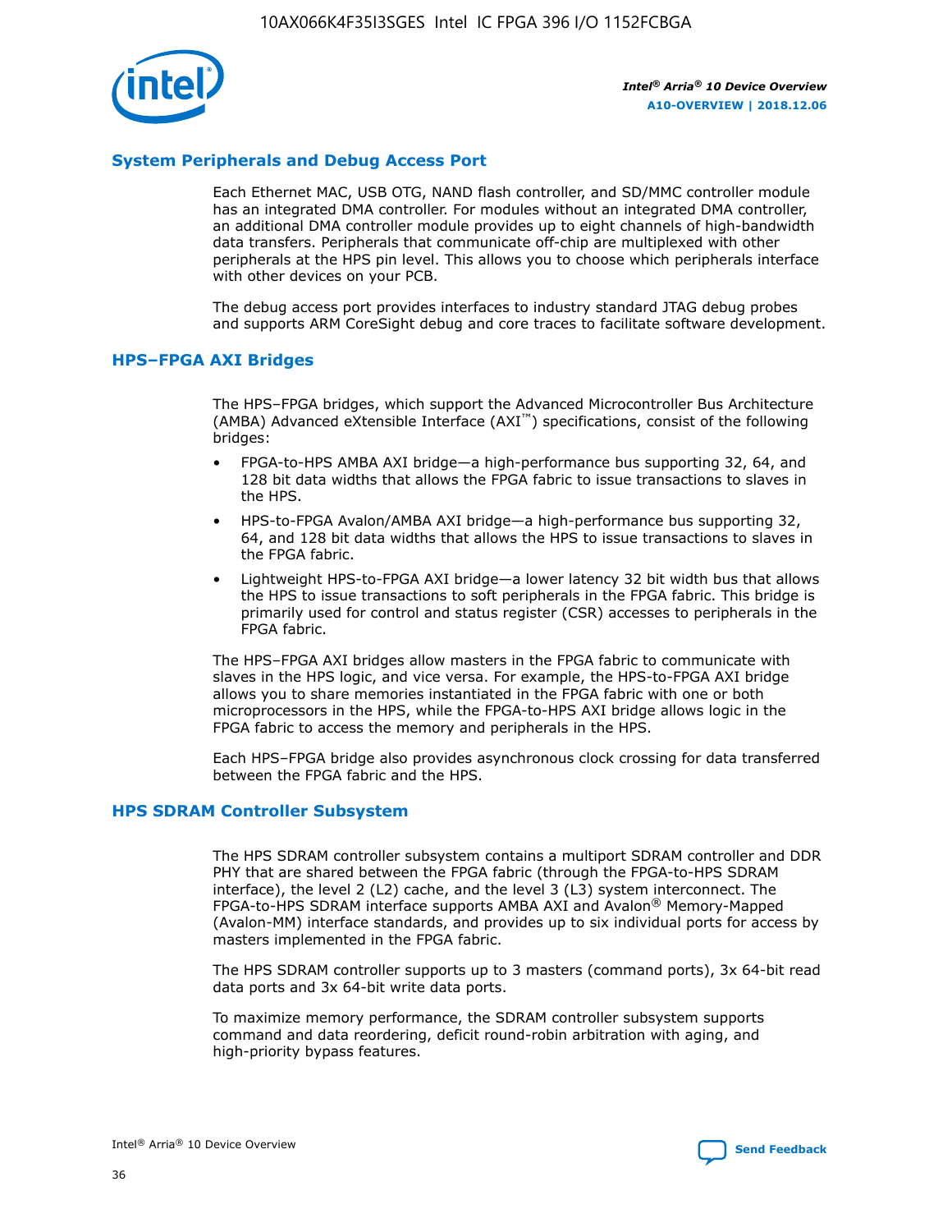## System Peripherals and Debug Access Port

Each Ethernet MAC, USB OTG, NAND flash controller, and SD/MMC controller module has an integrated DMA controller. For modules without an integrated DMA controller, an additional DMA controller module provides up to eight channels of high-bandwidth data transfers. Peripherals that communicate off-chip are multiplexed with other peripherals at the HPS pin level. This allows you to choose which peripherals interface with other devices on your PCB.

The debug access port provides interfaces to industry standard JTAG debug probes and supports ARM CoreSight debug and core traces to facilitate software development.

## HPS–FPGA AXI Bridges

The HPS–FPGA bridges, which support the Advanced Microcontroller Bus Architecture (AMBA) Advanced eXtensible Interface (AXI™) specifications, consist of the following bridges:

- FPGA-to-HPS AMBA AXI bridge—a high-performance bus supporting 32, 64, and 128 bit data widths that allows the FPGA fabric to issue transactions to slaves in the HPS.
- HPS-to-FPGA Avalon/AMBA AXI bridge—a high-performance bus supporting 32, 64, and 128 bit data widths that allows the HPS to issue transactions to slaves in the FPGA fabric.
- Lightweight HPS-to-FPGA AXI bridge—a lower latency 32 bit width bus that allows the HPS to issue transactions to soft peripherals in the FPGA fabric. This bridge is primarily used for control and status register (CSR) accesses to peripherals in the FPGA fabric.

The HPS–FPGA AXI bridges allow masters in the FPGA fabric to communicate with slaves in the HPS logic, and vice versa. For example, the HPS-to-FPGA AXI bridge allows you to share memories instantiated in the FPGA fabric with one or both microprocessors in the HPS, while the FPGA-to-HPS AXI bridge allows logic in the FPGA fabric to access the memory and peripherals in the HPS.

Each HPS–FPGA bridge also provides asynchronous clock crossing for data transferred between the FPGA fabric and the HPS.

## HPS SDRAM Controller Subsystem

The HPS SDRAM controller subsystem contains a multiport SDRAM controller and DDR PHY that are shared between the FPGA fabric (through the FPGA-to-HPS SDRAM interface), the level 2 (L2) cache, and the level 3 (L3) system interconnect. The FPGA-to-HPS SDRAM interface supports AMBA AXI and Avalon® Memory-Mapped (Avalon-MM) interface standards, and provides up to six individual ports for access by masters implemented in the FPGA fabric.

The HPS SDRAM controller supports up to 3 masters (command ports), 3x 64-bit read data ports and 3x 64-bit write data ports.

To maximize memory performance, the SDRAM controller subsystem supports command and data reordering, deficit round-robin arbitration with aging, and high-priority bypass features.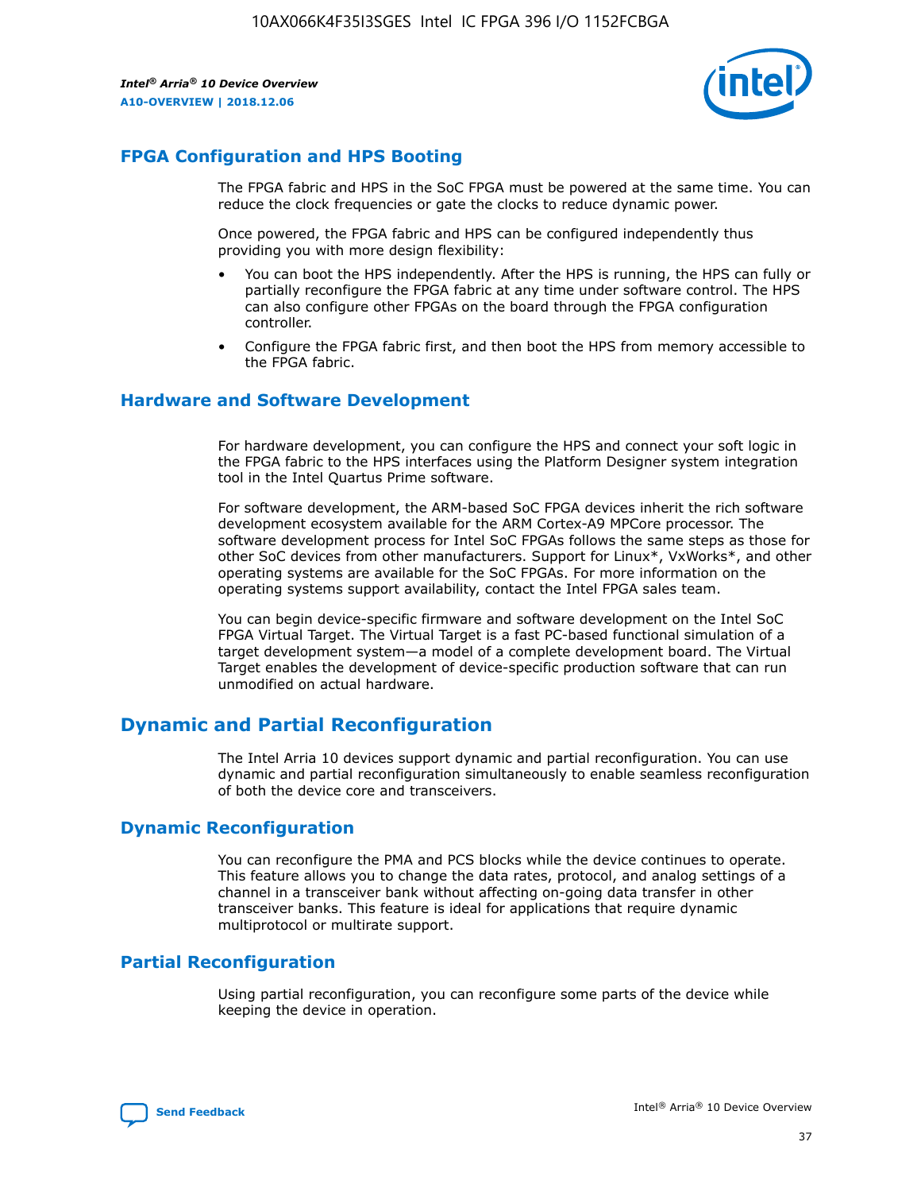## FPGA Configuration and HPS Booting

The FPGA fabric and HPS in the SoC FPGA must be powered at the same time. You can reduce the clock frequencies or gate the clocks to reduce dynamic power.

Once powered, the FPGA fabric and HPS can be configured independently thus providing you with more design flexibility:

- You can boot the HPS independently. After the HPS is running, the HPS can fully or partially reconfigure the FPGA fabric at any time under software control. The HPS can also configure other FPGAs on the board through the FPGA configuration controller.
- Configure the FPGA fabric first, and then boot the HPS from memory accessible to the FPGA fabric.

## Hardware and Software Development

For hardware development, you can configure the HPS and connect your soft logic in the FPGA fabric to the HPS interfaces using the Platform Designer system integration tool in the Intel Quartus Prime software.

For software development, the ARM-based SoC FPGA devices inherit the rich software development ecosystem available for the ARM Cortex-A9 MPCore processor. The software development process for Intel SoC FPGAs follows the same steps as those for other SoC devices from other manufacturers. Support for Linux*, VxWorks*, and other operating systems are available for the SoC FPGAs. For more information on the operating systems support availability, contact the Intel FPGA sales team.

You can begin device-specific firmware and software development on the Intel SoC FPGA Virtual Target. The Virtual Target is a fast PC-based functional simulation of a target development system—a model of a complete development board. The Virtual Target enables the development of device-specific production software that can run unmodified on actual hardware.

# Dynamic and Partial Reconfiguration

The Intel Arria 10 devices support dynamic and partial reconfiguration. You can use dynamic and partial reconfiguration simultaneously to enable seamless reconfiguration of both the device core and transceivers.

## Dynamic Reconfiguration

You can reconfigure the PMA and PCS blocks while the device continues to operate. This feature allows you to change the data rates, protocol, and analog settings of a channel in a transceiver bank without affecting on-going data transfer in other transceiver banks. This feature is ideal for applications that require dynamic multiprotocol or multirate support.

## Partial Reconfiguration

Using partial reconfiguration, you can reconfigure some parts of the device while keeping the device in operation.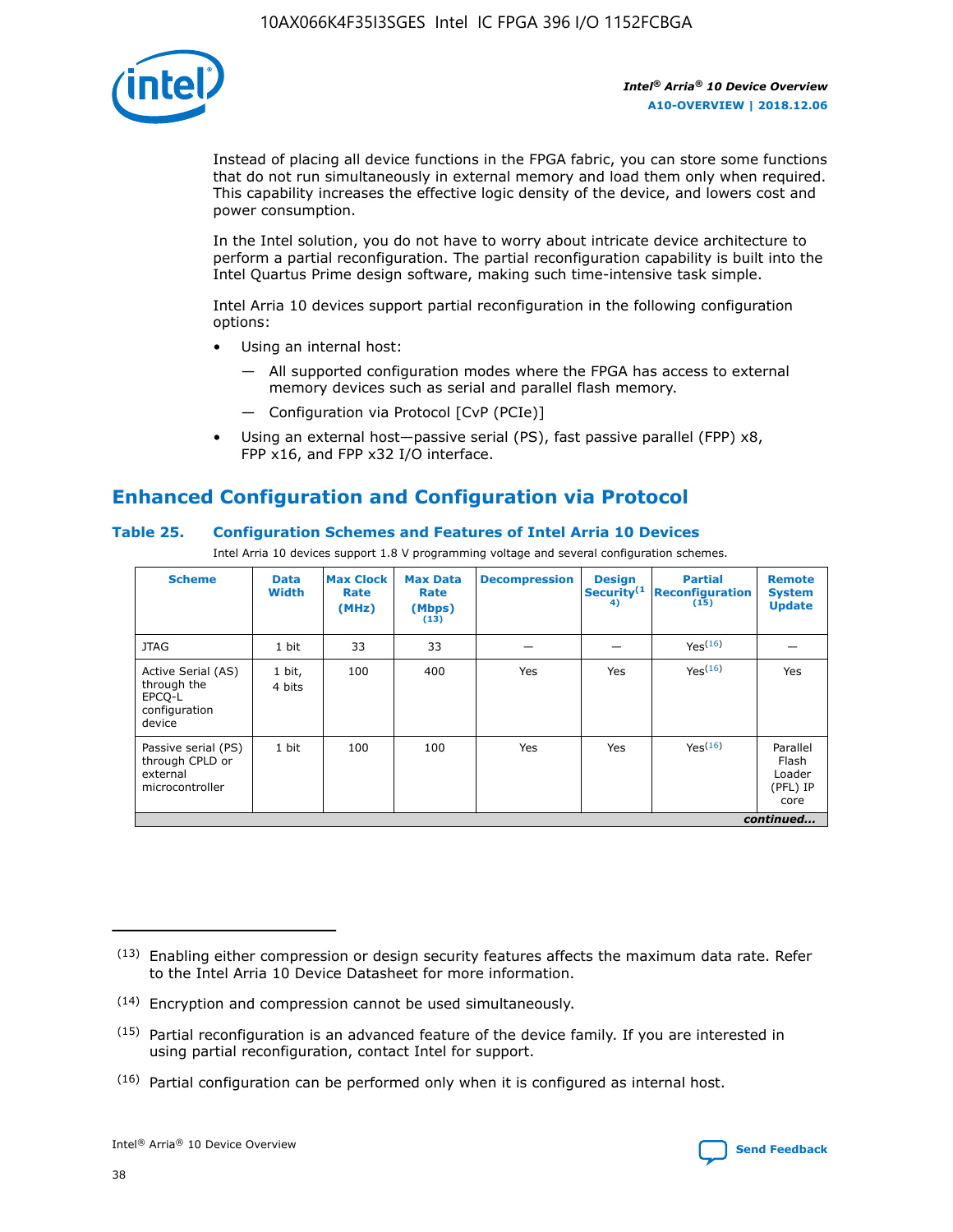Instead of placing all device functions in the FPGA fabric, you can store some functions that do not run simultaneously in external memory and load them only when required. This capability increases the effective logic density of the device, and lowers cost and power consumption.

In the Intel solution, you do not have to worry about intricate device architecture to perform a partial reconfiguration. The partial reconfiguration capability is built into the Intel Quartus Prime design software, making such time-intensive task simple.

Intel Arria 10 devices support partial reconfiguration in the following configuration options:

- Using an internal host:
  - All supported configuration modes where the FPGA has access to external memory devices such as serial and parallel flash memory.
  - Configuration via Protocol [CvP (PCIe)]
- Using an external host—passive serial (PS), fast passive parallel (FPP) x8, FPP x16, and FPP x32 I/O interface.

## Enhanced Configuration and Configuration via Protocol

### Table 25. Configuration Schemes and Features of Intel Arria 10 Devices

Intel Arria 10 devices support 1.8 V programming voltage and several configuration schemes.

| Scheme | Data Width | Max Clock Rate (MHz) | Max Data Rate (Mbps) (13) | Decompression | Design Security(14) | Partial Reconfiguration (15) | Remote System Update |
|---|---|---|---|---|---|---|---|
| JTAG | 1 bit | 33 | 33 | — | — | Yes(16) | — |
| Active Serial (AS) through the EPCQ-L configuration device | 1 bit, 4 bits | 100 | 400 | Yes | Yes | Yes(16) | Yes |
| Passive serial (PS) through CPLD or external microcontroller | 1 bit | 100 | 100 | Yes | Yes | Yes(16) | Parallel Flash Loader (PFL) IP core |

*continued...*

(13) Enabling either compression or design security features affects the maximum data rate. Refer to the Intel Arria 10 Device Datasheet for more information.

(14) Encryption and compression cannot be used simultaneously.

(15) Partial reconfiguration is an advanced feature of the device family. If you are interested in using partial reconfiguration, contact Intel for support.

(16) Partial configuration can be performed only when it is configured as internal host.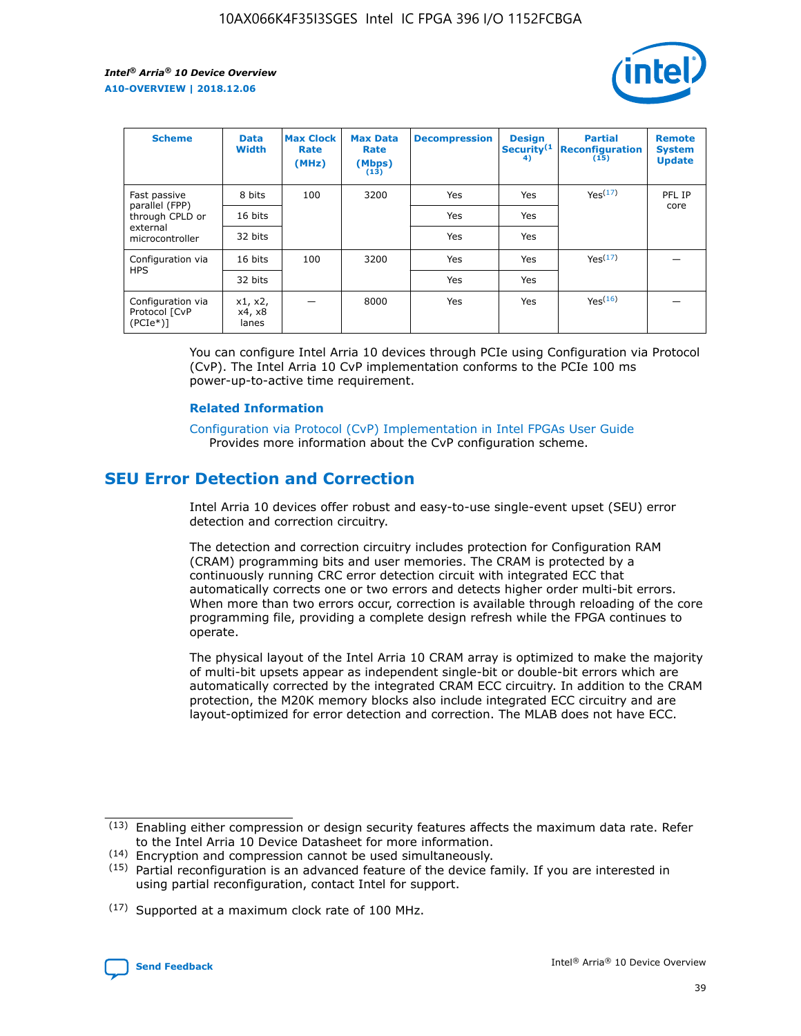| Scheme | Data Width | Max Clock Rate (MHz) | Max Data Rate (Mbps) (13) | Decompression | Design Security(14) | Partial Reconfiguration (15) | Remote System Update |
| --- | --- | --- | --- | --- | --- | --- | --- |
| Fast passive parallel (FPP) through CPLD or external microcontroller | 8 bits | 100 | 3200 | Yes | Yes | Yes(17) | PFL IP core |
| | 16 bits | | | Yes | Yes | | |
| | 32 bits | | | Yes | Yes | | |
| Configuration via HPS | 16 bits | 100 | 3200 | Yes | Yes | Yes(17) | — |
| | 32 bits | | | Yes | Yes | | |
| Configuration via Protocol [CvP (PCIe*)] | x1, x2, x4, x8 lanes | — | 8000 | Yes | Yes | Yes(16) | — |

You can configure Intel Arria 10 devices through PCIe using Configuration via Protocol (CvP). The Intel Arria 10 CvP implementation conforms to the PCIe 100 ms power-up-to-active time requirement.

**Related Information**

Configuration via Protocol (CvP) Implementation in Intel FPGAs User Guide
Provides more information about the CvP configuration scheme.

## SEU Error Detection and Correction

Intel Arria 10 devices offer robust and easy-to-use single-event upset (SEU) error detection and correction circuitry.

The detection and correction circuitry includes protection for Configuration RAM (CRAM) programming bits and user memories. The CRAM is protected by a continuously running CRC error detection circuit with integrated ECC that automatically corrects one or two errors and detects higher order multi-bit errors. When more than two errors occur, correction is available through reloading of the core programming file, providing a complete design refresh while the FPGA continues to operate.

The physical layout of the Intel Arria 10 CRAM array is optimized to make the majority of multi-bit upsets appear as independent single-bit or double-bit errors which are automatically corrected by the integrated CRAM ECC circuitry. In addition to the CRAM protection, the M20K memory blocks also include integrated ECC circuitry and are layout-optimized for error detection and correction. The MLAB does not have ECC.

(13) Enabling either compression or design security features affects the maximum data rate. Refer to the Intel Arria 10 Device Datasheet for more information.

(14) Encryption and compression cannot be used simultaneously.

(15) Partial reconfiguration is an advanced feature of the device family. If you are interested in using partial reconfiguration, contact Intel for support.

(17) Supported at a maximum clock rate of 100 MHz.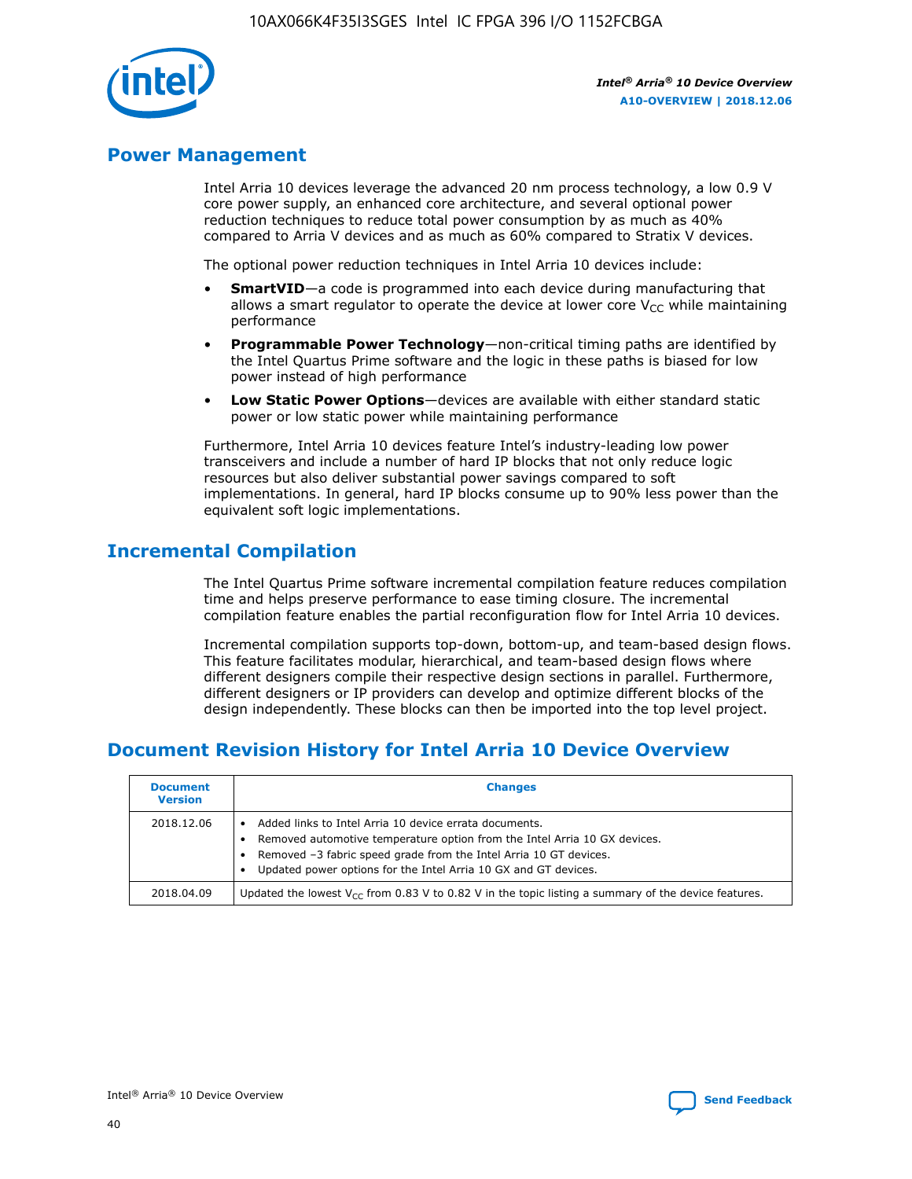## Power Management

Intel Arria 10 devices leverage the advanced 20 nm process technology, a low 0.9 V core power supply, an enhanced core architecture, and several optional power reduction techniques to reduce total power consumption by as much as 40% compared to Arria V devices and as much as 60% compared to Stratix V devices.

The optional power reduction techniques in Intel Arria 10 devices include:

- **SmartVID**—a code is programmed into each device during manufacturing that allows a smart regulator to operate the device at lower core $V_{CC}$ while maintaining performance
- **Programmable Power Technology**—non-critical timing paths are identified by the Intel Quartus Prime software and the logic in these paths is biased for low power instead of high performance
- **Low Static Power Options**—devices are available with either standard static power or low static power while maintaining performance

Furthermore, Intel Arria 10 devices feature Intel's industry-leading low power transceivers and include a number of hard IP blocks that not only reduce logic resources but also deliver substantial power savings compared to soft implementations. In general, hard IP blocks consume up to 90% less power than the equivalent soft logic implementations.

## Incremental Compilation

The Intel Quartus Prime software incremental compilation feature reduces compilation time and helps preserve performance to ease timing closure. The incremental compilation feature enables the partial reconfiguration flow for Intel Arria 10 devices.

Incremental compilation supports top-down, bottom-up, and team-based design flows. This feature facilitates modular, hierarchical, and team-based design flows where different designers compile their respective design sections in parallel. Furthermore, different designers or IP providers can develop and optimize different blocks of the design independently. These blocks can then be imported into the top level project.

## Document Revision History for Intel Arria 10 Device Overview

| Document Version | Changes |
| --- | --- |
| 2018.12.06 | • Added links to Intel Arria 10 device errata documents.<br>• Removed automotive temperature option from the Intel Arria 10 GX devices.<br>• Removed –3 fabric speed grade from the Intel Arria 10 GT devices.<br>• Updated power options for the Intel Arria 10 GX and GT devices. |
| 2018.04.09 | Updated the lowest $V_{CC}$ from 0.83 V to 0.82 V in the topic listing a summary of the device features. |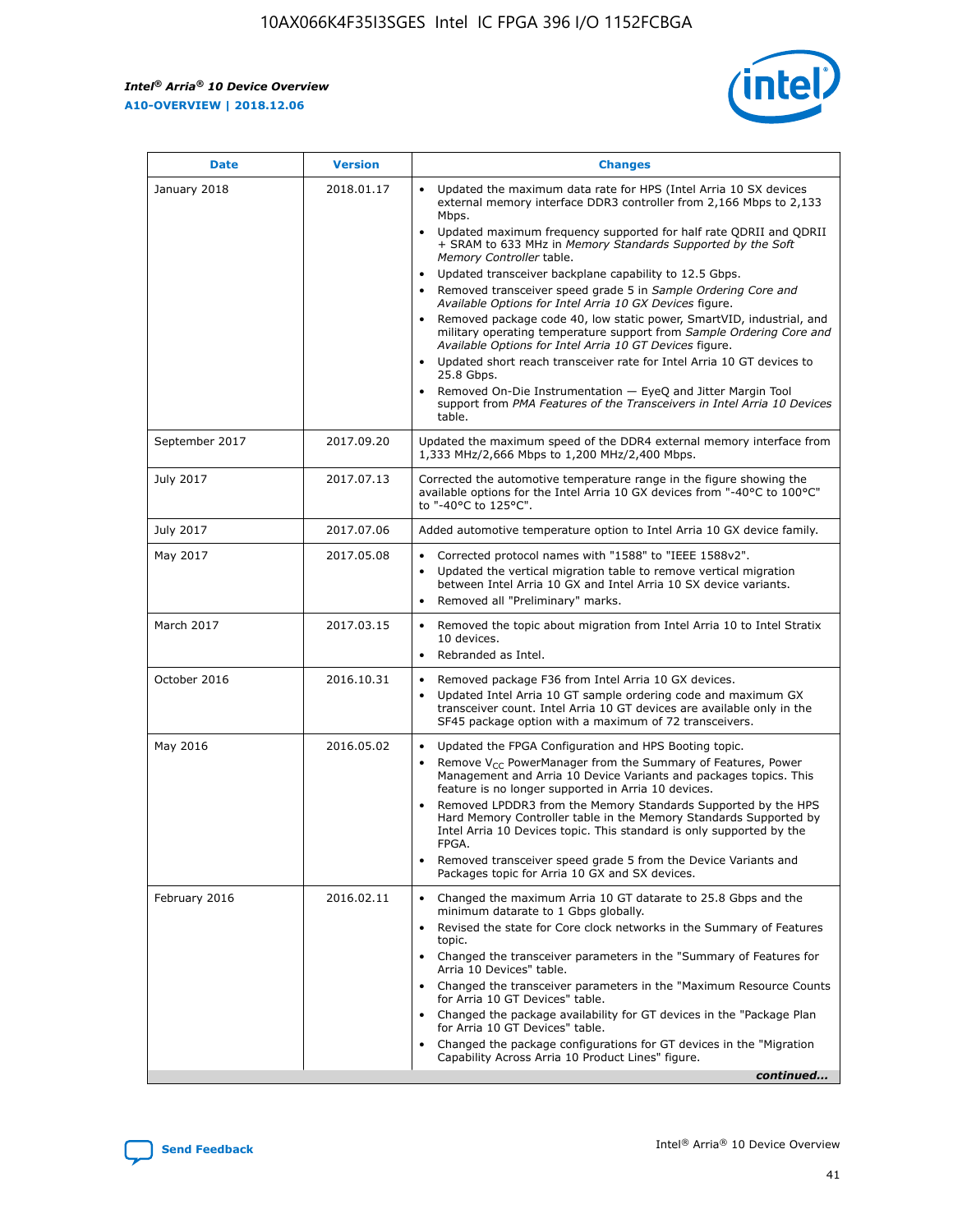| Date | Version | Changes |
|---|---|---|
| January 2018 | 2018.01.17 | • Updated the maximum data rate for HPS (Intel Arria 10 SX devices external memory interface DDR3 controller from 2,166 Mbps to 2,133 Mbps.<br>• Updated maximum frequency supported for half rate QDRII and QDRII + SRAM to 633 MHz in *Memory Standards Supported by the Soft Memory Controller* table.<br>• Updated transceiver backplane capability to 12.5 Gbps.<br>• Removed transceiver speed grade 5 in *Sample Ordering Core and Available Options for Intel Arria 10 GX Devices* figure.<br>• Removed package code 40, low static power, SmartVID, industrial, and military operating temperature support from *Sample Ordering Core and Available Options for Intel Arria 10 GT Devices* figure.<br>• Updated short reach transceiver rate for Intel Arria 10 GT devices to 25.8 Gbps.<br>• Removed On-Die Instrumentation — EyeQ and Jitter Margin Tool support from *PMA Features of the Transceivers in Intel Arria 10 Devices* table. |
| September 2017 | 2017.09.20 | Updated the maximum speed of the DDR4 external memory interface from 1,333 MHz/2,666 Mbps to 1,200 MHz/2,400 Mbps. |
| July 2017 | 2017.07.13 | Corrected the automotive temperature range in the figure showing the available options for the Intel Arria 10 GX devices from "-40°C to 100°C" to "-40°C to 125°C". |
| July 2017 | 2017.07.06 | Added automotive temperature option to Intel Arria 10 GX device family. |
| May 2017 | 2017.05.08 | • Corrected protocol names with "1588" to "IEEE 1588v2".<br>• Updated the vertical migration table to remove vertical migration between Intel Arria 10 GX and Intel Arria 10 SX device variants.<br>• Removed all "Preliminary" marks. |
| March 2017 | 2017.03.15 | • Removed the topic about migration from Intel Arria 10 to Intel Stratix 10 devices.<br>• Rebranded as Intel. |
| October 2016 | 2016.10.31 | • Removed package F36 from Intel Arria 10 GX devices.<br>• Updated Intel Arria 10 GT sample ordering code and maximum GX transceiver count. Intel Arria 10 GT devices are available only in the SF45 package option with a maximum of 72 transceivers. |
| May 2016 | 2016.05.02 | • Updated the FPGA Configuration and HPS Booting topic.<br>• Remove $V_{CC}$ PowerManager from the Summary of Features, Power Management and Arria 10 Device Variants and packages topics. This feature is no longer supported in Arria 10 devices.<br>• Removed LPDDR3 from the Memory Standards Supported by the HPS Hard Memory Controller table in the Memory Standards Supported by Intel Arria 10 Devices topic. This standard is only supported by the FPGA.<br>• Removed transceiver speed grade 5 from the Device Variants and Packages topic for Arria 10 GX and SX devices. |
| February 2016 | 2016.02.11 | • Changed the maximum Arria 10 GT datarate to 25.8 Gbps and the minimum datarate to 1 Gbps globally.<br>• Revised the state for Core clock networks in the Summary of Features topic.<br>• Changed the transceiver parameters in the "Summary of Features for Arria 10 Devices" table.<br>• Changed the transceiver parameters in the "Maximum Resource Counts for Arria 10 GT Devices" table.<br>• Changed the package availability for GT devices in the "Package Plan for Arria 10 GT Devices" table.<br>• Changed the package configurations for GT devices in the "Migration Capability Across Arria 10 Product Lines" figure. |

*continued...*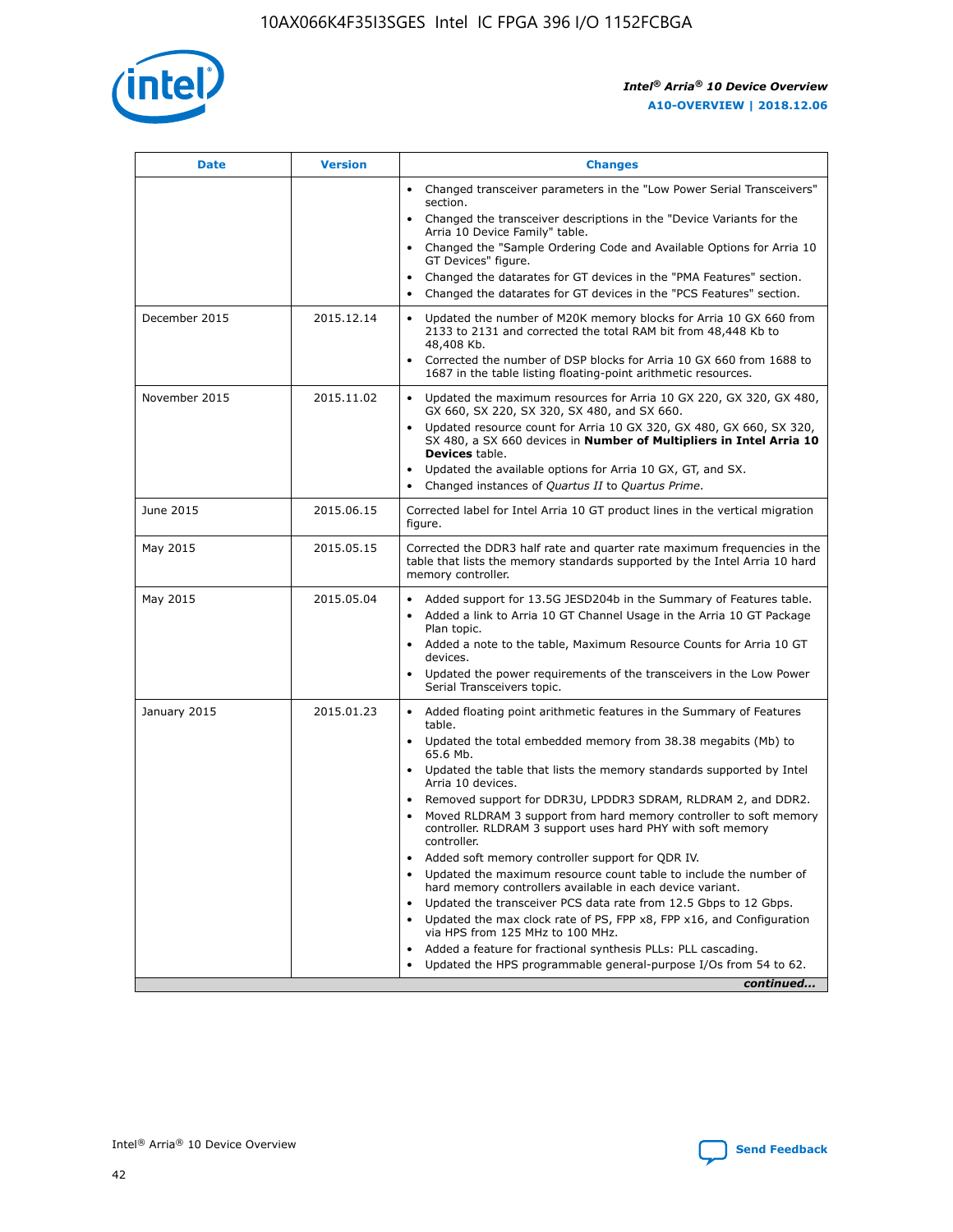| Date | Version | Changes |
| --- | --- | --- |
| | | • Changed transceiver parameters in the "Low Power Serial Transceivers" section.<br>• Changed the transceiver descriptions in the "Device Variants for the Arria 10 Device Family" table.<br>• Changed the "Sample Ordering Code and Available Options for Arria 10 GT Devices" figure.<br>• Changed the datarates for GT devices in the "PMA Features" section.<br>• Changed the datarates for GT devices in the "PCS Features" section. |
| December 2015 | 2015.12.14 | • Updated the number of M20K memory blocks for Arria 10 GX 660 from 2133 to 2131 and corrected the total RAM bit from 48,448 Kb to 48,408 Kb.<br>• Corrected the number of DSP blocks for Arria 10 GX 660 from 1688 to 1687 in the table listing floating-point arithmetic resources. |
| November 2015 | 2015.11.02 | • Updated the maximum resources for Arria 10 GX 220, GX 320, GX 480, GX 660, SX 220, SX 320, SX 480, and SX 660.<br>• Updated resource count for Arria 10 GX 320, GX 480, GX 660, SX 320, SX 480, a SX 660 devices in **Number of Multipliers in Intel Arria 10 Devices** table.<br>• Updated the available options for Arria 10 GX, GT, and SX.<br>• Changed instances of *Quartus II* to *Quartus Prime*. |
| June 2015 | 2015.06.15 | Corrected label for Intel Arria 10 GT product lines in the vertical migration figure. |
| May 2015 | 2015.05.15 | Corrected the DDR3 half rate and quarter rate maximum frequencies in the table that lists the memory standards supported by the Intel Arria 10 hard memory controller. |
| May 2015 | 2015.05.04 | • Added support for 13.5G JESD204b in the Summary of Features table.<br>• Added a link to Arria 10 GT Channel Usage in the Arria 10 GT Package Plan topic.<br>• Added a note to the table, Maximum Resource Counts for Arria 10 GT devices.<br>• Updated the power requirements of the transceivers in the Low Power Serial Transceivers topic. |
| January 2015 | 2015.01.23 | • Added floating point arithmetic features in the Summary of Features table.<br>• Updated the total embedded memory from 38.38 megabits (Mb) to 65.6 Mb.<br>• Updated the table that lists the memory standards supported by Intel Arria 10 devices.<br>• Removed support for DDR3U, LPDDR3 SDRAM, RLDRAM 2, and DDR2.<br>• Moved RLDRAM 3 support from hard memory controller to soft memory controller. RLDRAM 3 support uses hard PHY with soft memory controller.<br>• Added soft memory controller support for QDR IV.<br>• Updated the maximum resource count table to include the number of hard memory controllers available in each device variant.<br>• Updated the transceiver PCS data rate from 12.5 Gbps to 12 Gbps.<br>• Updated the max clock rate of PS, FPP x8, FPP x16, and Configuration via HPS from 125 MHz to 100 MHz.<br>• Added a feature for fractional synthesis PLLs: PLL cascading.<br>• Updated the HPS programmable general-purpose I/Os from 54 to 62. |

*continued...*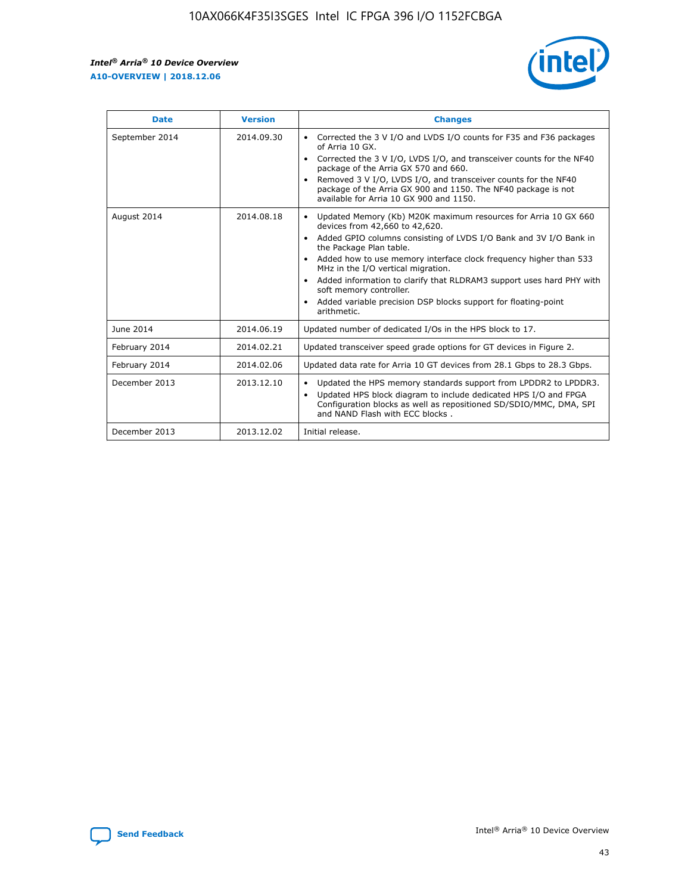| Date | Version | Changes |
| --- | --- | --- |
| September 2014 | 2014.09.30 | • Corrected the 3 V I/O and LVDS I/O counts for F35 and F36 packages of Arria 10 GX.<br>• Corrected the 3 V I/O, LVDS I/O, and transceiver counts for the NF40 package of the Arria GX 570 and 660.<br>• Removed 3 V I/O, LVDS I/O, and transceiver counts for the NF40 package of the Arria GX 900 and 1150. The NF40 package is not available for Arria 10 GX 900 and 1150. |
| August 2014 | 2014.08.18 | • Updated Memory (Kb) M20K maximum resources for Arria 10 GX 660 devices from 42,660 to 42,620.<br>• Added GPIO columns consisting of LVDS I/O Bank and 3V I/O Bank in the Package Plan table.<br>• Added how to use memory interface clock frequency higher than 533 MHz in the I/O vertical migration.<br>• Added information to clarify that RLDRAM3 support uses hard PHY with soft memory controller.<br>• Added variable precision DSP blocks support for floating-point arithmetic. |
| June 2014 | 2014.06.19 | Updated number of dedicated I/Os in the HPS block to 17. |
| February 2014 | 2014.02.21 | Updated transceiver speed grade options for GT devices in Figure 2. |
| February 2014 | 2014.02.06 | Updated data rate for Arria 10 GT devices from 28.1 Gbps to 28.3 Gbps. |
| December 2013 | 2013.12.10 | • Updated the HPS memory standards support from LPDDR2 to LPDDR3.<br>• Updated HPS block diagram to include dedicated HPS I/O and FPGA Configuration blocks as well as repositioned SD/SDIO/MMC, DMA, SPI and NAND Flash with ECC blocks . |
| December 2013 | 2013.12.02 | Initial release. |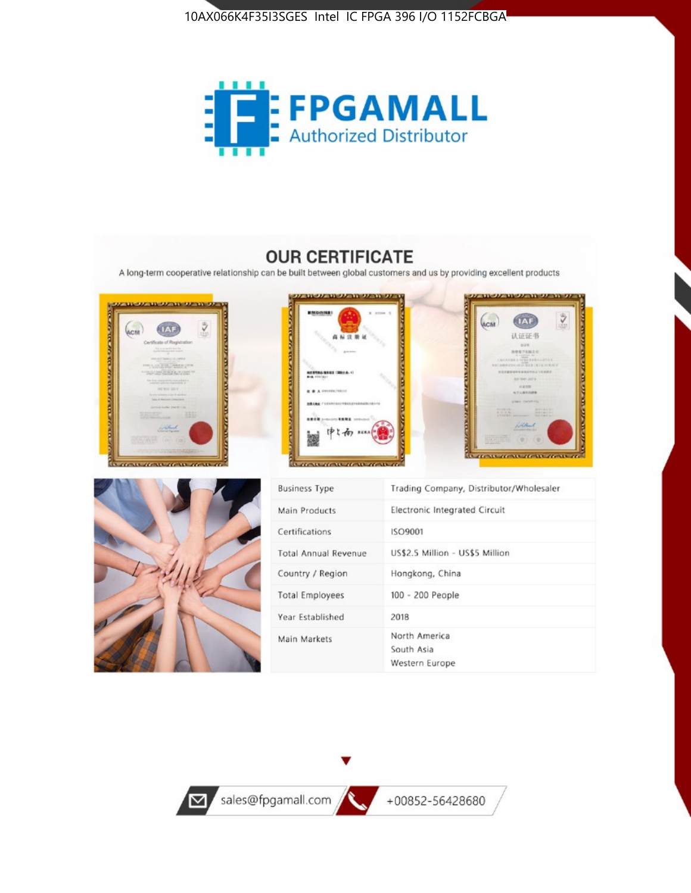FPGAMALL Authorized Distributor

# OUR CERTIFICATE

A long-term cooperative relationship can be built between global customers and us by providing excellent products

| | |
|---|---|
| Business Type | Trading Company, Distributor/Wholesaler |
| Main Products | Electronic Integrated Circuit |
| Certifications | ISO9001 |
| Total Annual Revenue | US$2.5 Million - US$5 Million |
| Country / Region | Hongkong, China |
| Total Employees | 100 - 200 People |
| Year Established | 2018 |
| Main Markets | North America<br>South Asia<br>Western Europe |

sales@fpgamall.com

+00852-56428680